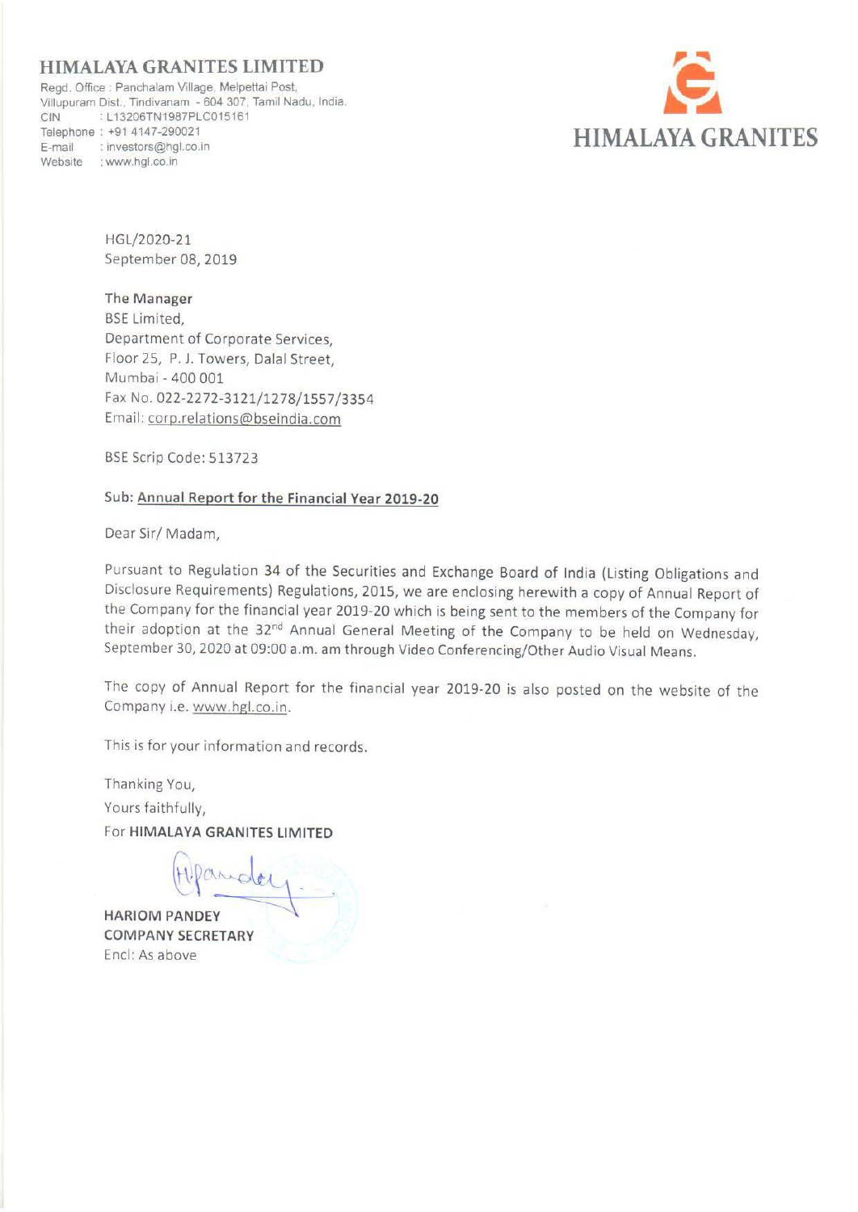# HIMALAYA GRANITES LIMITED

Regd. Office : Panchalam Village, Melpettai Post,
Villupuram Dist., Tindivanam - 604 307, Tamil Nadu, India.
CIN : L13206TN1987PLC015161
Telephone : +91 4147-290021
E-mail : investors@hgl.co.in
Website : www.hgl.co.in

HIMALAYA GRANITES

HGL/2020-21
September 08, 2019

The Manager
BSE Limited,
Department of Corporate Services,
Floor 25, P. J. Towers, Dalal Street,
Mumbai - 400 001
Fax No. 022-2272-3121/1278/1557/3354
Email: corp.relations@bseindia.com

BSE Scrip Code: 513723

Sub: **Annual Report for the Financial Year 2019-20**

Dear Sir/ Madam,

Pursuant to Regulation 34 of the Securities and Exchange Board of India (Listing Obligations and Disclosure Requirements) Regulations, 2015, we are enclosing herewith a copy of Annual Report of the Company for the financial year 2019-20 which is being sent to the members of the Company for their adoption at the 32nd Annual General Meeting of the Company to be held on Wednesday, September 30, 2020 at 09:00 a.m. am through Video Conferencing/Other Audio Visual Means.

The copy of Annual Report for the financial year 2019-20 is also posted on the website of the Company i.e. www.hgl.co.in.

This is for your information and records.

Thanking You,
Yours faithfully,
For **HIMALAYA GRANITES LIMITED**

**HARIOM PANDEY**
**COMPANY SECRETARY**
Encl: As above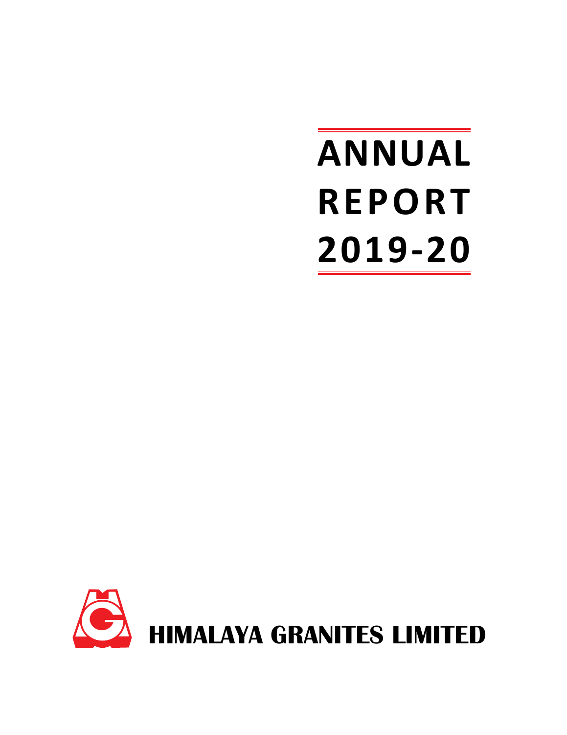# ANNUAL REPORT 2019-20

**HIMALAYA GRANITES LIMITED**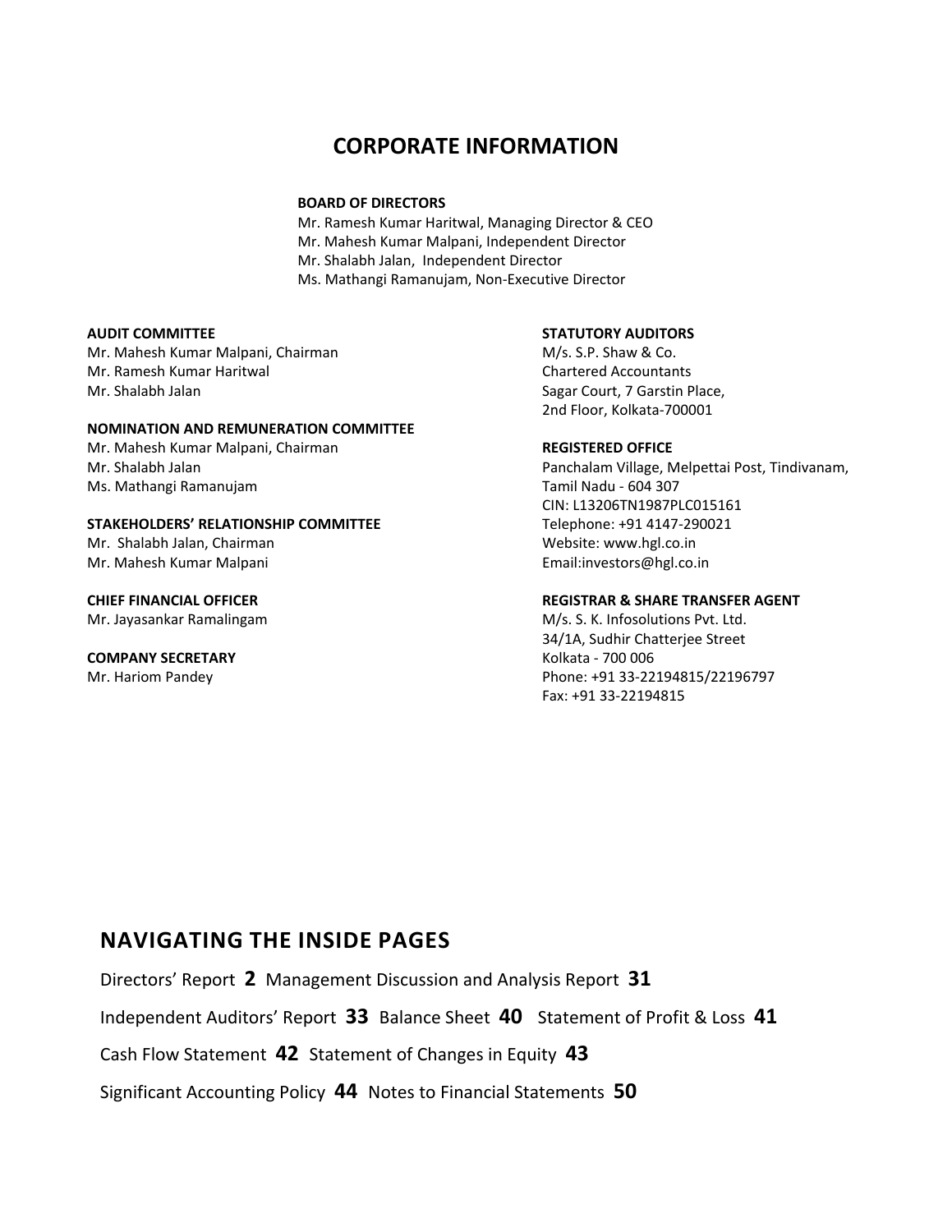# CORPORATE INFORMATION

**BOARD OF DIRECTORS**

Mr. Ramesh Kumar Haritwal, Managing Director & CEO
Mr. Mahesh Kumar Malpani, Independent Director
Mr. Shalabh Jalan, Independent Director
Ms. Mathangi Ramanujam, Non-Executive Director

**AUDIT COMMITTEE**

Mr. Mahesh Kumar Malpani, Chairman
Mr. Ramesh Kumar Haritwal
Mr. Shalabh Jalan

**NOMINATION AND REMUNERATION COMMITTEE**

Mr. Mahesh Kumar Malpani, Chairman
Mr. Shalabh Jalan
Ms. Mathangi Ramanujam

**STAKEHOLDERS' RELATIONSHIP COMMITTEE**

Mr. Shalabh Jalan, Chairman
Mr. Mahesh Kumar Malpani

**CHIEF FINANCIAL OFFICER**

Mr. Jayasankar Ramalingam

**COMPANY SECRETARY**

Mr. Hariom Pandey

**STATUTORY AUDITORS**

M/s. S.P. Shaw & Co.
Chartered Accountants
Sagar Court, 7 Garstin Place,
2nd Floor, Kolkata-700001

**REGISTERED OFFICE**

Panchalam Village, Melpettai Post, Tindivanam,
Tamil Nadu - 604 307
CIN: L13206TN1987PLC015161
Telephone: +91 4147-290021
Website: www.hgl.co.in
Email:investors@hgl.co.in

**REGISTRAR & SHARE TRANSFER AGENT**

M/s. S. K. Infosolutions Pvt. Ltd.
34/1A, Sudhir Chatterjee Street
Kolkata - 700 006
Phone: +91 33-22194815/22196797
Fax: +91 33-22194815

## NAVIGATING THE INSIDE PAGES

Directors' Report **2** Management Discussion and Analysis Report **31**

Independent Auditors' Report **33** Balance Sheet **40** Statement of Profit & Loss **41**

Cash Flow Statement **42** Statement of Changes in Equity **43**

Significant Accounting Policy **44** Notes to Financial Statements **50**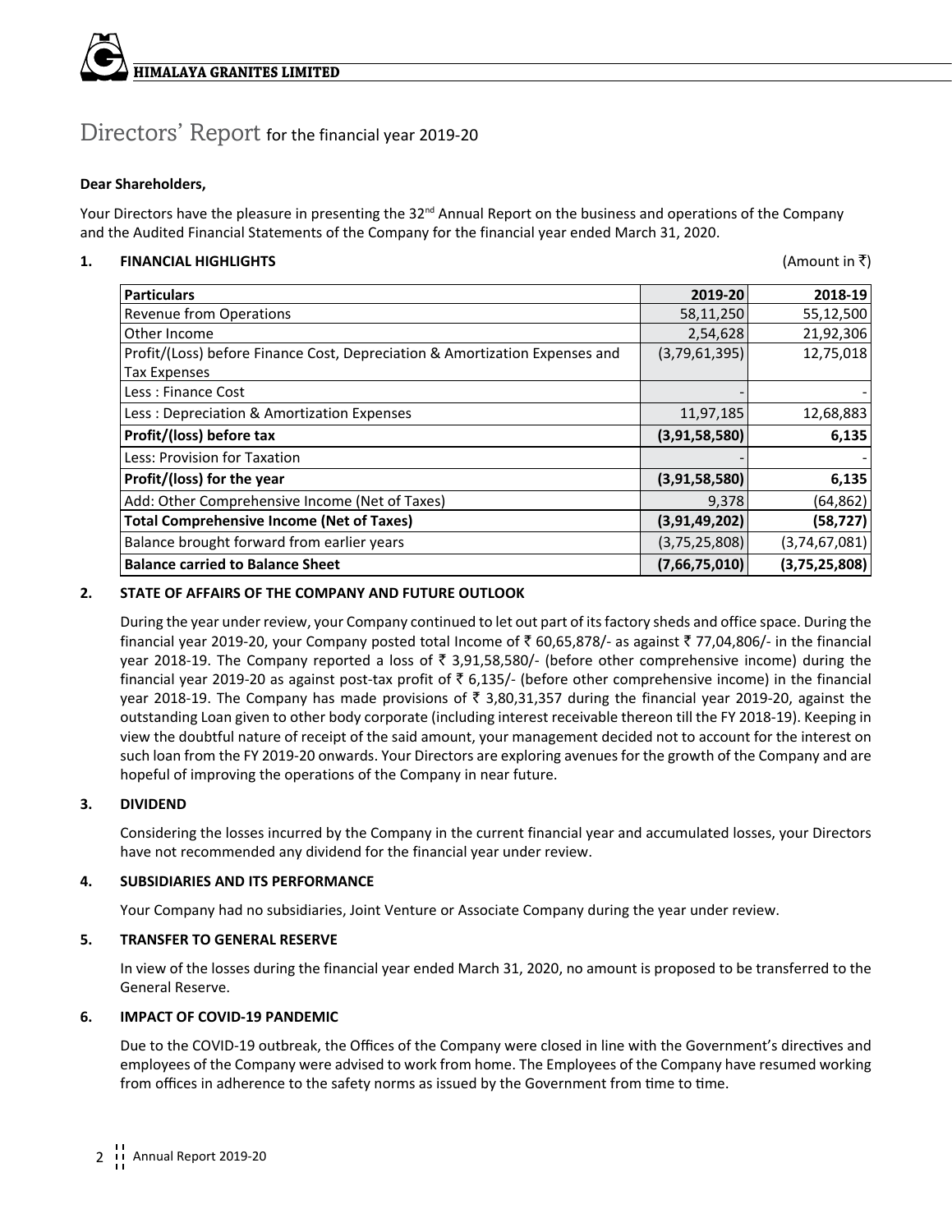# Directors' Report for the financial year 2019-20

**Dear Shareholders,**

Your Directors have the pleasure in presenting the 32nd Annual Report on the business and operations of the Company and the Audited Financial Statements of the Company for the financial year ended March 31, 2020.

## 1. FINANCIAL HIGHLIGHTS

(Amount in ₹)

| Particulars | 2019-20 | 2018-19 |
|---|---|---|
| Revenue from Operations | 58,11,250 | 55,12,500 |
| Other Income | 2,54,628 | 21,92,306 |
| Profit/(Loss) before Finance Cost, Depreciation & Amortization Expenses and Tax Expenses | (3,79,61,395) | 12,75,018 |
| Less : Finance Cost | - | - |
| Less : Depreciation & Amortization Expenses | 11,97,185 | 12,68,883 |
| **Profit/(loss) before tax** | **(3,91,58,580)** | **6,135** |
| Less: Provision for Taxation | - | - |
| **Profit/(loss) for the year** | **(3,91,58,580)** | **6,135** |
| Add: Other Comprehensive Income (Net of Taxes) | 9,378 | (64,862) |
| **Total Comprehensive Income (Net of Taxes)** | **(3,91,49,202)** | **(58,727)** |
| Balance brought forward from earlier years | (3,75,25,808) | (3,74,67,081) |
| **Balance carried to Balance Sheet** | **(7,66,75,010)** | **(3,75,25,808)** |

## 2. STATE OF AFFAIRS OF THE COMPANY AND FUTURE OUTLOOK

During the year under review, your Company continued to let out part of its factory sheds and office space. During the financial year 2019-20, your Company posted total Income of ₹ 60,65,878/- as against ₹ 77,04,806/- in the financial year 2018-19. The Company reported a loss of ₹ 3,91,58,580/- (before other comprehensive income) during the financial year 2019-20 as against post-tax profit of ₹ 6,135/- (before other comprehensive income) in the financial year 2018-19. The Company has made provisions of ₹ 3,80,31,357 during the financial year 2019-20, against the outstanding Loan given to other body corporate (including interest receivable thereon till the FY 2018-19). Keeping in view the doubtful nature of receipt of the said amount, your management decided not to account for the interest on such loan from the FY 2019-20 onwards. Your Directors are exploring avenues for the growth of the Company and are hopeful of improving the operations of the Company in near future.

## 3. DIVIDEND

Considering the losses incurred by the Company in the current financial year and accumulated losses, your Directors have not recommended any dividend for the financial year under review.

## 4. SUBSIDIARIES AND ITS PERFORMANCE

Your Company had no subsidiaries, Joint Venture or Associate Company during the year under review.

## 5. TRANSFER TO GENERAL RESERVE

In view of the losses during the financial year ended March 31, 2020, no amount is proposed to be transferred to the General Reserve.

## 6. IMPACT OF COVID-19 PANDEMIC

Due to the COVID-19 outbreak, the Offices of the Company were closed in line with the Government's directives and employees of the Company were advised to work from home. The Employees of the Company have resumed working from offices in adherence to the safety norms as issued by the Government from time to time.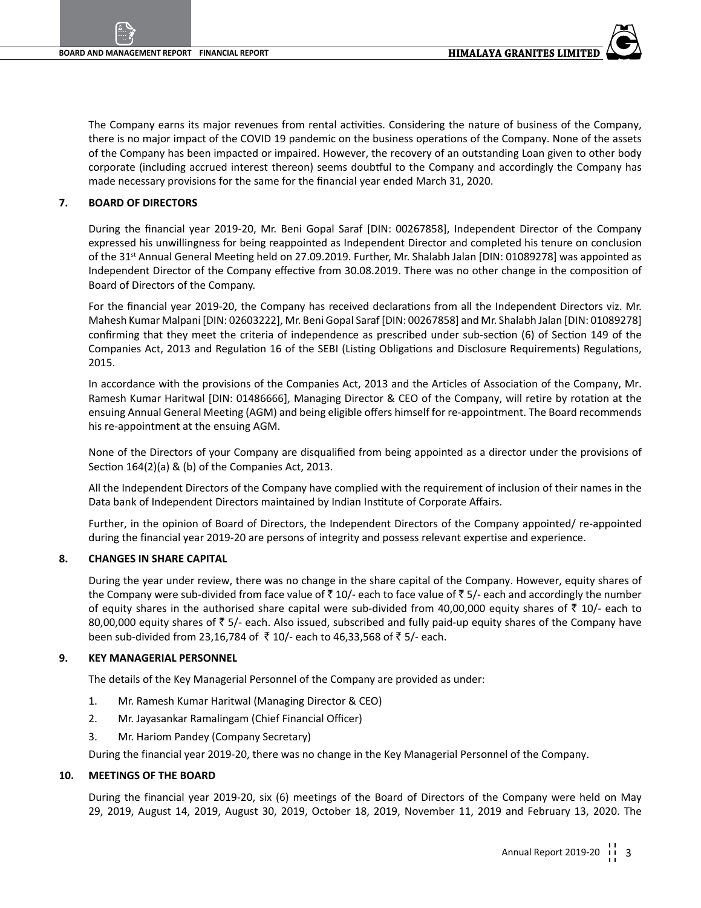The Company earns its major revenues from rental activities. Considering the nature of business of the Company, there is no major impact of the COVID 19 pandemic on the business operations of the Company. None of the assets of the Company has been impacted or impaired. However, the recovery of an outstanding Loan given to other body corporate (including accrued interest thereon) seems doubtful to the Company and accordingly the Company has made necessary provisions for the same for the financial year ended March 31, 2020.

## 7. BOARD OF DIRECTORS

During the financial year 2019-20, Mr. Beni Gopal Saraf [DIN: 00267858], Independent Director of the Company expressed his unwillingness for being reappointed as Independent Director and completed his tenure on conclusion of the 31st Annual General Meeting held on 27.09.2019. Further, Mr. Shalabh Jalan [DIN: 01089278] was appointed as Independent Director of the Company effective from 30.08.2019. There was no other change in the composition of Board of Directors of the Company.

For the financial year 2019-20, the Company has received declarations from all the Independent Directors viz. Mr. Mahesh Kumar Malpani [DIN: 02603222], Mr. Beni Gopal Saraf [DIN: 00267858] and Mr. Shalabh Jalan [DIN: 01089278] confirming that they meet the criteria of independence as prescribed under sub-section (6) of Section 149 of the Companies Act, 2013 and Regulation 16 of the SEBI (Listing Obligations and Disclosure Requirements) Regulations, 2015.

In accordance with the provisions of the Companies Act, 2013 and the Articles of Association of the Company, Mr. Ramesh Kumar Haritwal [DIN: 01486666], Managing Director & CEO of the Company, will retire by rotation at the ensuing Annual General Meeting (AGM) and being eligible offers himself for re-appointment. The Board recommends his re-appointment at the ensuing AGM.

None of the Directors of your Company are disqualified from being appointed as a director under the provisions of Section 164(2)(a) & (b) of the Companies Act, 2013.

All the Independent Directors of the Company have complied with the requirement of inclusion of their names in the Data bank of Independent Directors maintained by Indian Institute of Corporate Affairs.

Further, in the opinion of Board of Directors, the Independent Directors of the Company appointed/ re-appointed during the financial year 2019-20 are persons of integrity and possess relevant expertise and experience.

## 8. CHANGES IN SHARE CAPITAL

During the year under review, there was no change in the share capital of the Company. However, equity shares of the Company were sub-divided from face value of ₹ 10/- each to face value of ₹ 5/- each and accordingly the number of equity shares in the authorised share capital were sub-divided from 40,00,000 equity shares of ₹ 10/- each to 80,00,000 equity shares of ₹ 5/- each. Also issued, subscribed and fully paid-up equity shares of the Company have been sub-divided from 23,16,784 of ₹ 10/- each to 46,33,568 of ₹ 5/- each.

## 9. KEY MANAGERIAL PERSONNEL

The details of the Key Managerial Personnel of the Company are provided as under:

1. Mr. Ramesh Kumar Haritwal (Managing Director & CEO)
2. Mr. Jayasankar Ramalingam (Chief Financial Officer)
3. Mr. Hariom Pandey (Company Secretary)

During the financial year 2019-20, there was no change in the Key Managerial Personnel of the Company.

## 10. MEETINGS OF THE BOARD

During the financial year 2019-20, six (6) meetings of the Board of Directors of the Company were held on May 29, 2019, August 14, 2019, August 30, 2019, October 18, 2019, November 11, 2019 and February 13, 2020. The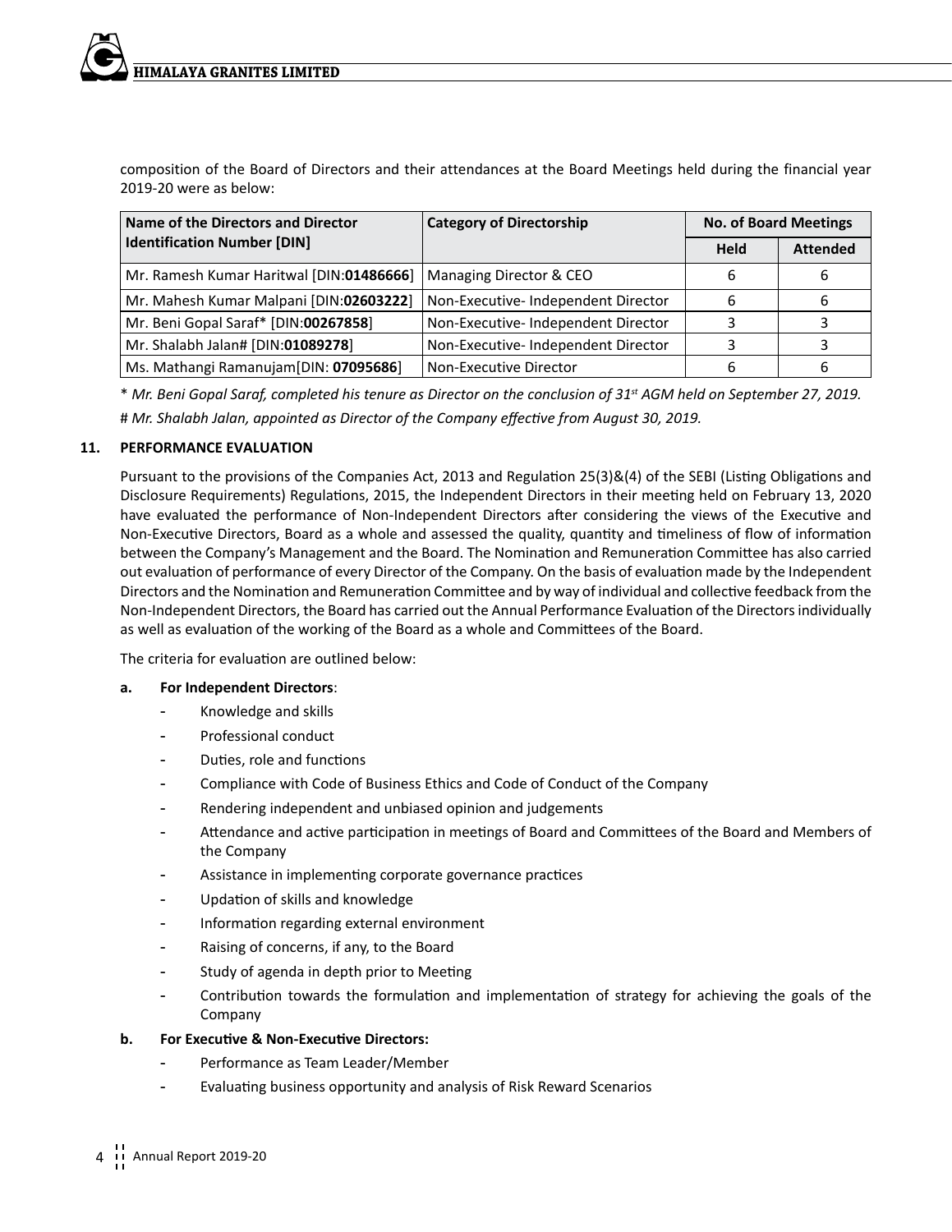composition of the Board of Directors and their attendances at the Board Meetings held during the financial year 2019-20 were as below:

| Name of the Directors and Director Identification Number [DIN] | Category of Directorship | No. of Board Meetings | |
|---|---|---|---|
| | | **Held** | **Attended** |
| Mr. Ramesh Kumar Haritwal [DIN:**01486666**] | Managing Director & CEO | 6 | 6 |
| Mr. Mahesh Kumar Malpani [DIN:**02603222**] | Non-Executive- Independent Director | 6 | 6 |
| Mr. Beni Gopal Saraf* [DIN:**00267858**] | Non-Executive- Independent Director | 3 | 3 |
| Mr. Shalabh Jalan# [DIN:**01089278**] | Non-Executive- Independent Director | 3 | 3 |
| Ms. Mathangi Ramanujam[DIN: **07095686**] | Non-Executive Director | 6 | 6 |

\* *Mr. Beni Gopal Saraf, completed his tenure as Director on the conclusion of 31st AGM held on September 27, 2019.*

\# *Mr. Shalabh Jalan, appointed as Director of the Company effective from August 30, 2019.*

**11. PERFORMANCE EVALUATION**

Pursuant to the provisions of the Companies Act, 2013 and Regulation 25(3)&(4) of the SEBI (Listing Obligations and Disclosure Requirements) Regulations, 2015, the Independent Directors in their meeting held on February 13, 2020 have evaluated the performance of Non-Independent Directors after considering the views of the Executive and Non-Executive Directors, Board as a whole and assessed the quality, quantity and timeliness of flow of information between the Company's Management and the Board. The Nomination and Remuneration Committee has also carried out evaluation of performance of every Director of the Company. On the basis of evaluation made by the Independent Directors and the Nomination and Remuneration Committee and by way of individual and collective feedback from the Non-Independent Directors, the Board has carried out the Annual Performance Evaluation of the Directors individually as well as evaluation of the working of the Board as a whole and Committees of the Board.

The criteria for evaluation are outlined below:

**a. For Independent Directors**:

- Knowledge and skills
- Professional conduct
- Duties, role and functions
- Compliance with Code of Business Ethics and Code of Conduct of the Company
- Rendering independent and unbiased opinion and judgements
- Attendance and active participation in meetings of Board and Committees of the Board and Members of the Company
- Assistance in implementing corporate governance practices
- Updation of skills and knowledge
- Information regarding external environment
- Raising of concerns, if any, to the Board
- Study of agenda in depth prior to Meeting
- Contribution towards the formulation and implementation of strategy for achieving the goals of the Company

**b. For Executive & Non-Executive Directors:**

- Performance as Team Leader/Member
- Evaluating business opportunity and analysis of Risk Reward Scenarios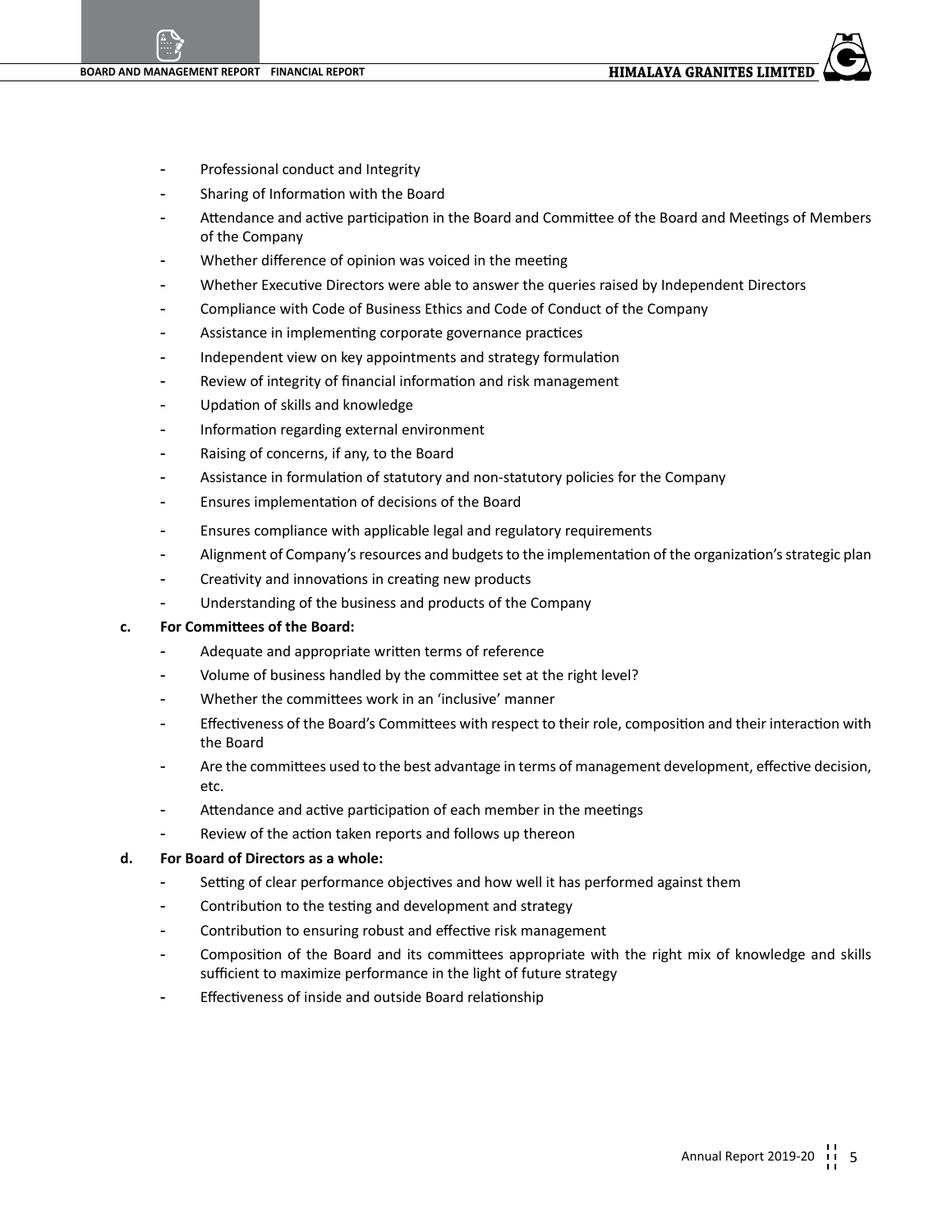- Professional conduct and Integrity
- Sharing of Information with the Board
- Attendance and active participation in the Board and Committee of the Board and Meetings of Members of the Company
- Whether difference of opinion was voiced in the meeting
- Whether Executive Directors were able to answer the queries raised by Independent Directors
- Compliance with Code of Business Ethics and Code of Conduct of the Company
- Assistance in implementing corporate governance practices
- Independent view on key appointments and strategy formulation
- Review of integrity of financial information and risk management
- Updation of skills and knowledge
- Information regarding external environment
- Raising of concerns, if any, to the Board
- Assistance in formulation of statutory and non-statutory policies for the Company
- Ensures implementation of decisions of the Board
- Ensures compliance with applicable legal and regulatory requirements
- Alignment of Company's resources and budgets to the implementation of the organization's strategic plan
- Creativity and innovations in creating new products
- Understanding of the business and products of the Company

**c. For Committees of the Board:**

- Adequate and appropriate written terms of reference
- Volume of business handled by the committee set at the right level?
- Whether the committees work in an 'inclusive' manner
- Effectiveness of the Board's Committees with respect to their role, composition and their interaction with the Board
- Are the committees used to the best advantage in terms of management development, effective decision, etc.
- Attendance and active participation of each member in the meetings
- Review of the action taken reports and follows up thereon

**d. For Board of Directors as a whole:**

- Setting of clear performance objectives and how well it has performed against them
- Contribution to the testing and development and strategy
- Contribution to ensuring robust and effective risk management
- Composition of the Board and its committees appropriate with the right mix of knowledge and skills sufficient to maximize performance in the light of future strategy
- Effectiveness of inside and outside Board relationship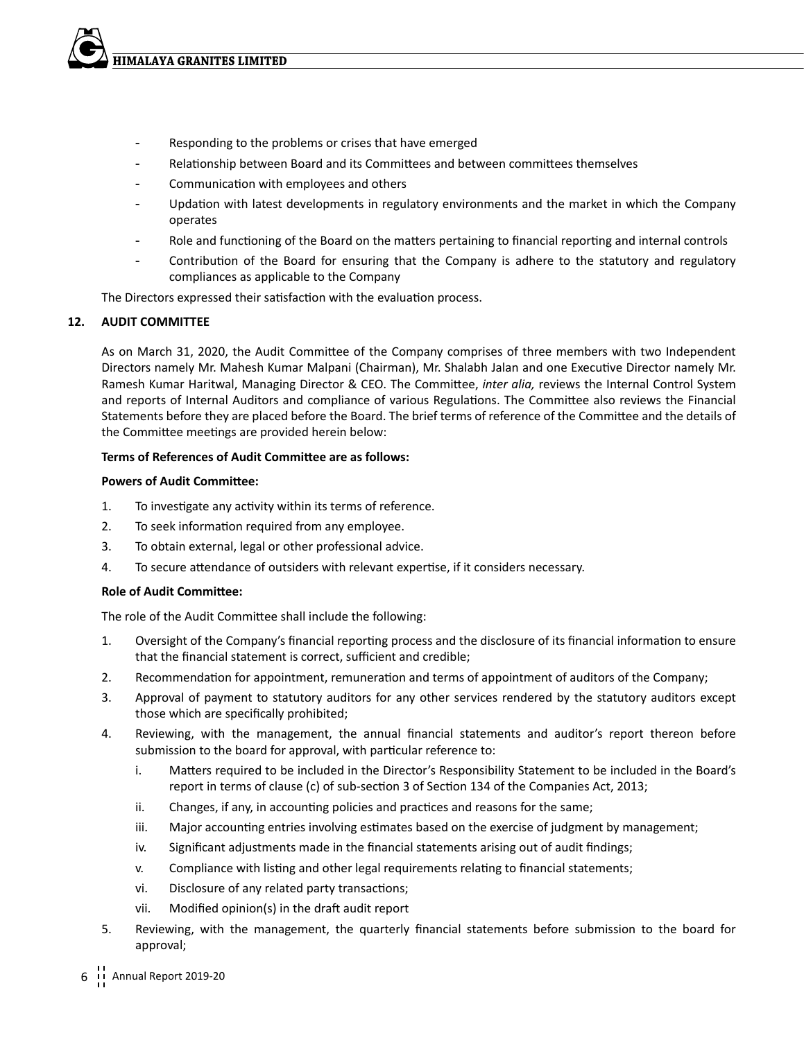- Responding to the problems or crises that have emerged
- Relationship between Board and its Committees and between committees themselves
- Communication with employees and others
- Updation with latest developments in regulatory environments and the market in which the Company operates
- Role and functioning of the Board on the matters pertaining to financial reporting and internal controls
- Contribution of the Board for ensuring that the Company is adhere to the statutory and regulatory compliances as applicable to the Company

The Directors expressed their satisfaction with the evaluation process.

## 12. AUDIT COMMITTEE

As on March 31, 2020, the Audit Committee of the Company comprises of three members with two Independent Directors namely Mr. Mahesh Kumar Malpani (Chairman), Mr. Shalabh Jalan and one Executive Director namely Mr. Ramesh Kumar Haritwal, Managing Director & CEO. The Committee, *inter alia,* reviews the Internal Control System and reports of Internal Auditors and compliance of various Regulations. The Committee also reviews the Financial Statements before they are placed before the Board. The brief terms of reference of the Committee and the details of the Committee meetings are provided herein below:

**Terms of References of Audit Committee are as follows:**

**Powers of Audit Committee:**

1. To investigate any activity within its terms of reference.
2. To seek information required from any employee.
3. To obtain external, legal or other professional advice.
4. To secure attendance of outsiders with relevant expertise, if it considers necessary.

**Role of Audit Committee:**

The role of the Audit Committee shall include the following:

1. Oversight of the Company's financial reporting process and the disclosure of its financial information to ensure that the financial statement is correct, sufficient and credible;
2. Recommendation for appointment, remuneration and terms of appointment of auditors of the Company;
3. Approval of payment to statutory auditors for any other services rendered by the statutory auditors except those which are specifically prohibited;
4. Reviewing, with the management, the annual financial statements and auditor's report thereon before submission to the board for approval, with particular reference to:
   - i. Matters required to be included in the Director's Responsibility Statement to be included in the Board's report in terms of clause (c) of sub-section 3 of Section 134 of the Companies Act, 2013;
   - ii. Changes, if any, in accounting policies and practices and reasons for the same;
   - iii. Major accounting entries involving estimates based on the exercise of judgment by management;
   - iv. Significant adjustments made in the financial statements arising out of audit findings;
   - v. Compliance with listing and other legal requirements relating to financial statements;
   - vi. Disclosure of any related party transactions;
   - vii. Modified opinion(s) in the draft audit report
5. Reviewing, with the management, the quarterly financial statements before submission to the board for approval;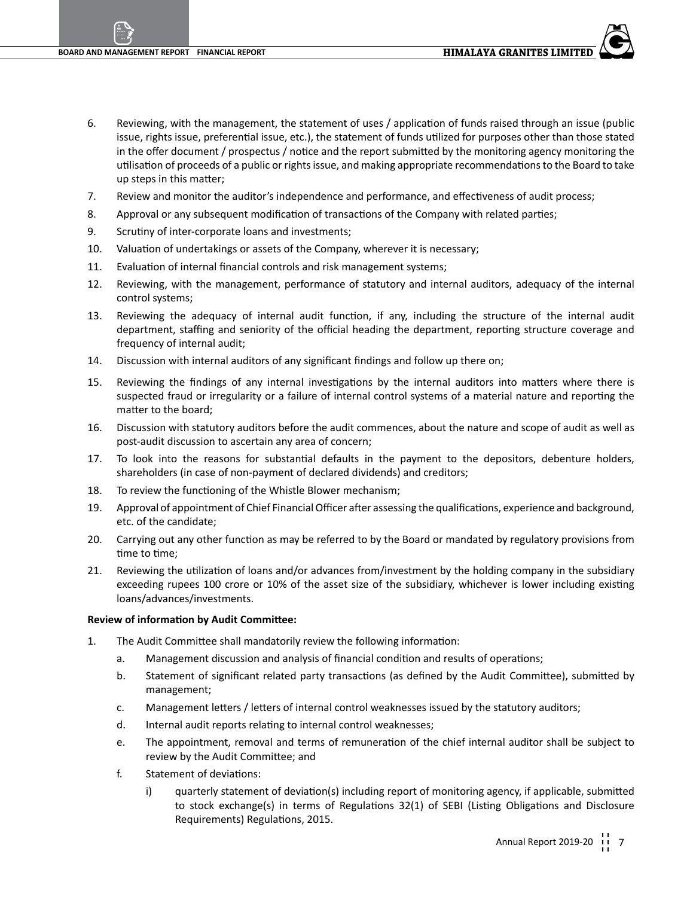6. Reviewing, with the management, the statement of uses / application of funds raised through an issue (public issue, rights issue, preferential issue, etc.), the statement of funds utilized for purposes other than those stated in the offer document / prospectus / notice and the report submitted by the monitoring agency monitoring the utilisation of proceeds of a public or rights issue, and making appropriate recommendations to the Board to take up steps in this matter;
7. Review and monitor the auditor's independence and performance, and effectiveness of audit process;
8. Approval or any subsequent modification of transactions of the Company with related parties;
9. Scrutiny of inter-corporate loans and investments;
10. Valuation of undertakings or assets of the Company, wherever it is necessary;
11. Evaluation of internal financial controls and risk management systems;
12. Reviewing, with the management, performance of statutory and internal auditors, adequacy of the internal control systems;
13. Reviewing the adequacy of internal audit function, if any, including the structure of the internal audit department, staffing and seniority of the official heading the department, reporting structure coverage and frequency of internal audit;
14. Discussion with internal auditors of any significant findings and follow up there on;
15. Reviewing the findings of any internal investigations by the internal auditors into matters where there is suspected fraud or irregularity or a failure of internal control systems of a material nature and reporting the matter to the board;
16. Discussion with statutory auditors before the audit commences, about the nature and scope of audit as well as post-audit discussion to ascertain any area of concern;
17. To look into the reasons for substantial defaults in the payment to the depositors, debenture holders, shareholders (in case of non-payment of declared dividends) and creditors;
18. To review the functioning of the Whistle Blower mechanism;
19. Approval of appointment of Chief Financial Officer after assessing the qualifications, experience and background, etc. of the candidate;
20. Carrying out any other function as may be referred to by the Board or mandated by regulatory provisions from time to time;
21. Reviewing the utilization of loans and/or advances from/investment by the holding company in the subsidiary exceeding rupees 100 crore or 10% of the asset size of the subsidiary, whichever is lower including existing loans/advances/investments.

**Review of information by Audit Committee:**

1. The Audit Committee shall mandatorily review the following information:
   a. Management discussion and analysis of financial condition and results of operations;
   b. Statement of significant related party transactions (as defined by the Audit Committee), submitted by management;
   c. Management letters / letters of internal control weaknesses issued by the statutory auditors;
   d. Internal audit reports relating to internal control weaknesses;
   e. The appointment, removal and terms of remuneration of the chief internal auditor shall be subject to review by the Audit Committee; and
   f. Statement of deviations:
      i) quarterly statement of deviation(s) including report of monitoring agency, if applicable, submitted to stock exchange(s) in terms of Regulations 32(1) of SEBI (Listing Obligations and Disclosure Requirements) Regulations, 2015.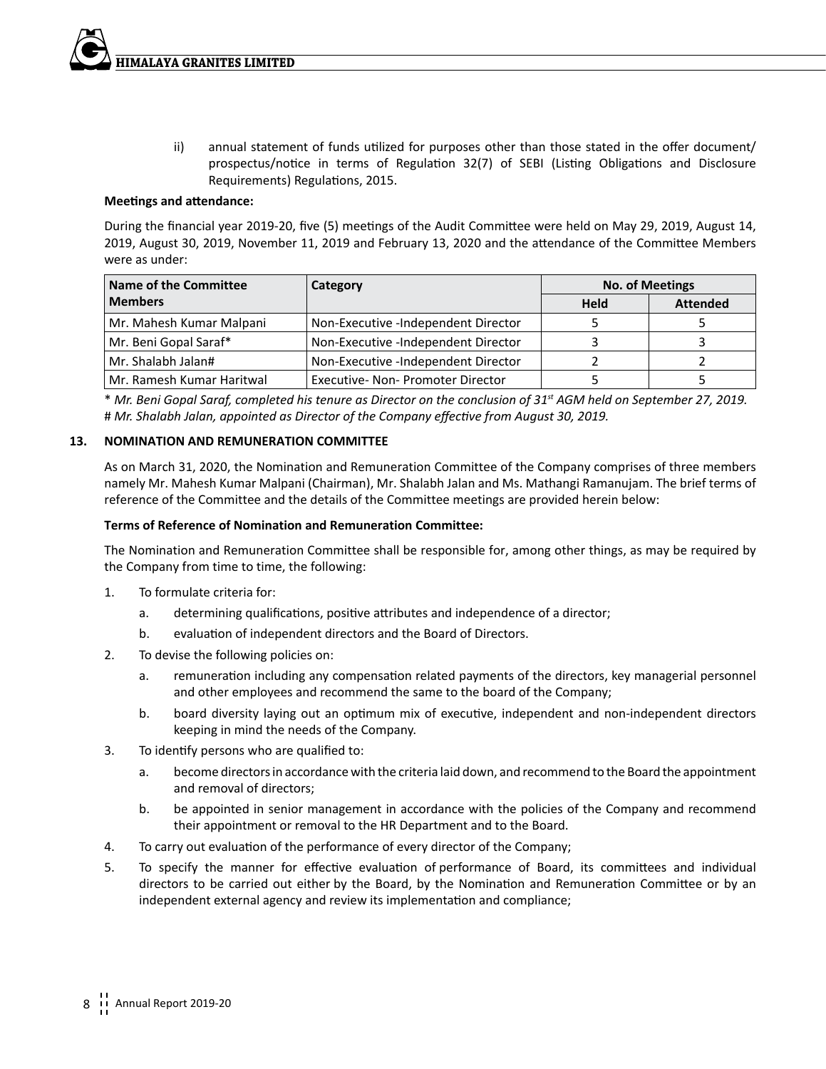ii) annual statement of funds utilized for purposes other than those stated in the offer document/ prospectus/notice in terms of Regulation 32(7) of SEBI (Listing Obligations and Disclosure Requirements) Regulations, 2015.

**Meetings and attendance:**

During the financial year 2019-20, five (5) meetings of the Audit Committee were held on May 29, 2019, August 14, 2019, August 30, 2019, November 11, 2019 and February 13, 2020 and the attendance of the Committee Members were as under:

| Name of the Committee Members | Category | No. of Meetings | |
|---|---|---|---|
| | | Held | Attended |
| Mr. Mahesh Kumar Malpani | Non-Executive -Independent Director | 5 | 5 |
| Mr. Beni Gopal Saraf* | Non-Executive -Independent Director | 3 | 3 |
| Mr. Shalabh Jalan# | Non-Executive -Independent Director | 2 | 2 |
| Mr. Ramesh Kumar Haritwal | Executive- Non- Promoter Director | 5 | 5 |

\* *Mr. Beni Gopal Saraf, completed his tenure as Director on the conclusion of 31st AGM held on September 27, 2019.*
\# *Mr. Shalabh Jalan, appointed as Director of the Company effective from August 30, 2019.*

## 13. NOMINATION AND REMUNERATION COMMITTEE

As on March 31, 2020, the Nomination and Remuneration Committee of the Company comprises of three members namely Mr. Mahesh Kumar Malpani (Chairman), Mr. Shalabh Jalan and Ms. Mathangi Ramanujam. The brief terms of reference of the Committee and the details of the Committee meetings are provided herein below:

**Terms of Reference of Nomination and Remuneration Committee:**

The Nomination and Remuneration Committee shall be responsible for, among other things, as may be required by the Company from time to time, the following:

1. To formulate criteria for:
   a. determining qualifications, positive attributes and independence of a director;
   b. evaluation of independent directors and the Board of Directors.
2. To devise the following policies on:
   a. remuneration including any compensation related payments of the directors, key managerial personnel and other employees and recommend the same to the board of the Company;
   b. board diversity laying out an optimum mix of executive, independent and non-independent directors keeping in mind the needs of the Company.
3. To identify persons who are qualified to:
   a. become directors in accordance with the criteria laid down, and recommend to the Board the appointment and removal of directors;
   b. be appointed in senior management in accordance with the policies of the Company and recommend their appointment or removal to the HR Department and to the Board.
4. To carry out evaluation of the performance of every director of the Company;
5. To specify the manner for effective evaluation of performance of Board, its committees and individual directors to be carried out either by the Board, by the Nomination and Remuneration Committee or by an independent external agency and review its implementation and compliance;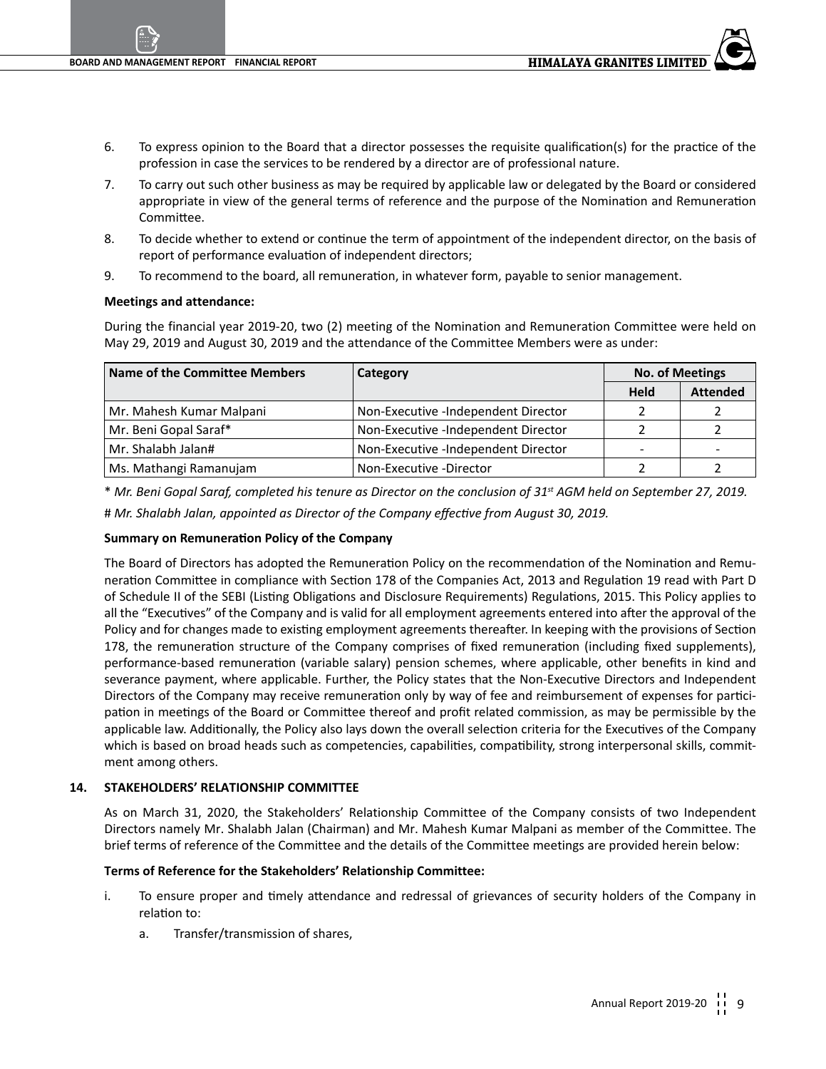6. To express opinion to the Board that a director possesses the requisite qualification(s) for the practice of the profession in case the services to be rendered by a director are of professional nature.
7. To carry out such other business as may be required by applicable law or delegated by the Board or considered appropriate in view of the general terms of reference and the purpose of the Nomination and Remuneration Committee.
8. To decide whether to extend or continue the term of appointment of the independent director, on the basis of report of performance evaluation of independent directors;
9. To recommend to the board, all remuneration, in whatever form, payable to senior management.

**Meetings and attendance:**

During the financial year 2019-20, two (2) meeting of the Nomination and Remuneration Committee were held on May 29, 2019 and August 30, 2019 and the attendance of the Committee Members were as under:

| Name of the Committee Members | Category | No. of Meetings | |
|---|---|---|---|
| | | Held | Attended |
| Mr. Mahesh Kumar Malpani | Non-Executive -Independent Director | 2 | 2 |
| Mr. Beni Gopal Saraf* | Non-Executive -Independent Director | 2 | 2 |
| Mr. Shalabh Jalan# | Non-Executive -Independent Director | - | - |
| Ms. Mathangi Ramanujam | Non-Executive -Director | 2 | 2 |

* *Mr. Beni Gopal Saraf, completed his tenure as Director on the conclusion of 31st AGM held on September 27, 2019.*

# *Mr. Shalabh Jalan, appointed as Director of the Company effective from August 30, 2019.*

**Summary on Remuneration Policy of the Company**

The Board of Directors has adopted the Remuneration Policy on the recommendation of the Nomination and Remuneration Committee in compliance with Section 178 of the Companies Act, 2013 and Regulation 19 read with Part D of Schedule II of the SEBI (Listing Obligations and Disclosure Requirements) Regulations, 2015. This Policy applies to all the "Executives" of the Company and is valid for all employment agreements entered into after the approval of the Policy and for changes made to existing employment agreements thereafter. In keeping with the provisions of Section 178, the remuneration structure of the Company comprises of fixed remuneration (including fixed supplements), performance-based remuneration (variable salary) pension schemes, where applicable, other benefits in kind and severance payment, where applicable. Further, the Policy states that the Non-Executive Directors and Independent Directors of the Company may receive remuneration only by way of fee and reimbursement of expenses for participation in meetings of the Board or Committee thereof and profit related commission, as may be permissible by the applicable law. Additionally, the Policy also lays down the overall selection criteria for the Executives of the Company which is based on broad heads such as competencies, capabilities, compatibility, strong interpersonal skills, commitment among others.

**14. STAKEHOLDERS' RELATIONSHIP COMMITTEE**

As on March 31, 2020, the Stakeholders' Relationship Committee of the Company consists of two Independent Directors namely Mr. Shalabh Jalan (Chairman) and Mr. Mahesh Kumar Malpani as member of the Committee. The brief terms of reference of the Committee and the details of the Committee meetings are provided herein below:

**Terms of Reference for the Stakeholders' Relationship Committee:**

i. To ensure proper and timely attendance and redressal of grievances of security holders of the Company in relation to:

   a. Transfer/transmission of shares,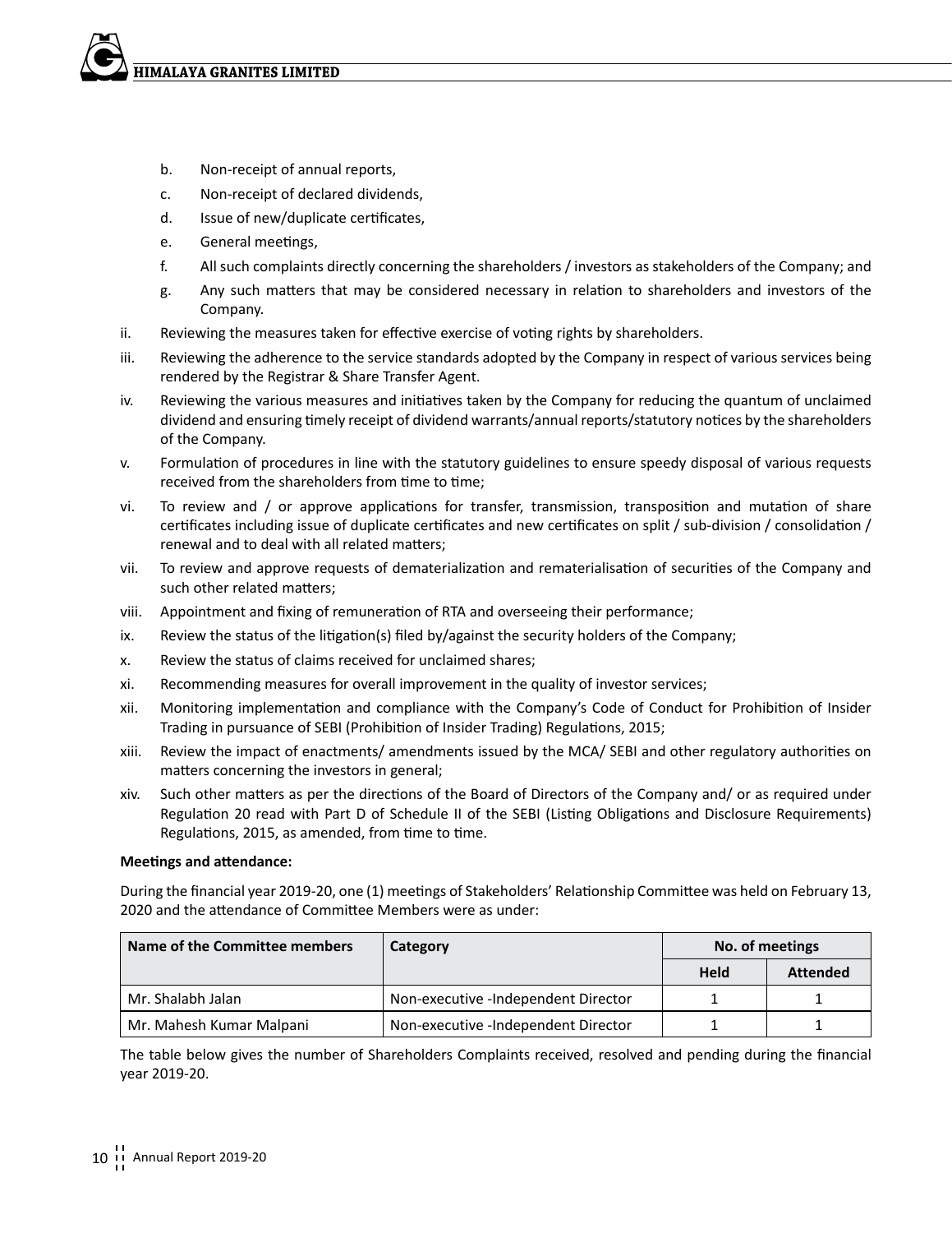b. Non-receipt of annual reports,

c. Non-receipt of declared dividends,

d. Issue of new/duplicate certificates,

e. General meetings,

f. All such complaints directly concerning the shareholders / investors as stakeholders of the Company; and

g. Any such matters that may be considered necessary in relation to shareholders and investors of the Company.

ii. Reviewing the measures taken for effective exercise of voting rights by shareholders.

iii. Reviewing the adherence to the service standards adopted by the Company in respect of various services being rendered by the Registrar & Share Transfer Agent.

iv. Reviewing the various measures and initiatives taken by the Company for reducing the quantum of unclaimed dividend and ensuring timely receipt of dividend warrants/annual reports/statutory notices by the shareholders of the Company.

v. Formulation of procedures in line with the statutory guidelines to ensure speedy disposal of various requests received from the shareholders from time to time;

vi. To review and / or approve applications for transfer, transmission, transposition and mutation of share certificates including issue of duplicate certificates and new certificates on split / sub-division / consolidation / renewal and to deal with all related matters;

vii. To review and approve requests of dematerialization and rematerialisation of securities of the Company and such other related matters;

viii. Appointment and fixing of remuneration of RTA and overseeing their performance;

ix. Review the status of the litigation(s) filed by/against the security holders of the Company;

x. Review the status of claims received for unclaimed shares;

xi. Recommending measures for overall improvement in the quality of investor services;

xii. Monitoring implementation and compliance with the Company's Code of Conduct for Prohibition of Insider Trading in pursuance of SEBI (Prohibition of Insider Trading) Regulations, 2015;

xiii. Review the impact of enactments/ amendments issued by the MCA/ SEBI and other regulatory authorities on matters concerning the investors in general;

xiv. Such other matters as per the directions of the Board of Directors of the Company and/ or as required under Regulation 20 read with Part D of Schedule II of the SEBI (Listing Obligations and Disclosure Requirements) Regulations, 2015, as amended, from time to time.

**Meetings and attendance:**

During the financial year 2019-20, one (1) meetings of Stakeholders' Relationship Committee was held on February 13, 2020 and the attendance of Committee Members were as under:

| Name of the Committee members | Category | No. of meetings | |
|---|---|---|---|
| | | Held | Attended |
| Mr. Shalabh Jalan | Non-executive -Independent Director | 1 | 1 |
| Mr. Mahesh Kumar Malpani | Non-executive -Independent Director | 1 | 1 |

The table below gives the number of Shareholders Complaints received, resolved and pending during the financial year 2019-20.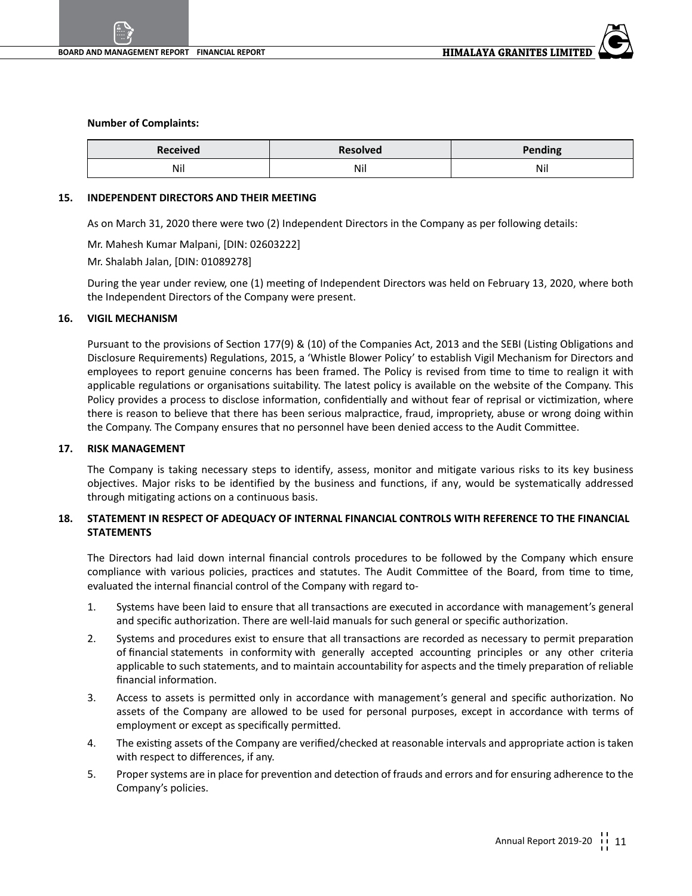**Number of Complaints:**

| Received | Resolved | Pending |
|---|---|---|
| Nil | Nil | Nil |

**15. INDEPENDENT DIRECTORS AND THEIR MEETING**

As on March 31, 2020 there were two (2) Independent Directors in the Company as per following details:

Mr. Mahesh Kumar Malpani, [DIN: 02603222]

Mr. Shalabh Jalan, [DIN: 01089278]

During the year under review, one (1) meeting of Independent Directors was held on February 13, 2020, where both the Independent Directors of the Company were present.

**16. VIGIL MECHANISM**

Pursuant to the provisions of Section 177(9) & (10) of the Companies Act, 2013 and the SEBI (Listing Obligations and Disclosure Requirements) Regulations, 2015, a 'Whistle Blower Policy' to establish Vigil Mechanism for Directors and employees to report genuine concerns has been framed. The Policy is revised from time to time to realign it with applicable regulations or organisations suitability. The latest policy is available on the website of the Company. This Policy provides a process to disclose information, confidentially and without fear of reprisal or victimization, where there is reason to believe that there has been serious malpractice, fraud, impropriety, abuse or wrong doing within the Company. The Company ensures that no personnel have been denied access to the Audit Committee.

**17. RISK MANAGEMENT**

The Company is taking necessary steps to identify, assess, monitor and mitigate various risks to its key business objectives. Major risks to be identified by the business and functions, if any, would be systematically addressed through mitigating actions on a continuous basis.

**18. STATEMENT IN RESPECT OF ADEQUACY OF INTERNAL FINANCIAL CONTROLS WITH REFERENCE TO THE FINANCIAL STATEMENTS**

The Directors had laid down internal financial controls procedures to be followed by the Company which ensure compliance with various policies, practices and statutes. The Audit Committee of the Board, from time to time, evaluated the internal financial control of the Company with regard to-

1. Systems have been laid to ensure that all transactions are executed in accordance with management's general and specific authorization. There are well-laid manuals for such general or specific authorization.
2. Systems and procedures exist to ensure that all transactions are recorded as necessary to permit preparation of financial statements in conformity with generally accepted accounting principles or any other criteria applicable to such statements, and to maintain accountability for aspects and the timely preparation of reliable financial information.
3. Access to assets is permitted only in accordance with management's general and specific authorization. No assets of the Company are allowed to be used for personal purposes, except in accordance with terms of employment or except as specifically permitted.
4. The existing assets of the Company are verified/checked at reasonable intervals and appropriate action is taken with respect to differences, if any.
5. Proper systems are in place for prevention and detection of frauds and errors and for ensuring adherence to the Company's policies.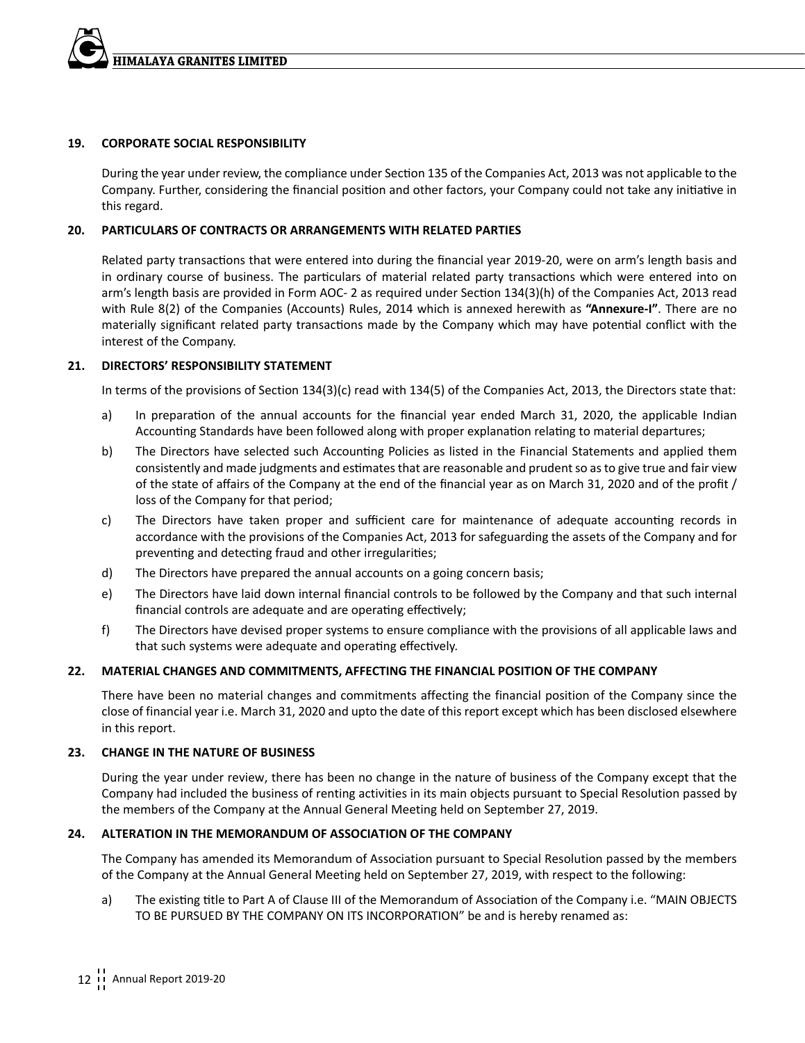## 19. CORPORATE SOCIAL RESPONSIBILITY

During the year under review, the compliance under Section 135 of the Companies Act, 2013 was not applicable to the Company. Further, considering the financial position and other factors, your Company could not take any initiative in this regard.

## 20. PARTICULARS OF CONTRACTS OR ARRANGEMENTS WITH RELATED PARTIES

Related party transactions that were entered into during the financial year 2019-20, were on arm's length basis and in ordinary course of business. The particulars of material related party transactions which were entered into on arm's length basis are provided in Form AOC- 2 as required under Section 134(3)(h) of the Companies Act, 2013 read with Rule 8(2) of the Companies (Accounts) Rules, 2014 which is annexed herewith as **"Annexure-I"**. There are no materially significant related party transactions made by the Company which may have potential conflict with the interest of the Company.

## 21. DIRECTORS' RESPONSIBILITY STATEMENT

In terms of the provisions of Section 134(3)(c) read with 134(5) of the Companies Act, 2013, the Directors state that:

a) In preparation of the annual accounts for the financial year ended March 31, 2020, the applicable Indian Accounting Standards have been followed along with proper explanation relating to material departures;

b) The Directors have selected such Accounting Policies as listed in the Financial Statements and applied them consistently and made judgments and estimates that are reasonable and prudent so as to give true and fair view of the state of affairs of the Company at the end of the financial year as on March 31, 2020 and of the profit / loss of the Company for that period;

c) The Directors have taken proper and sufficient care for maintenance of adequate accounting records in accordance with the provisions of the Companies Act, 2013 for safeguarding the assets of the Company and for preventing and detecting fraud and other irregularities;

d) The Directors have prepared the annual accounts on a going concern basis;

e) The Directors have laid down internal financial controls to be followed by the Company and that such internal financial controls are adequate and are operating effectively;

f) The Directors have devised proper systems to ensure compliance with the provisions of all applicable laws and that such systems were adequate and operating effectively.

## 22. MATERIAL CHANGES AND COMMITMENTS, AFFECTING THE FINANCIAL POSITION OF THE COMPANY

There have been no material changes and commitments affecting the financial position of the Company since the close of financial year i.e. March 31, 2020 and upto the date of this report except which has been disclosed elsewhere in this report.

## 23. CHANGE IN THE NATURE OF BUSINESS

During the year under review, there has been no change in the nature of business of the Company except that the Company had included the business of renting activities in its main objects pursuant to Special Resolution passed by the members of the Company at the Annual General Meeting held on September 27, 2019.

## 24. ALTERATION IN THE MEMORANDUM OF ASSOCIATION OF THE COMPANY

The Company has amended its Memorandum of Association pursuant to Special Resolution passed by the members of the Company at the Annual General Meeting held on September 27, 2019, with respect to the following:

a) The existing title to Part A of Clause III of the Memorandum of Association of the Company i.e. "MAIN OBJECTS TO BE PURSUED BY THE COMPANY ON ITS INCORPORATION" be and is hereby renamed as: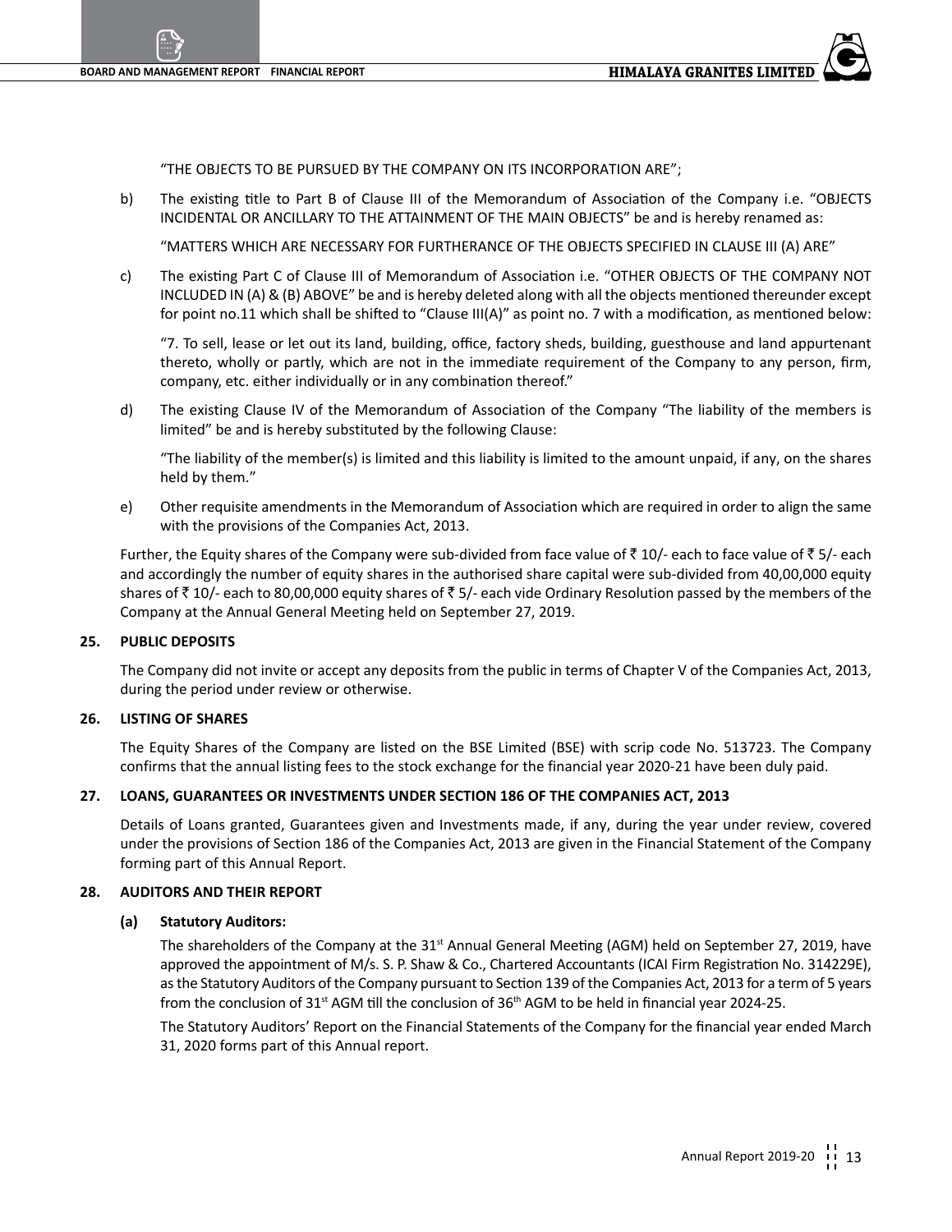"THE OBJECTS TO BE PURSUED BY THE COMPANY ON ITS INCORPORATION ARE";

b) The existing title to Part B of Clause III of the Memorandum of Association of the Company i.e. "OBJECTS INCIDENTAL OR ANCILLARY TO THE ATTAINMENT OF THE MAIN OBJECTS" be and is hereby renamed as:

"MATTERS WHICH ARE NECESSARY FOR FURTHERANCE OF THE OBJECTS SPECIFIED IN CLAUSE III (A) ARE"

c) The existing Part C of Clause III of Memorandum of Association i.e. "OTHER OBJECTS OF THE COMPANY NOT INCLUDED IN (A) & (B) ABOVE" be and is hereby deleted along with all the objects mentioned thereunder except for point no.11 which shall be shifted to "Clause III(A)" as point no. 7 with a modification, as mentioned below:

"7. To sell, lease or let out its land, building, office, factory sheds, building, guesthouse and land appurtenant thereto, wholly or partly, which are not in the immediate requirement of the Company to any person, firm, company, etc. either individually or in any combination thereof."

d) The existing Clause IV of the Memorandum of Association of the Company "The liability of the members is limited" be and is hereby substituted by the following Clause:

"The liability of the member(s) is limited and this liability is limited to the amount unpaid, if any, on the shares held by them."

e) Other requisite amendments in the Memorandum of Association which are required in order to align the same with the provisions of the Companies Act, 2013.

Further, the Equity shares of the Company were sub-divided from face value of ₹ 10/- each to face value of ₹ 5/- each and accordingly the number of equity shares in the authorised share capital were sub-divided from 40,00,000 equity shares of ₹ 10/- each to 80,00,000 equity shares of ₹ 5/- each vide Ordinary Resolution passed by the members of the Company at the Annual General Meeting held on September 27, 2019.

### 25. PUBLIC DEPOSITS

The Company did not invite or accept any deposits from the public in terms of Chapter V of the Companies Act, 2013, during the period under review or otherwise.

### 26. LISTING OF SHARES

The Equity Shares of the Company are listed on the BSE Limited (BSE) with scrip code No. 513723. The Company confirms that the annual listing fees to the stock exchange for the financial year 2020-21 have been duly paid.

### 27. LOANS, GUARANTEES OR INVESTMENTS UNDER SECTION 186 OF THE COMPANIES ACT, 2013

Details of Loans granted, Guarantees given and Investments made, if any, during the year under review, covered under the provisions of Section 186 of the Companies Act, 2013 are given in the Financial Statement of the Company forming part of this Annual Report.

### 28. AUDITORS AND THEIR REPORT

#### (a) Statutory Auditors:

The shareholders of the Company at the 31st Annual General Meeting (AGM) held on September 27, 2019, have approved the appointment of M/s. S. P. Shaw & Co., Chartered Accountants (ICAI Firm Registration No. 314229E), as the Statutory Auditors of the Company pursuant to Section 139 of the Companies Act, 2013 for a term of 5 years from the conclusion of 31st AGM till the conclusion of 36th AGM to be held in financial year 2024-25.

The Statutory Auditors' Report on the Financial Statements of the Company for the financial year ended March 31, 2020 forms part of this Annual report.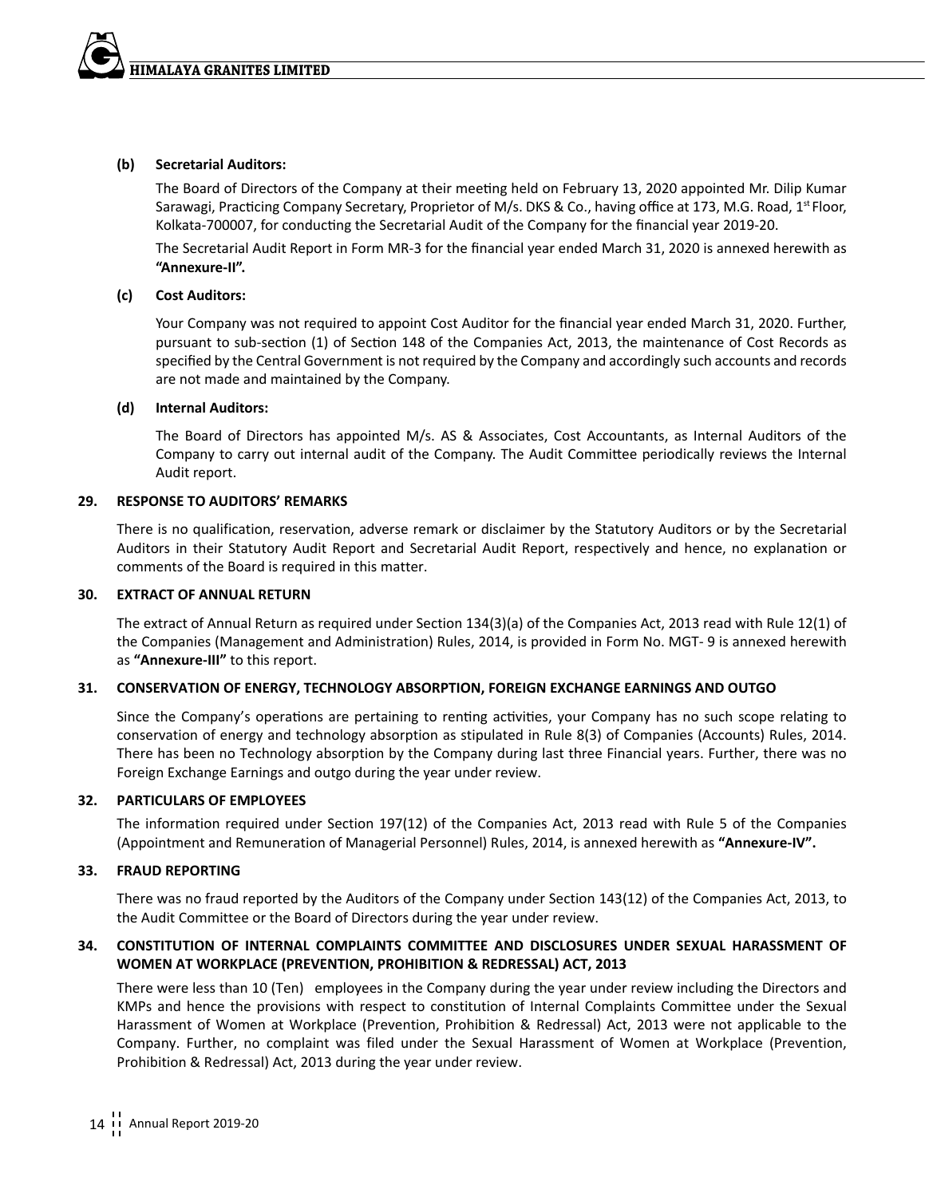**(b) Secretarial Auditors:**

The Board of Directors of the Company at their meeting held on February 13, 2020 appointed Mr. Dilip Kumar Sarawagi, Practicing Company Secretary, Proprietor of M/s. DKS & Co., having office at 173, M.G. Road, 1st Floor, Kolkata-700007, for conducting the Secretarial Audit of the Company for the financial year 2019-20.

The Secretarial Audit Report in Form MR-3 for the financial year ended March 31, 2020 is annexed herewith as **"Annexure-II".**

**(c) Cost Auditors:**

Your Company was not required to appoint Cost Auditor for the financial year ended March 31, 2020. Further, pursuant to sub-section (1) of Section 148 of the Companies Act, 2013, the maintenance of Cost Records as specified by the Central Government is not required by the Company and accordingly such accounts and records are not made and maintained by the Company.

**(d) Internal Auditors:**

The Board of Directors has appointed M/s. AS & Associates, Cost Accountants, as Internal Auditors of the Company to carry out internal audit of the Company. The Audit Committee periodically reviews the Internal Audit report.

## 29. RESPONSE TO AUDITORS' REMARKS

There is no qualification, reservation, adverse remark or disclaimer by the Statutory Auditors or by the Secretarial Auditors in their Statutory Audit Report and Secretarial Audit Report, respectively and hence, no explanation or comments of the Board is required in this matter.

## 30. EXTRACT OF ANNUAL RETURN

The extract of Annual Return as required under Section 134(3)(a) of the Companies Act, 2013 read with Rule 12(1) of the Companies (Management and Administration) Rules, 2014, is provided in Form No. MGT- 9 is annexed herewith as **"Annexure-III"** to this report.

## 31. CONSERVATION OF ENERGY, TECHNOLOGY ABSORPTION, FOREIGN EXCHANGE EARNINGS AND OUTGO

Since the Company's operations are pertaining to renting activities, your Company has no such scope relating to conservation of energy and technology absorption as stipulated in Rule 8(3) of Companies (Accounts) Rules, 2014. There has been no Technology absorption by the Company during last three Financial years. Further, there was no Foreign Exchange Earnings and outgo during the year under review.

## 32. PARTICULARS OF EMPLOYEES

The information required under Section 197(12) of the Companies Act, 2013 read with Rule 5 of the Companies (Appointment and Remuneration of Managerial Personnel) Rules, 2014, is annexed herewith as **"Annexure-IV".**

## 33. FRAUD REPORTING

There was no fraud reported by the Auditors of the Company under Section 143(12) of the Companies Act, 2013, to the Audit Committee or the Board of Directors during the year under review.

## 34. CONSTITUTION OF INTERNAL COMPLAINTS COMMITTEE AND DISCLOSURES UNDER SEXUAL HARASSMENT OF WOMEN AT WORKPLACE (PREVENTION, PROHIBITION & REDRESSAL) ACT, 2013

There were less than 10 (Ten) employees in the Company during the year under review including the Directors and KMPs and hence the provisions with respect to constitution of Internal Complaints Committee under the Sexual Harassment of Women at Workplace (Prevention, Prohibition & Redressal) Act, 2013 were not applicable to the Company. Further, no complaint was filed under the Sexual Harassment of Women at Workplace (Prevention, Prohibition & Redressal) Act, 2013 during the year under review.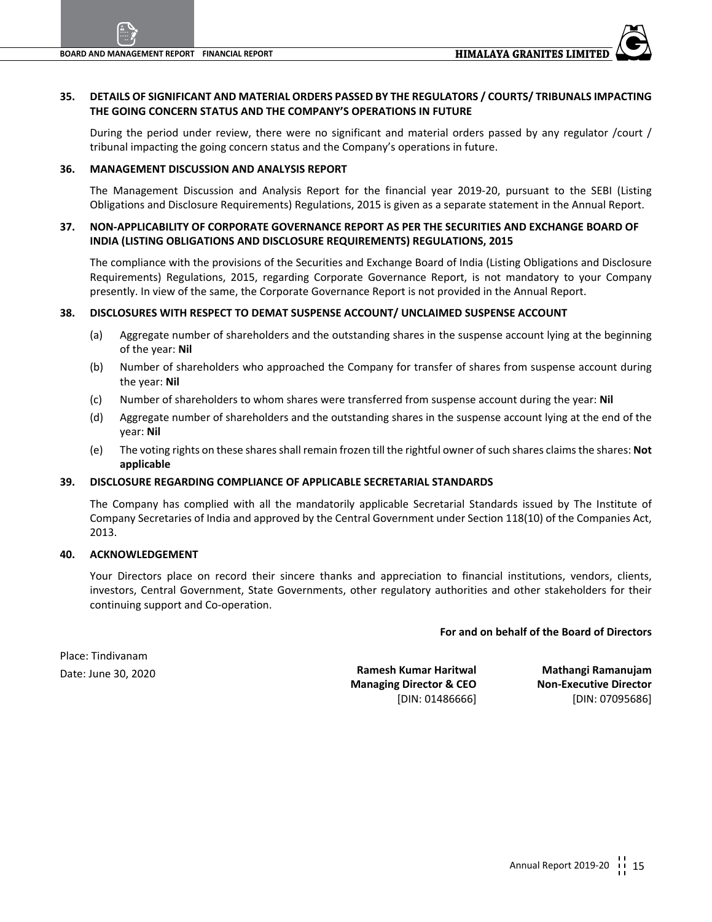### 35. DETAILS OF SIGNIFICANT AND MATERIAL ORDERS PASSED BY THE REGULATORS / COURTS/ TRIBUNALS IMPACTING THE GOING CONCERN STATUS AND THE COMPANY'S OPERATIONS IN FUTURE

During the period under review, there were no significant and material orders passed by any regulator /court / tribunal impacting the going concern status and the Company's operations in future.

### 36. MANAGEMENT DISCUSSION AND ANALYSIS REPORT

The Management Discussion and Analysis Report for the financial year 2019-20, pursuant to the SEBI (Listing Obligations and Disclosure Requirements) Regulations, 2015 is given as a separate statement in the Annual Report.

### 37. NON-APPLICABILITY OF CORPORATE GOVERNANCE REPORT AS PER THE SECURITIES AND EXCHANGE BOARD OF INDIA (LISTING OBLIGATIONS AND DISCLOSURE REQUIREMENTS) REGULATIONS, 2015

The compliance with the provisions of the Securities and Exchange Board of India (Listing Obligations and Disclosure Requirements) Regulations, 2015, regarding Corporate Governance Report, is not mandatory to your Company presently. In view of the same, the Corporate Governance Report is not provided in the Annual Report.

### 38. DISCLOSURES WITH RESPECT TO DEMAT SUSPENSE ACCOUNT/ UNCLAIMED SUSPENSE ACCOUNT

(a) Aggregate number of shareholders and the outstanding shares in the suspense account lying at the beginning of the year: **Nil**

(b) Number of shareholders who approached the Company for transfer of shares from suspense account during the year: **Nil**

(c) Number of shareholders to whom shares were transferred from suspense account during the year: **Nil**

(d) Aggregate number of shareholders and the outstanding shares in the suspense account lying at the end of the year: **Nil**

(e) The voting rights on these shares shall remain frozen till the rightful owner of such shares claims the shares: **Not applicable**

### 39. DISCLOSURE REGARDING COMPLIANCE OF APPLICABLE SECRETARIAL STANDARDS

The Company has complied with all the mandatorily applicable Secretarial Standards issued by The Institute of Company Secretaries of India and approved by the Central Government under Section 118(10) of the Companies Act, 2013.

### 40. ACKNOWLEDGEMENT

Your Directors place on record their sincere thanks and appreciation to financial institutions, vendors, clients, investors, Central Government, State Governments, other regulatory authorities and other stakeholders for their continuing support and Co-operation.

**For and on behalf of the Board of Directors**

Place: Tindivanam
Date: June 30, 2020

**Ramesh Kumar Haritwal**
**Managing Director & CEO**
[DIN: 01486666]

**Mathangi Ramanujam**
**Non-Executive Director**
[DIN: 07095686]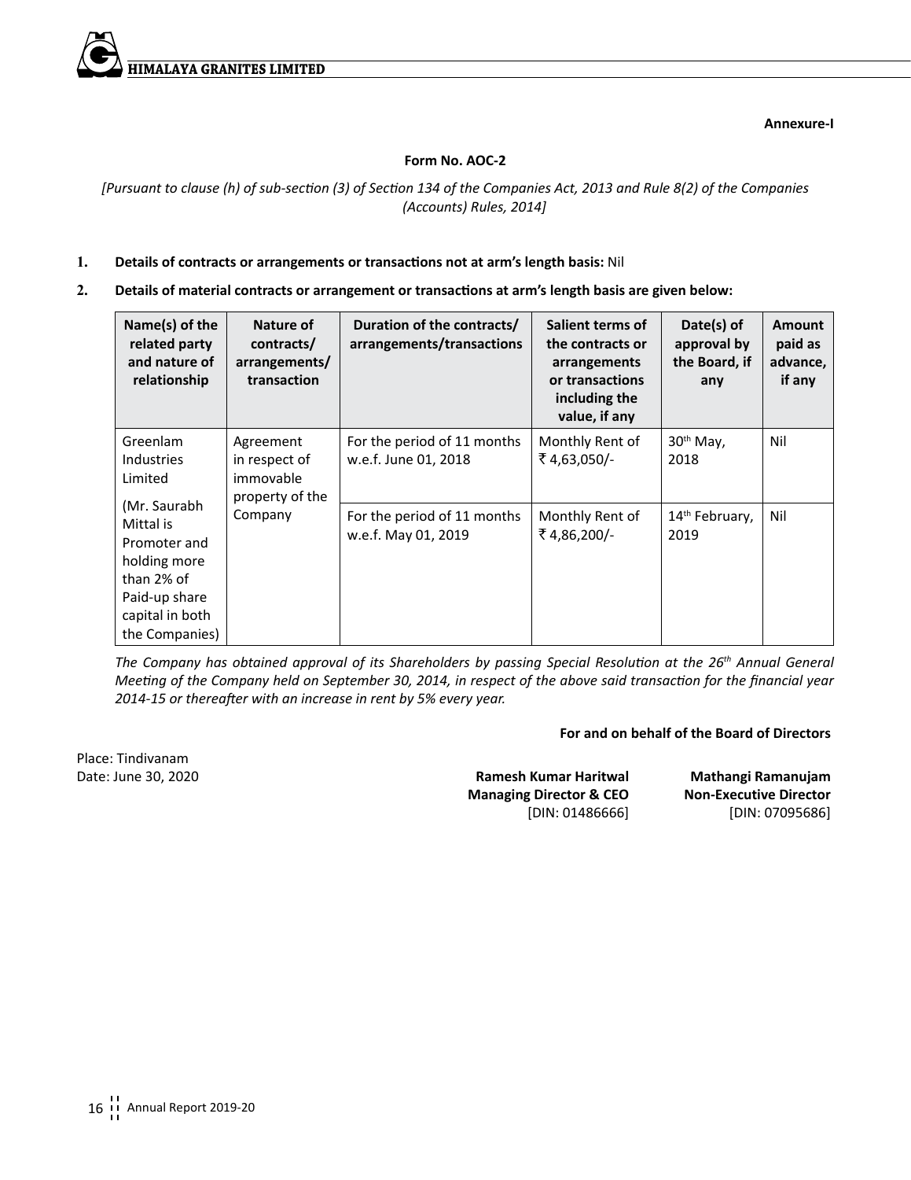**Annexure-I**

**Form No. AOC-2**

*[Pursuant to clause (h) of sub-section (3) of Section 134 of the Companies Act, 2013 and Rule 8(2) of the Companies (Accounts) Rules, 2014]*

**1. Details of contracts or arrangements or transactions not at arm's length basis:** Nil

**2. Details of material contracts or arrangement or transactions at arm's length basis are given below:**

| Name(s) of the related party and nature of relationship | Nature of contracts/ arrangements/ transaction | Duration of the contracts/ arrangements/transactions | Salient terms of the contracts or arrangements or transactions including the value, if any | Date(s) of approval by the Board, if any | Amount paid as advance, if any |
|---|---|---|---|---|---|
| Greenlam Industries Limited (Mr. Saurabh Mittal is Promoter and holding more than 2% of Paid-up share capital in both the Companies) | Agreement in respect of immovable property of the Company | For the period of 11 months w.e.f. June 01, 2018 | Monthly Rent of ₹ 4,63,050/- | 30th May, 2018 | Nil |
| | | For the period of 11 months w.e.f. May 01, 2019 | Monthly Rent of ₹ 4,86,200/- | 14th February, 2019 | Nil |

*The Company has obtained approval of its Shareholders by passing Special Resolution at the 26th Annual General Meeting of the Company held on September 30, 2014, in respect of the above said transaction for the financial year 2014-15 or thereafter with an increase in rent by 5% every year.*

**For and on behalf of the Board of Directors**

Place: Tindivanam
Date: June 30, 2020

**Ramesh Kumar Haritwal**
**Managing Director & CEO**
[DIN: 01486666]

**Mathangi Ramanujam**
**Non-Executive Director**
[DIN: 07095686]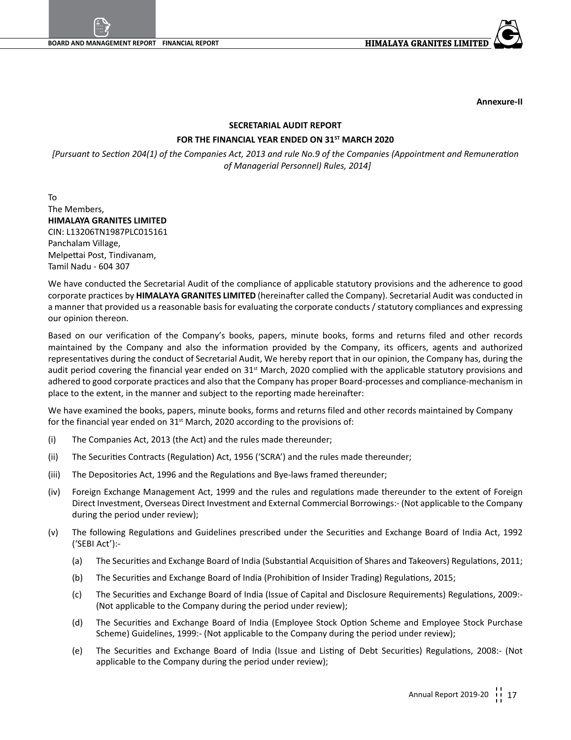**Annexure-II**

**SECRETARIAL AUDIT REPORT**

**FOR THE FINANCIAL YEAR ENDED ON 31ST MARCH 2020**

*[Pursuant to Section 204(1) of the Companies Act, 2013 and rule No.9 of the Companies (Appointment and Remuneration of Managerial Personnel) Rules, 2014]*

To
The Members,
**HIMALAYA GRANITES LIMITED**
CIN: L13206TN1987PLC015161
Panchalam Village,
Melpettai Post, Tindivanam,
Tamil Nadu - 604 307

We have conducted the Secretarial Audit of the compliance of applicable statutory provisions and the adherence to good corporate practices by **HIMALAYA GRANITES LIMITED** (hereinafter called the Company). Secretarial Audit was conducted in a manner that provided us a reasonable basis for evaluating the corporate conducts / statutory compliances and expressing our opinion thereon.

Based on our verification of the Company's books, papers, minute books, forms and returns filed and other records maintained by the Company and also the information provided by the Company, its officers, agents and authorized representatives during the conduct of Secretarial Audit, We hereby report that in our opinion, the Company has, during the audit period covering the financial year ended on 31st March, 2020 complied with the applicable statutory provisions and adhered to good corporate practices and also that the Company has proper Board-processes and compliance-mechanism in place to the extent, in the manner and subject to the reporting made hereinafter:

We have examined the books, papers, minute books, forms and returns filed and other records maintained by Company for the financial year ended on 31st March, 2020 according to the provisions of:

(i) The Companies Act, 2013 (the Act) and the rules made thereunder;

(ii) The Securities Contracts (Regulation) Act, 1956 ('SCRA') and the rules made thereunder;

(iii) The Depositories Act, 1996 and the Regulations and Bye-laws framed thereunder;

(iv) Foreign Exchange Management Act, 1999 and the rules and regulations made thereunder to the extent of Foreign Direct Investment, Overseas Direct Investment and External Commercial Borrowings:- (Not applicable to the Company during the period under review);

(v) The following Regulations and Guidelines prescribed under the Securities and Exchange Board of India Act, 1992 ('SEBI Act'):-

   (a) The Securities and Exchange Board of India (Substantial Acquisition of Shares and Takeovers) Regulations, 2011;

   (b) The Securities and Exchange Board of India (Prohibition of Insider Trading) Regulations, 2015;

   (c) The Securities and Exchange Board of India (Issue of Capital and Disclosure Requirements) Regulations, 2009:- (Not applicable to the Company during the period under review);

   (d) The Securities and Exchange Board of India (Employee Stock Option Scheme and Employee Stock Purchase Scheme) Guidelines, 1999:- (Not applicable to the Company during the period under review);

   (e) The Securities and Exchange Board of India (Issue and Listing of Debt Securities) Regulations, 2008:- (Not applicable to the Company during the period under review);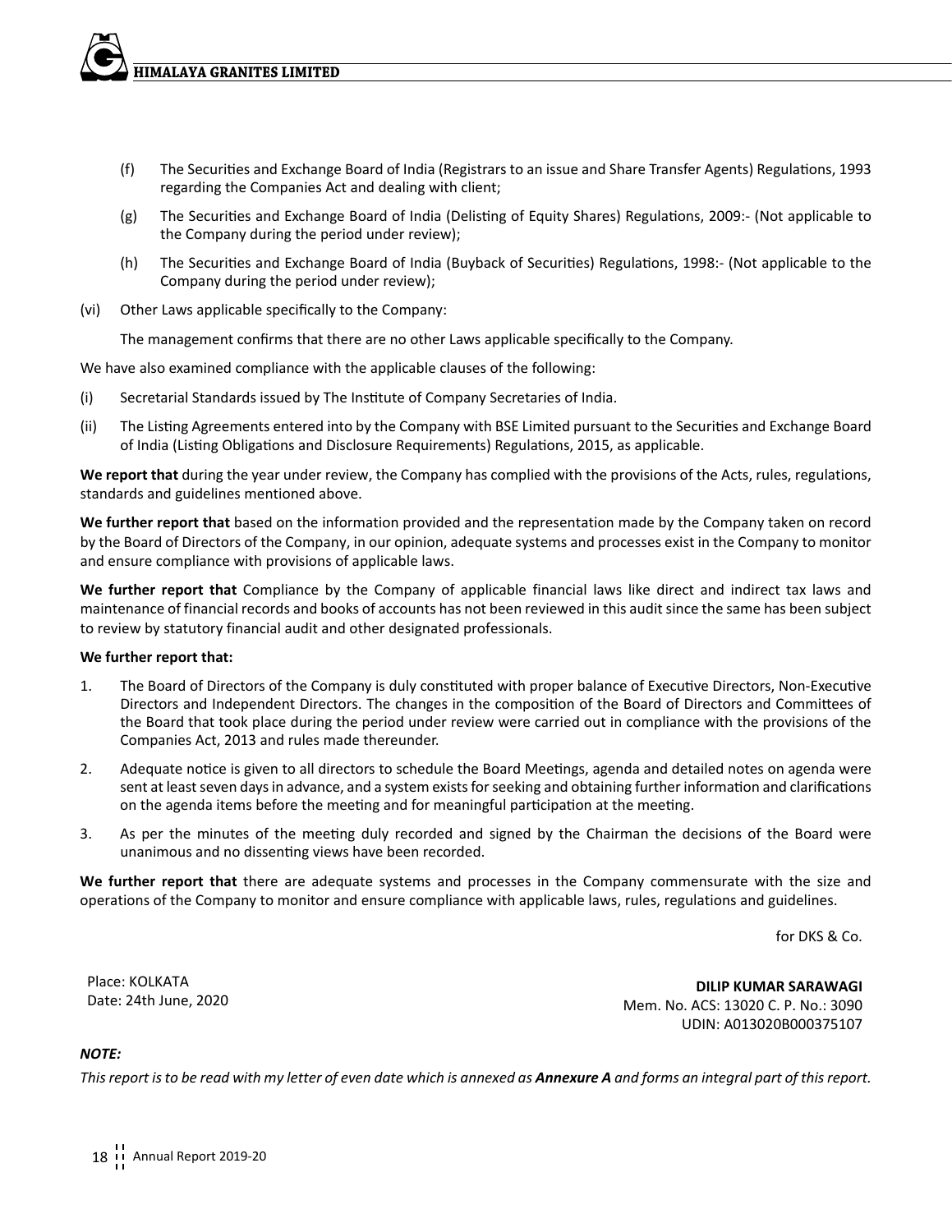(f) The Securities and Exchange Board of India (Registrars to an issue and Share Transfer Agents) Regulations, 1993 regarding the Companies Act and dealing with client;

(g) The Securities and Exchange Board of India (Delisting of Equity Shares) Regulations, 2009:- (Not applicable to the Company during the period under review);

(h) The Securities and Exchange Board of India (Buyback of Securities) Regulations, 1998:- (Not applicable to the Company during the period under review);

(vi) Other Laws applicable specifically to the Company:

The management confirms that there are no other Laws applicable specifically to the Company.

We have also examined compliance with the applicable clauses of the following:

(i) Secretarial Standards issued by The Institute of Company Secretaries of India.

(ii) The Listing Agreements entered into by the Company with BSE Limited pursuant to the Securities and Exchange Board of India (Listing Obligations and Disclosure Requirements) Regulations, 2015, as applicable.

**We report that** during the year under review, the Company has complied with the provisions of the Acts, rules, regulations, standards and guidelines mentioned above.

**We further report that** based on the information provided and the representation made by the Company taken on record by the Board of Directors of the Company, in our opinion, adequate systems and processes exist in the Company to monitor and ensure compliance with provisions of applicable laws.

**We further report that** Compliance by the Company of applicable financial laws like direct and indirect tax laws and maintenance of financial records and books of accounts has not been reviewed in this audit since the same has been subject to review by statutory financial audit and other designated professionals.

**We further report that:**

1. The Board of Directors of the Company is duly constituted with proper balance of Executive Directors, Non-Executive Directors and Independent Directors. The changes in the composition of the Board of Directors and Committees of the Board that took place during the period under review were carried out in compliance with the provisions of the Companies Act, 2013 and rules made thereunder.

2. Adequate notice is given to all directors to schedule the Board Meetings, agenda and detailed notes on agenda were sent at least seven days in advance, and a system exists for seeking and obtaining further information and clarifications on the agenda items before the meeting and for meaningful participation at the meeting.

3. As per the minutes of the meeting duly recorded and signed by the Chairman the decisions of the Board were unanimous and no dissenting views have been recorded.

**We further report that** there are adequate systems and processes in the Company commensurate with the size and operations of the Company to monitor and ensure compliance with applicable laws, rules, regulations and guidelines.

for DKS & Co.

Place: KOLKATA
Date: 24th June, 2020

**DILIP KUMAR SARAWAGI**
Mem. No. ACS: 13020 C. P. No.: 3090
UDIN: A013020B000375107

***NOTE:***

*This report is to be read with my letter of even date which is annexed as **Annexure A** and forms an integral part of this report.*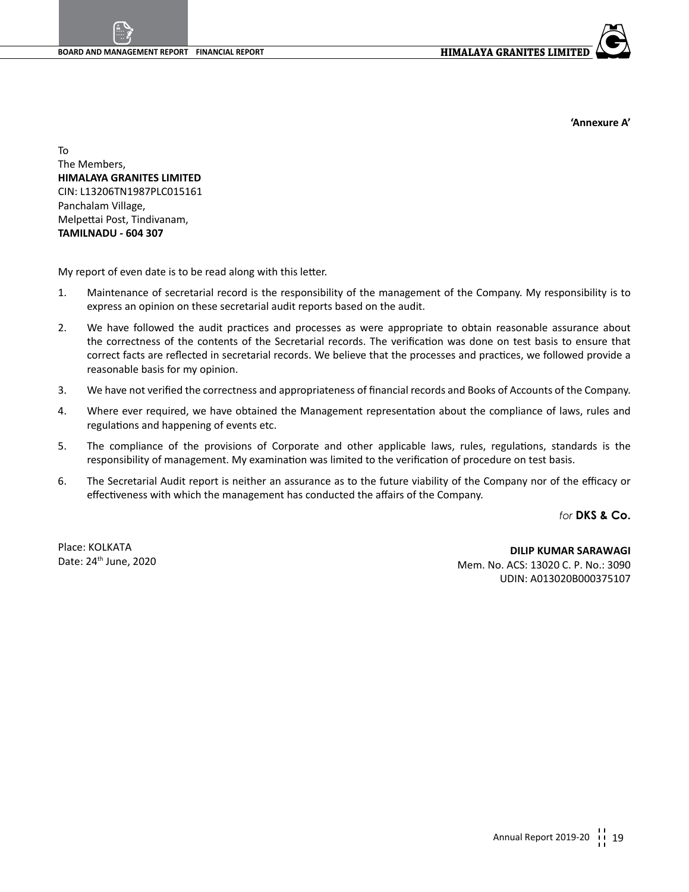**'Annexure A'**

To
The Members,
**HIMALAYA GRANITES LIMITED**
CIN: L13206TN1987PLC015161
Panchalam Village,
Melpettai Post, Tindivanam,
**TAMILNADU - 604 307**

My report of even date is to be read along with this letter.

1. Maintenance of secretarial record is the responsibility of the management of the Company. My responsibility is to express an opinion on these secretarial audit reports based on the audit.
2. We have followed the audit practices and processes as were appropriate to obtain reasonable assurance about the correctness of the contents of the Secretarial records. The verification was done on test basis to ensure that correct facts are reflected in secretarial records. We believe that the processes and practices, we followed provide a reasonable basis for my opinion.
3. We have not verified the correctness and appropriateness of financial records and Books of Accounts of the Company.
4. Where ever required, we have obtained the Management representation about the compliance of laws, rules and regulations and happening of events etc.
5. The compliance of the provisions of Corporate and other applicable laws, rules, regulations, standards is the responsibility of management. My examination was limited to the verification of procedure on test basis.
6. The Secretarial Audit report is neither an assurance as to the future viability of the Company nor of the efficacy or effectiveness with which the management has conducted the affairs of the Company.

*for* **DKS & Co.**

Place: KOLKATA
Date: 24th June, 2020

**DILIP KUMAR SARAWAGI**
Mem. No. ACS: 13020 C. P. No.: 3090
UDIN: A013020B000375107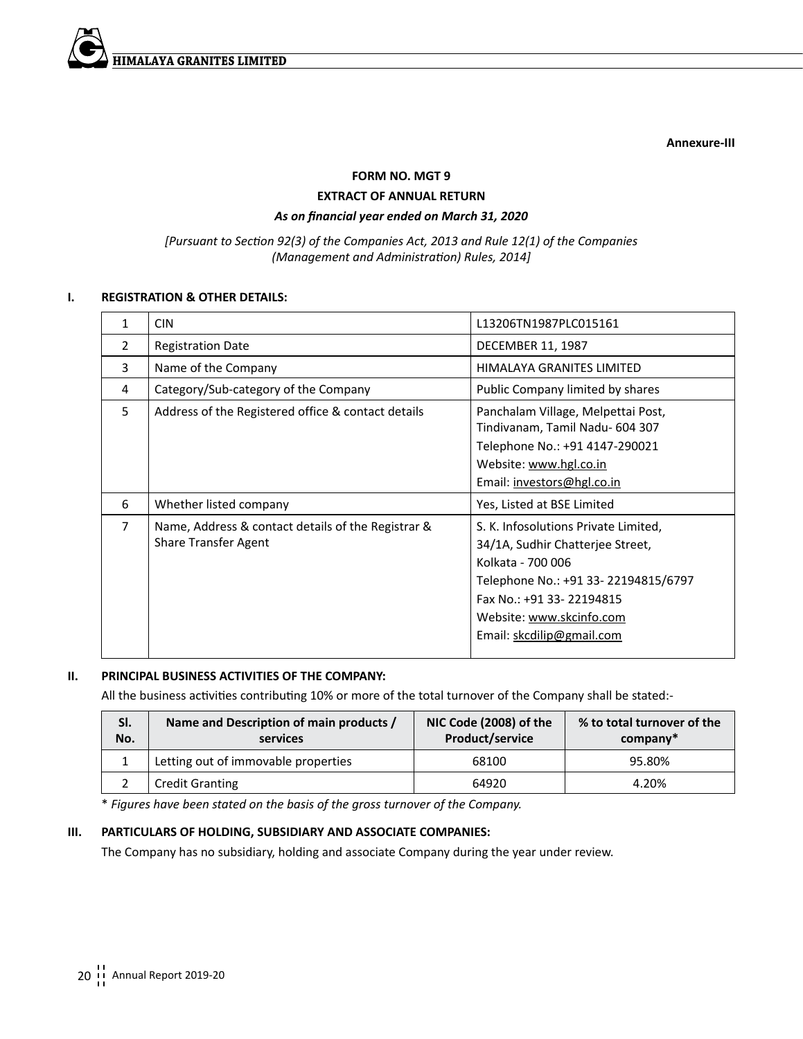**Annexure-III**

**FORM NO. MGT 9**

**EXTRACT OF ANNUAL RETURN**

***As on financial year ended on March 31, 2020***

*[Pursuant to Section 92(3) of the Companies Act, 2013 and Rule 12(1) of the Companies (Management and Administration) Rules, 2014]*

## I. REGISTRATION & OTHER DETAILS:

| | | |
|---|---|---|
| 1 | CIN | L13206TN1987PLC015161 |
| 2 | Registration Date | DECEMBER 11, 1987 |
| 3 | Name of the Company | HIMALAYA GRANITES LIMITED |
| 4 | Category/Sub-category of the Company | Public Company limited by shares |
| 5 | Address of the Registered office & contact details | Panchalam Village, Melpettai Post, Tindivanam, Tamil Nadu- 604 307<br>Telephone No.: +91 4147-290021<br>Website: www.hgl.co.in<br>Email: investors@hgl.co.in |
| 6 | Whether listed company | Yes, Listed at BSE Limited |
| 7 | Name, Address & contact details of the Registrar & Share Transfer Agent | S. K. Infosolutions Private Limited,<br>34/1A, Sudhir Chatterjee Street,<br>Kolkata - 700 006<br>Telephone No.: +91 33- 22194815/6797<br>Fax No.: +91 33- 22194815<br>Website: www.skcinfo.com<br>Email: skcdilip@gmail.com |

## II. PRINCIPAL BUSINESS ACTIVITIES OF THE COMPANY:

All the business activities contributing 10% or more of the total turnover of the Company shall be stated:-

| Sl. No. | Name and Description of main products / services | NIC Code (2008) of the Product/service | % to total turnover of the company* |
|---|---|---|---|
| 1 | Letting out of immovable properties | 68100 | 95.80% |
| 2 | Credit Granting | 64920 | 4.20% |

* *Figures have been stated on the basis of the gross turnover of the Company.*

## III. PARTICULARS OF HOLDING, SUBSIDIARY AND ASSOCIATE COMPANIES:

The Company has no subsidiary, holding and associate Company during the year under review.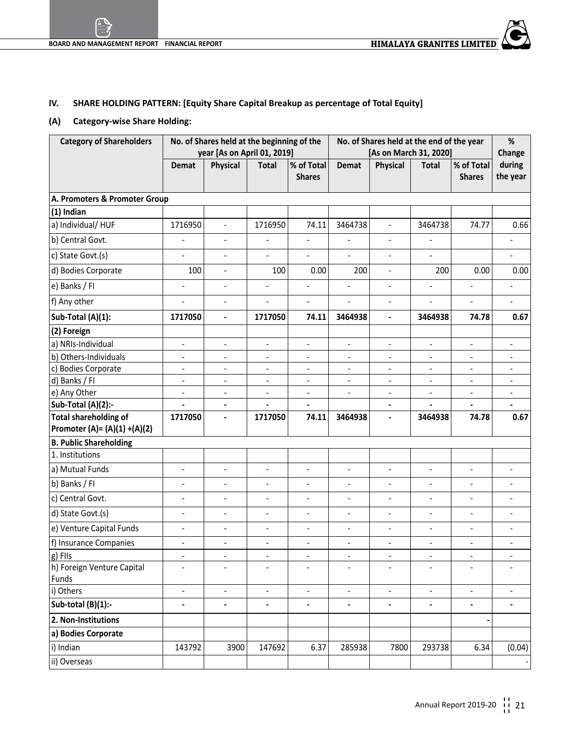## IV. SHARE HOLDING PATTERN: [Equity Share Capital Breakup as percentage of Total Equity]

### (A) Category-wise Share Holding:

| Category of Shareholders | No. of Shares held at the beginning of the year [As on April 01, 2019] | | | | No. of Shares held at the end of the year [As on March 31, 2020] | | | | % Change during the year |
|---|---|---|---|---|---|---|---|---|---|
| | Demat | Physical | Total | % of Total Shares | Demat | Physical | Total | % of Total Shares | |
| **A. Promoters & Promoter Group** | | | | | | | | | |
| **(1) Indian** | | | | | | | | | |
| a) Individual/ HUF | 1716950 | - | 1716950 | 74.11 | 3464738 | - | 3464738 | 74.77 | 0.66 |
| b) Central Govt. | - | - | - | - | - | - | - | | - |
| c) State Govt.(s) | - | - | - | - | - | - | - | | - |
| d) Bodies Corporate | 100 | - | 100 | 0.00 | 200 | - | 200 | 0.00 | 0.00 |
| e) Banks / FI | - | - | - | - | - | - | - | - | - |
| f) Any other | - | - | - | - | - | - | - | - | - |
| **Sub-Total (A)(1):** | **1717050** | **-** | **1717050** | **74.11** | **3464938** | **-** | **3464938** | **74.78** | **0.67** |
| **(2) Foreign** | | | | | | | | | |
| a) NRIs-Individual | - | - | - | - | - | - | - | - | - |
| b) Others-Individuals | - | - | - | - | - | - | - | - | - |
| c) Bodies Corporate | - | - | - | - | - | - | - | - | - |
| d) Banks / FI | - | - | - | - | - | - | - | - | - |
| e) Any Other | - | - | - | - | - | - | - | - | - |
| **Sub-Total (A)(2):-** | **-** | **-** | **-** | **-** | | **-** | **-** | **-** | **-** |
| **Total shareholding of Promoter (A)= (A)(1) +(A)(2)** | **1717050** | **-** | **1717050** | **74.11** | **3464938** | **-** | **3464938** | **74.78** | **0.67** |
| **B. Public Shareholding** | | | | | | | | | |
| 1. Institutions | | | | | | | | | |
| a) Mutual Funds | - | - | - | - | - | - | - | - | - |
| b) Banks / FI | - | - | - | - | - | - | - | - | - |
| c) Central Govt. | - | - | - | - | - | - | - | - | - |
| d) State Govt.(s) | - | - | - | - | - | - | - | - | - |
| e) Venture Capital Funds | - | - | - | - | - | - | - | - | - |
| f) Insurance Companies | - | - | - | - | - | - | - | - | - |
| g) FIIs | - | - | - | - | - | - | - | - | - |
| h) Foreign Venture Capital Funds | - | - | - | - | - | - | - | - | - |
| i) Others | - | - | - | - | - | - | - | - | - |
| **Sub-total (B)(1):-** | **-** | **-** | **-** | **-** | **-** | **-** | **-** | **-** | **-** |
| **2. Non-Institutions** | | | | | | | | **-** | |
| **a) Bodies Corporate** | | | | | | | | | |
| i) Indian | 143792 | 3900 | 147692 | 6.37 | 285938 | 7800 | 293738 | 6.34 | (0.04) |
| ii) Overseas | | | | | | | | | - |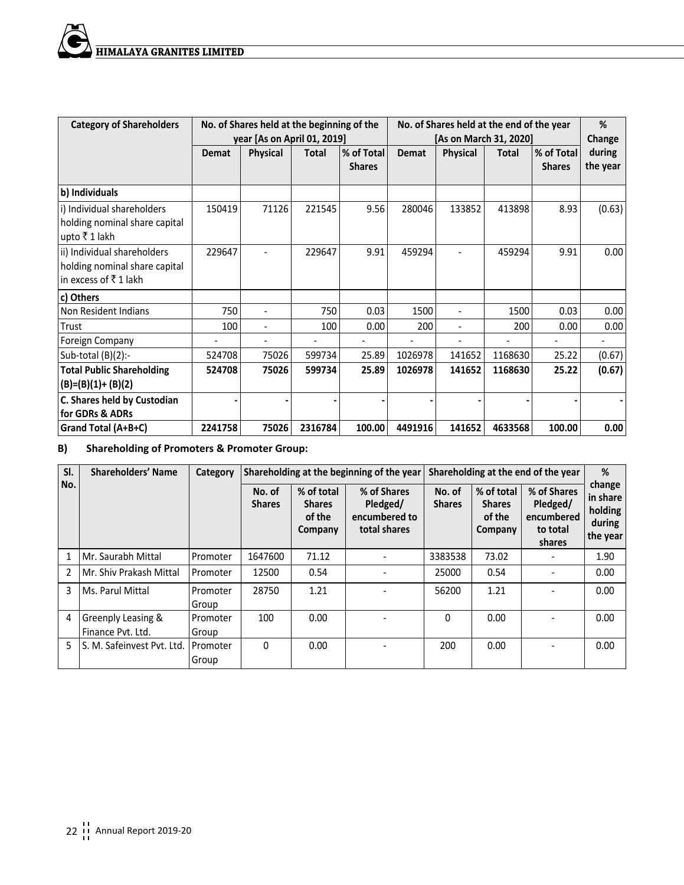| Category of Shareholders | No. of Shares held at the beginning of the year [As on April 01, 2019] | | | | No. of Shares held at the end of the year [As on March 31, 2020] | | | | % Change during the year |
|---|---|---|---|---|---|---|---|---|---|
| | Demat | Physical | Total | % of Total Shares | Demat | Physical | Total | % of Total Shares | |
| **b) Individuals** | | | | | | | | | |
| i) Individual shareholders holding nominal share capital upto ₹ 1 lakh | 150419 | 71126 | 221545 | 9.56 | 280046 | 133852 | 413898 | 8.93 | (0.63) |
| ii) Individual shareholders holding nominal share capital in excess of ₹ 1 lakh | 229647 | - | 229647 | 9.91 | 459294 | - | 459294 | 9.91 | 0.00 |
| **c) Others** | | | | | | | | | |
| Non Resident Indians | 750 | - | 750 | 0.03 | 1500 | - | 1500 | 0.03 | 0.00 |
| Trust | 100 | - | 100 | 0.00 | 200 | - | 200 | 0.00 | 0.00 |
| Foreign Company | - | - | - | - | - | - | - | - | - |
| Sub-total (B)(2):- | 524708 | 75026 | 599734 | 25.89 | 1026978 | 141652 | 1168630 | 25.22 | (0.67) |
| **Total Public Shareholding (B)=(B)(1)+ (B)(2)** | **524708** | **75026** | **599734** | **25.89** | **1026978** | **141652** | **1168630** | **25.22** | **(0.67)** |
| **C. Shares held by Custodian for GDRs & ADRs** | **-** | **-** | **-** | **-** | **-** | **-** | **-** | **-** | **-** |
| **Grand Total (A+B+C)** | **2241758** | **75026** | **2316784** | **100.00** | **4491916** | **141652** | **4633568** | **100.00** | **0.00** |

**B) Shareholding of Promoters & Promoter Group:**

| Sl. No. | Shareholders' Name | Category | Shareholding at the beginning of the year | | | Shareholding at the end of the year | | | % change in share holding during the year |
|---|---|---|---|---|---|---|---|---|---|
| | | | No. of Shares | % of total Shares of the Company | % of Shares Pledged/ encumbered to total shares | No. of Shares | % of total Shares of the Company | % of Shares Pledged/ encumbered to total shares | |
| 1 | Mr. Saurabh Mittal | Promoter | 1647600 | 71.12 | - | 3383538 | 73.02 | - | 1.90 |
| 2 | Mr. Shiv Prakash Mittal | Promoter | 12500 | 0.54 | - | 25000 | 0.54 | - | 0.00 |
| 3 | Ms. Parul Mittal | Promoter Group | 28750 | 1.21 | - | 56200 | 1.21 | - | 0.00 |
| 4 | Greenply Leasing & Finance Pvt. Ltd. | Promoter Group | 100 | 0.00 | - | 0 | 0.00 | - | 0.00 |
| 5 | S. M. Safeinvest Pvt. Ltd. | Promoter Group | 0 | 0.00 | - | 200 | 0.00 | - | 0.00 |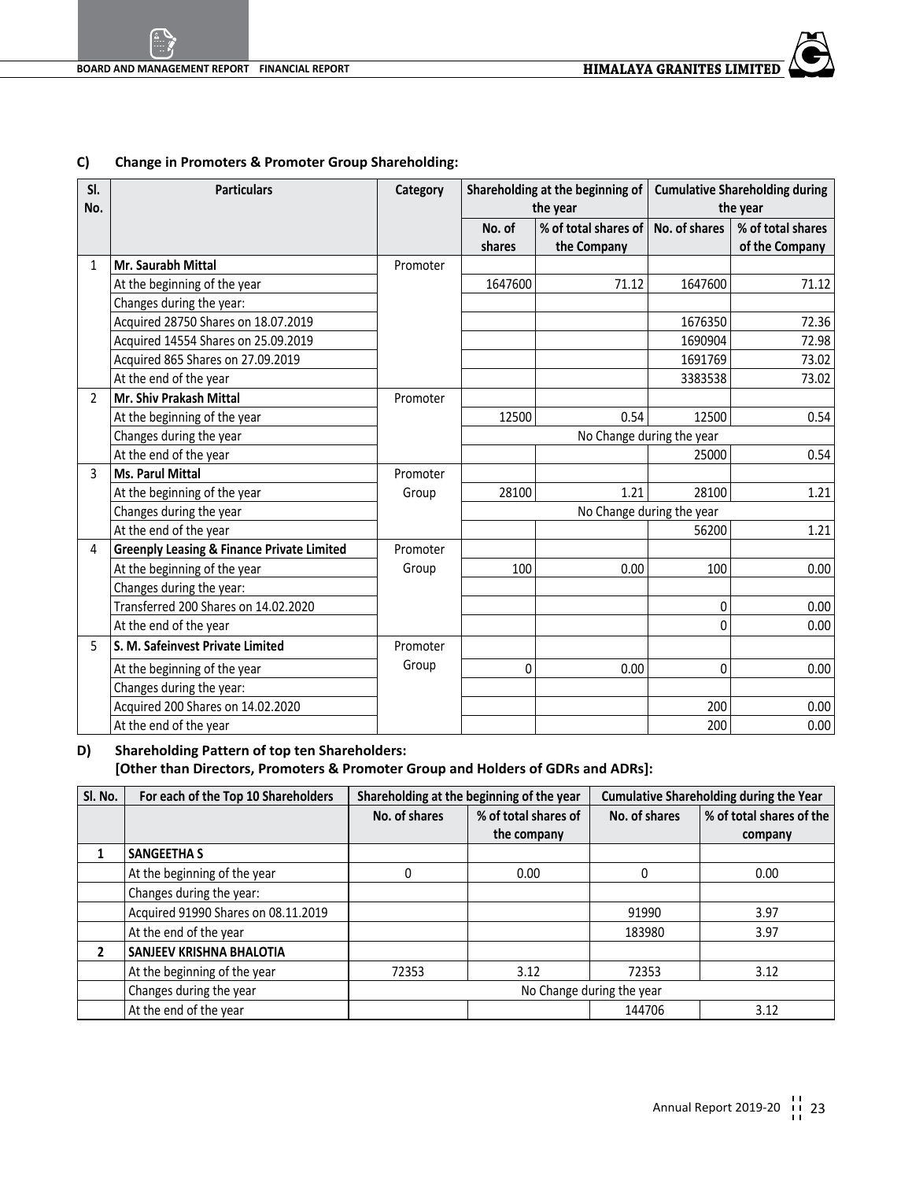### C) Change in Promoters & Promoter Group Shareholding:

| Sl. No. | Particulars | Category | Shareholding at the beginning of the year | | Cumulative Shareholding during the year | |
|---|---|---|---|---|---|---|
| | | | No. of shares | % of total shares of the Company | No. of shares | % of total shares of the Company |
| 1 | **Mr. Saurabh Mittal** | Promoter | | | | |
| | At the beginning of the year | | 1647600 | 71.12 | 1647600 | 71.12 |
| | Changes during the year: | | | | | |
| | Acquired 28750 Shares on 18.07.2019 | | | | 1676350 | 72.36 |
| | Acquired 14554 Shares on 25.09.2019 | | | | 1690904 | 72.98 |
| | Acquired 865 Shares on 27.09.2019 | | | | 1691769 | 73.02 |
| | At the end of the year | | | | 3383538 | 73.02 |
| 2 | **Mr. Shiv Prakash Mittal** | Promoter | | | | |
| | At the beginning of the year | | 12500 | 0.54 | 12500 | 0.54 |
| | Changes during the year | | No Change during the year | | | |
| | At the end of the year | | | | 25000 | 0.54 |
| 3 | **Ms. Parul Mittal** | Promoter Group | | | | |
| | At the beginning of the year | | 28100 | 1.21 | 28100 | 1.21 |
| | Changes during the year | | No Change during the year | | | |
| | At the end of the year | | | | 56200 | 1.21 |
| 4 | **Greenply Leasing & Finance Private Limited** | Promoter Group | | | | |
| | At the beginning of the year | | 100 | 0.00 | 100 | 0.00 |
| | Changes during the year: | | | | | |
| | Transferred 200 Shares on 14.02.2020 | | | | 0 | 0.00 |
| | At the end of the year | | | | 0 | 0.00 |
| 5 | **S. M. Safeinvest Private Limited** | Promoter Group | | | | |
| | At the beginning of the year | | 0 | 0.00 | 0 | 0.00 |
| | Changes during the year: | | | | | |
| | Acquired 200 Shares on 14.02.2020 | | | | 200 | 0.00 |
| | At the end of the year | | | | 200 | 0.00 |

### D) Shareholding Pattern of top ten Shareholders: [Other than Directors, Promoters & Promoter Group and Holders of GDRs and ADRs]:

| Sl. No. | For each of the Top 10 Shareholders | Shareholding at the beginning of the year | | Cumulative Shareholding during the Year | |
|---|---|---|---|---|---|
| | | No. of shares | % of total shares of the company | No. of shares | % of total shares of the company |
| **1** | **SANGEETHA S** | | | | |
| | At the beginning of the year | 0 | 0.00 | 0 | 0.00 |
| | Changes during the year: | | | | |
| | Acquired 91990 Shares on 08.11.2019 | | | 91990 | 3.97 |
| | At the end of the year | | | 183980 | 3.97 |
| **2** | **SANJEEV KRISHNA BHALOTIA** | | | | |
| | At the beginning of the year | 72353 | 3.12 | 72353 | 3.12 |
| | Changes during the year | No Change during the year | | | |
| | At the end of the year | | | 144706 | 3.12 |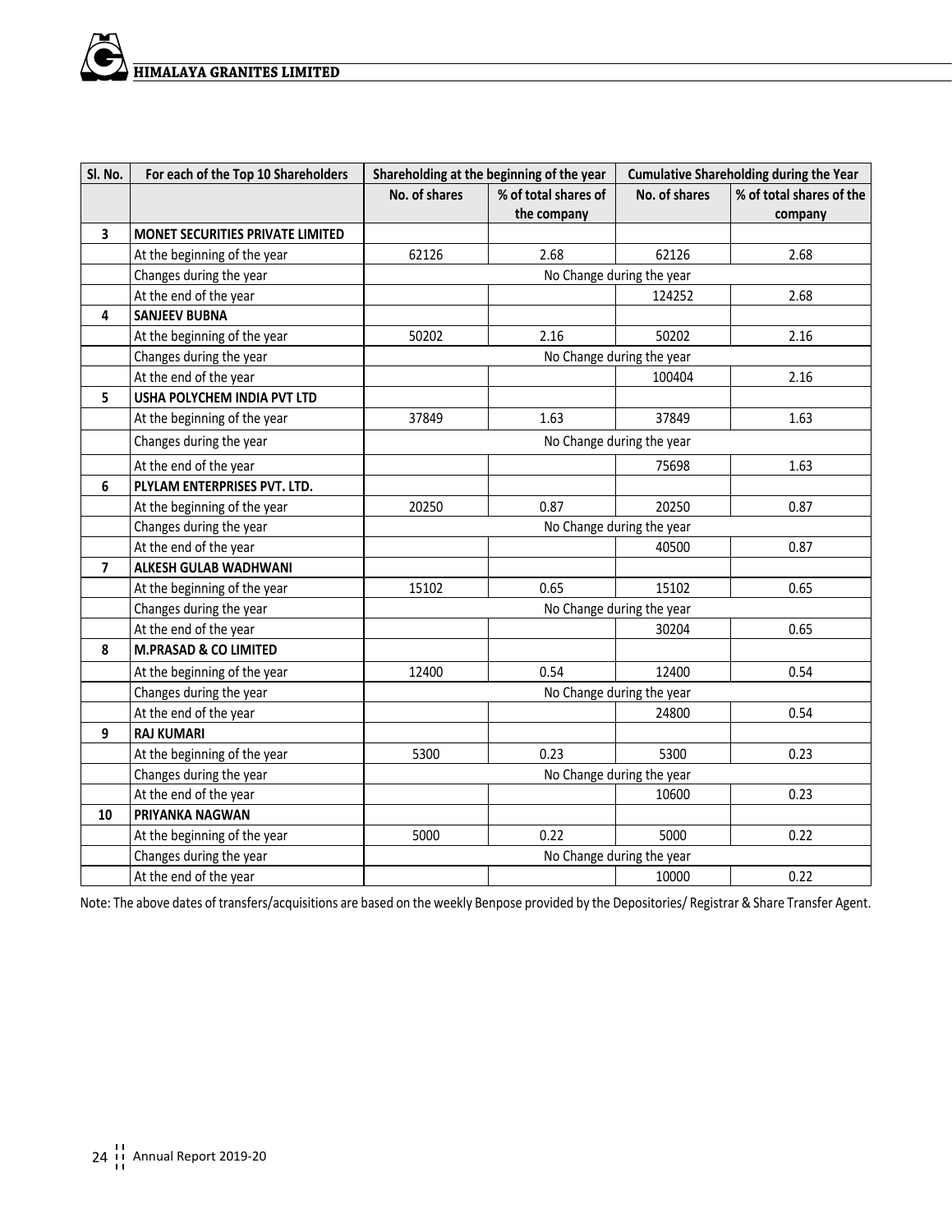| Sl. No. | For each of the Top 10 Shareholders | Shareholding at the beginning of the year | | Cumulative Shareholding during the Year | |
|---|---|---|---|---|---|
| | | No. of shares | % of total shares of the company | No. of shares | % of total shares of the company |
| **3** | **MONET SECURITIES PRIVATE LIMITED** | | | | |
| | At the beginning of the year | 62126 | 2.68 | 62126 | 2.68 |
| | Changes during the year | No Change during the year | | | |
| | At the end of the year | | | 124252 | 2.68 |
| **4** | **SANJEEV BUBNA** | | | | |
| | At the beginning of the year | 50202 | 2.16 | 50202 | 2.16 |
| | Changes during the year | No Change during the year | | | |
| | At the end of the year | | | 100404 | 2.16 |
| **5** | **USHA POLYCHEM INDIA PVT LTD** | | | | |
| | At the beginning of the year | 37849 | 1.63 | 37849 | 1.63 |
| | Changes during the year | No Change during the year | | | |
| | At the end of the year | | | 75698 | 1.63 |
| **6** | **PLYLAM ENTERPRISES PVT. LTD.** | | | | |
| | At the beginning of the year | 20250 | 0.87 | 20250 | 0.87 |
| | Changes during the year | No Change during the year | | | |
| | At the end of the year | | | 40500 | 0.87 |
| **7** | **ALKESH GULAB WADHWANI** | | | | |
| | At the beginning of the year | 15102 | 0.65 | 15102 | 0.65 |
| | Changes during the year | No Change during the year | | | |
| | At the end of the year | | | 30204 | 0.65 |
| **8** | **M.PRASAD & CO LIMITED** | | | | |
| | At the beginning of the year | 12400 | 0.54 | 12400 | 0.54 |
| | Changes during the year | No Change during the year | | | |
| | At the end of the year | | | 24800 | 0.54 |
| **9** | **RAJ KUMARI** | | | | |
| | At the beginning of the year | 5300 | 0.23 | 5300 | 0.23 |
| | Changes during the year | No Change during the year | | | |
| | At the end of the year | | | 10600 | 0.23 |
| **10** | **PRIYANKA NAGWAN** | | | | |
| | At the beginning of the year | 5000 | 0.22 | 5000 | 0.22 |
| | Changes during the year | No Change during the year | | | |
| | At the end of the year | | | 10000 | 0.22 |

Note: The above dates of transfers/acquisitions are based on the weekly Benpose provided by the Depositories/ Registrar & Share Transfer Agent.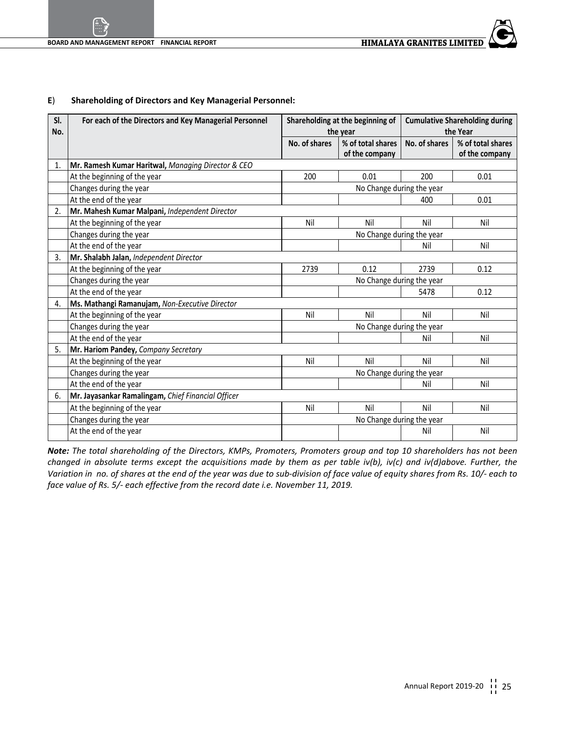**E**) **Shareholding of Directors and Key Managerial Personnel:**

| Sl. No. | For each of the Directors and Key Managerial Personnel | Shareholding at the beginning of the year | | Cumulative Shareholding during the Year | |
|---|---|---|---|---|---|
| | | No. of shares | % of total shares of the company | No. of shares | % of total shares of the company |
| 1. | **Mr. Ramesh Kumar Haritwal,** *Managing Director & CEO* | | | | |
| | At the beginning of the year | 200 | 0.01 | 200 | 0.01 |
| | Changes during the year | No Change during the year | | | |
| | At the end of the year | | | 400 | 0.01 |
| 2. | **Mr. Mahesh Kumar Malpani,** *Independent Director* | | | | |
| | At the beginning of the year | Nil | Nil | Nil | Nil |
| | Changes during the year | No Change during the year | | | |
| | At the end of the year | | | Nil | Nil |
| 3. | **Mr. Shalabh Jalan,** *Independent Director* | | | | |
| | At the beginning of the year | 2739 | 0.12 | 2739 | 0.12 |
| | Changes during the year | No Change during the year | | | |
| | At the end of the year | | | 5478 | 0.12 |
| 4. | **Ms. Mathangi Ramanujam,** *Non-Executive Director* | | | | |
| | At the beginning of the year | Nil | Nil | Nil | Nil |
| | Changes during the year | No Change during the year | | | |
| | At the end of the year | | | Nil | Nil |
| 5. | **Mr. Hariom Pandey,** *Company Secretary* | | | | |
| | At the beginning of the year | Nil | Nil | Nil | Nil |
| | Changes during the year | No Change during the year | | | |
| | At the end of the year | | | Nil | Nil |
| 6. | **Mr. Jayasankar Ramalingam,** *Chief Financial Officer* | | | | |
| | At the beginning of the year | Nil | Nil | Nil | Nil |
| | Changes during the year | No Change during the year | | | |
| | At the end of the year | | | Nil | Nil |

***Note:*** *The total shareholding of the Directors, KMPs, Promoters, Promoters group and top 10 shareholders has not been changed in absolute terms except the acquisitions made by them as per table iv(b), iv(c) and iv(d)above. Further, the Variation in no. of shares at the end of the year was due to sub-division of face value of equity shares from Rs. 10/- each to face value of Rs. 5/- each effective from the record date i.e. November 11, 2019.*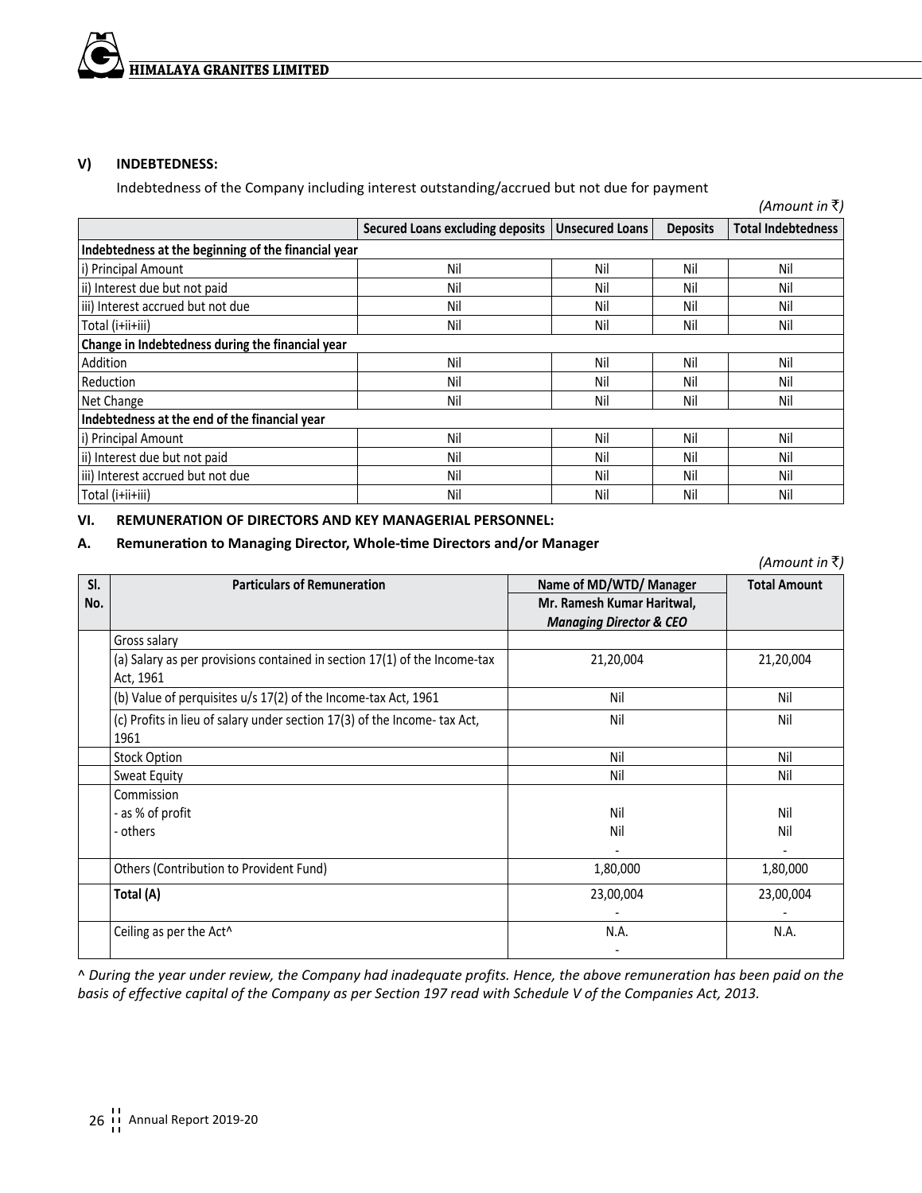## V) INDEBTEDNESS:

Indebtedness of the Company including interest outstanding/accrued but not due for payment

*(Amount in ₹)*

| | Secured Loans excluding deposits | Unsecured Loans | Deposits | Total Indebtedness |
|---|---|---|---|---|
| **Indebtedness at the beginning of the financial year** | | | | |
| i) Principal Amount | Nil | Nil | Nil | Nil |
| ii) Interest due but not paid | Nil | Nil | Nil | Nil |
| iii) Interest accrued but not due | Nil | Nil | Nil | Nil |
| Total (i+ii+iii) | Nil | Nil | Nil | Nil |
| **Change in Indebtedness during the financial year** | | | | |
| Addition | Nil | Nil | Nil | Nil |
| Reduction | Nil | Nil | Nil | Nil |
| Net Change | Nil | Nil | Nil | Nil |
| **Indebtedness at the end of the financial year** | | | | |
| i) Principal Amount | Nil | Nil | Nil | Nil |
| ii) Interest due but not paid | Nil | Nil | Nil | Nil |
| iii) Interest accrued but not due | Nil | Nil | Nil | Nil |
| Total (i+ii+iii) | Nil | Nil | Nil | Nil |

## VI. REMUNERATION OF DIRECTORS AND KEY MANAGERIAL PERSONNEL:

### A. Remuneration to Managing Director, Whole-time Directors and/or Manager

*(Amount in ₹)*

| Sl. No. | Particulars of Remuneration | Name of MD/WTD/ Manager<br>Mr. Ramesh Kumar Haritwal, ***Managing Director & CEO*** | Total Amount |
|---|---|---|---|
| | Gross salary | | |
| | (a) Salary as per provisions contained in section 17(1) of the Income-tax Act, 1961 | 21,20,004 | 21,20,004 |
| | (b) Value of perquisites u/s 17(2) of the Income-tax Act, 1961 | Nil | Nil |
| | (c) Profits in lieu of salary under section 17(3) of the Income- tax Act, 1961 | Nil | Nil |
| | Stock Option | Nil | Nil |
| | Sweat Equity | Nil | Nil |
| | Commission<br>- as % of profit<br>- others | <br>Nil<br>Nil<br>- | <br>Nil<br>Nil<br>- |
| | Others (Contribution to Provident Fund) | 1,80,000 | 1,80,000 |
| | **Total (A)** | 23,00,004<br>- | 23,00,004<br>- |
| | Ceiling as per the Act^ | N.A.<br>- | N.A. |

*^ During the year under review, the Company had inadequate profits. Hence, the above remuneration has been paid on the basis of effective capital of the Company as per Section 197 read with Schedule V of the Companies Act, 2013.*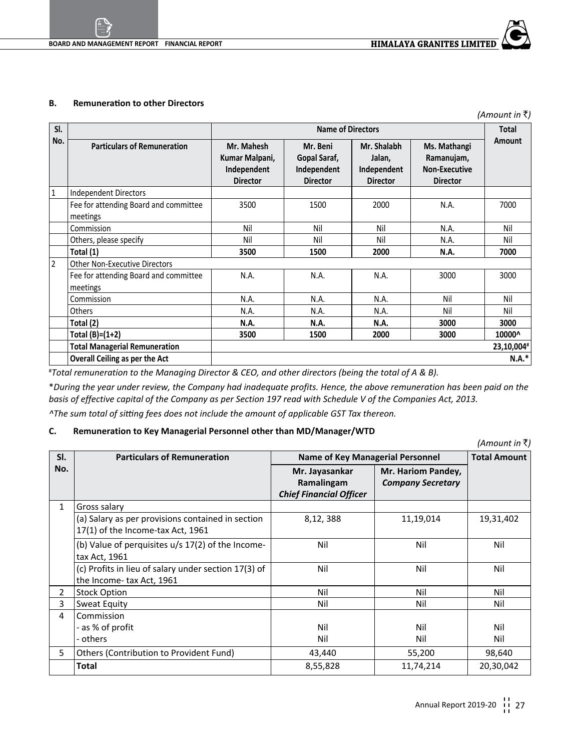## B. Remuneration to other Directors

*(Amount in ₹)*

| Sl. No. | Particulars of Remuneration | Name of Directors | | | | Total Amount |
|---|---|---|---|---|---|---|
| | | **Mr. Mahesh Kumar Malpani, Independent Director** | **Mr. Beni Gopal Saraf, Independent Director** | **Mr. Shalabh Jalan, Independent Director** | **Ms. Mathangi Ramanujam, Non-Executive Director** | |
| 1 | Independent Directors | | | | | |
| | Fee for attending Board and committee meetings | 3500 | 1500 | 2000 | N.A. | 7000 |
| | Commission | Nil | Nil | Nil | N.A. | Nil |
| | Others, please specify | Nil | Nil | Nil | N.A. | Nil |
| | **Total (1)** | **3500** | **1500** | **2000** | **N.A.** | **7000** |
| 2 | Other Non-Executive Directors | | | | | |
| | Fee for attending Board and committee meetings | N.A. | N.A. | N.A. | 3000 | 3000 |
| | Commission | N.A. | N.A. | N.A. | Nil | Nil |
| | Others | N.A. | N.A. | N.A. | Nil | Nil |
| | **Total (2)** | **N.A.** | **N.A.** | **N.A.** | **3000** | **3000** |
| | **Total (B)=(1+2)** | **3500** | **1500** | **2000** | **3000** | **10000^** |
| | **Total Managerial Remuneration** | | | | | **23,10,004#** |
| | **Overall Ceiling as per the Act** | | | | | **N.A.*** |

#*Total remuneration to the Managing Director & CEO, and other directors (being the total of A & B).*

\**During the year under review, the Company had inadequate profits. Hence, the above remuneration has been paid on the basis of effective capital of the Company as per Section 197 read with Schedule V of the Companies Act, 2013.*

*^The sum total of sitting fees does not include the amount of applicable GST Tax thereon.*

## C. Remuneration to Key Managerial Personnel other than MD/Manager/WTD

*(Amount in ₹)*

| Sl. No. | Particulars of Remuneration | Name of Key Managerial Personnel | | Total Amount |
|---|---|---|---|---|
| | | **Mr. Jayasankar Ramalingam** ***Chief Financial Officer*** | **Mr. Hariom Pandey,** ***Company Secretary*** | |
| 1 | Gross salary | | | |
| | (a) Salary as per provisions contained in section 17(1) of the Income-tax Act, 1961 | 8,12, 388 | 11,19,014 | 19,31,402 |
| | (b) Value of perquisites u/s 17(2) of the Income-tax Act, 1961 | Nil | Nil | Nil |
| | (c) Profits in lieu of salary under section 17(3) of the Income- tax Act, 1961 | Nil | Nil | Nil |
| 2 | Stock Option | Nil | Nil | Nil |
| 3 | Sweat Equity | Nil | Nil | Nil |
| 4 | Commission<br>- as % of profit<br>- others | <br>Nil<br>Nil | <br>Nil<br>Nil | <br>Nil<br>Nil |
| 5 | Others (Contribution to Provident Fund) | 43,440 | 55,200 | 98,640 |
| | **Total** | 8,55,828 | 11,74,214 | 20,30,042 |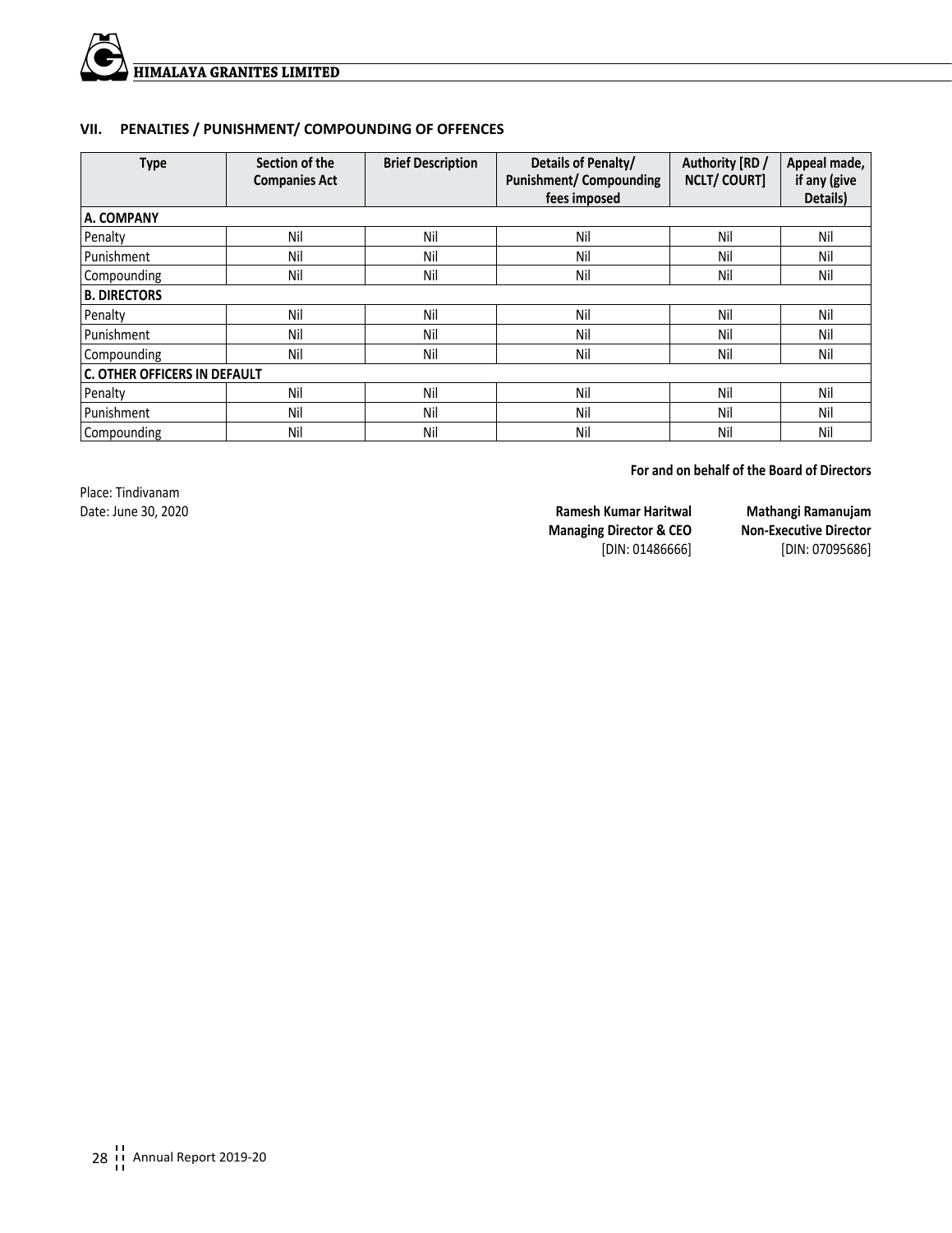## VII. PENALTIES / PUNISHMENT/ COMPOUNDING OF OFFENCES

| Type | Section of the Companies Act | Brief Description | Details of Penalty/ Punishment/ Compounding fees imposed | Authority [RD / NCLT/ COURT] | Appeal made, if any (give Details) |
|---|---|---|---|---|---|
| **A. COMPANY** | | | | | |
| Penalty | Nil | Nil | Nil | Nil | Nil |
| Punishment | Nil | Nil | Nil | Nil | Nil |
| Compounding | Nil | Nil | Nil | Nil | Nil |
| **B. DIRECTORS** | | | | | |
| Penalty | Nil | Nil | Nil | Nil | Nil |
| Punishment | Nil | Nil | Nil | Nil | Nil |
| Compounding | Nil | Nil | Nil | Nil | Nil |
| **C. OTHER OFFICERS IN DEFAULT** | | | | | |
| Penalty | Nil | Nil | Nil | Nil | Nil |
| Punishment | Nil | Nil | Nil | Nil | Nil |
| Compounding | Nil | Nil | Nil | Nil | Nil |

**For and on behalf of the Board of Directors**

Place: Tindivanam
Date: June 30, 2020

**Ramesh Kumar Haritwal**
**Managing Director & CEO**
[DIN: 01486666]

**Mathangi Ramanujam**
**Non-Executive Director**
[DIN: 07095686]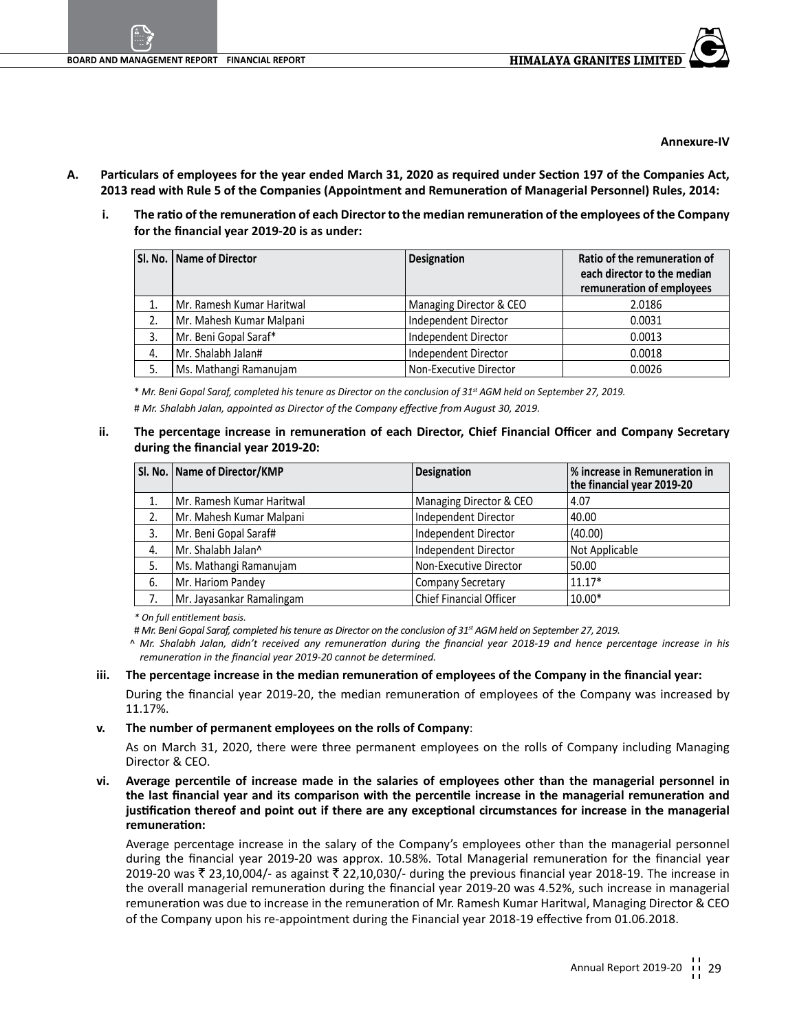**Annexure-IV**

**A. Particulars of employees for the year ended March 31, 2020 as required under Section 197 of the Companies Act, 2013 read with Rule 5 of the Companies (Appointment and Remuneration of Managerial Personnel) Rules, 2014:**

**i. The ratio of the remuneration of each Director to the median remuneration of the employees of the Company for the financial year 2019-20 is as under:**

| Sl. No. | Name of Director | Designation | Ratio of the remuneration of each director to the median remuneration of employees |
|---|---|---|---|
| 1. | Mr. Ramesh Kumar Haritwal | Managing Director & CEO | 2.0186 |
| 2. | Mr. Mahesh Kumar Malpani | Independent Director | 0.0031 |
| 3. | Mr. Beni Gopal Saraf* | Independent Director | 0.0013 |
| 4. | Mr. Shalabh Jalan# | Independent Director | 0.0018 |
| 5. | Ms. Mathangi Ramanujam | Non-Executive Director | 0.0026 |

* *Mr. Beni Gopal Saraf, completed his tenure as Director on the conclusion of 31st AGM held on September 27, 2019.*

# *Mr. Shalabh Jalan, appointed as Director of the Company effective from August 30, 2019.*

**ii. The percentage increase in remuneration of each Director, Chief Financial Officer and Company Secretary during the financial year 2019-20:**

| Sl. No. | Name of Director/KMP | Designation | % increase in Remuneration in the financial year 2019-20 |
|---|---|---|---|
| 1. | Mr. Ramesh Kumar Haritwal | Managing Director & CEO | 4.07 |
| 2. | Mr. Mahesh Kumar Malpani | Independent Director | 40.00 |
| 3. | Mr. Beni Gopal Saraf# | Independent Director | (40.00) |
| 4. | Mr. Shalabh Jalan^ | Independent Director | Not Applicable |
| 5. | Ms. Mathangi Ramanujam | Non-Executive Director | 50.00 |
| 6. | Mr. Hariom Pandey | Company Secretary | 11.17* |
| 7. | Mr. Jayasankar Ramalingam | Chief Financial Officer | 10.00* |

*\* On full entitlement basis.*

*# Mr. Beni Gopal Saraf, completed his tenure as Director on the conclusion of 31st AGM held on September 27, 2019.*

*^ Mr. Shalabh Jalan, didn't received any remuneration during the financial year 2018-19 and hence percentage increase in his remuneration in the financial year 2019-20 cannot be determined.*

**iii. The percentage increase in the median remuneration of employees of the Company in the financial year:**

During the financial year 2019-20, the median remuneration of employees of the Company was increased by 11.17%.

**v. The number of permanent employees on the rolls of Company**:

As on March 31, 2020, there were three permanent employees on the rolls of Company including Managing Director & CEO.

**vi. Average percentile of increase made in the salaries of employees other than the managerial personnel in the last financial year and its comparison with the percentile increase in the managerial remuneration and justification thereof and point out if there are any exceptional circumstances for increase in the managerial remuneration:**

Average percentage increase in the salary of the Company's employees other than the managerial personnel during the financial year 2019-20 was approx. 10.58%. Total Managerial remuneration for the financial year 2019-20 was ₹ 23,10,004/- as against ₹ 22,10,030/- during the previous financial year 2018-19. The increase in the overall managerial remuneration during the financial year 2019-20 was 4.52%, such increase in managerial remuneration was due to increase in the remuneration of Mr. Ramesh Kumar Haritwal, Managing Director & CEO of the Company upon his re-appointment during the Financial year 2018-19 effective from 01.06.2018.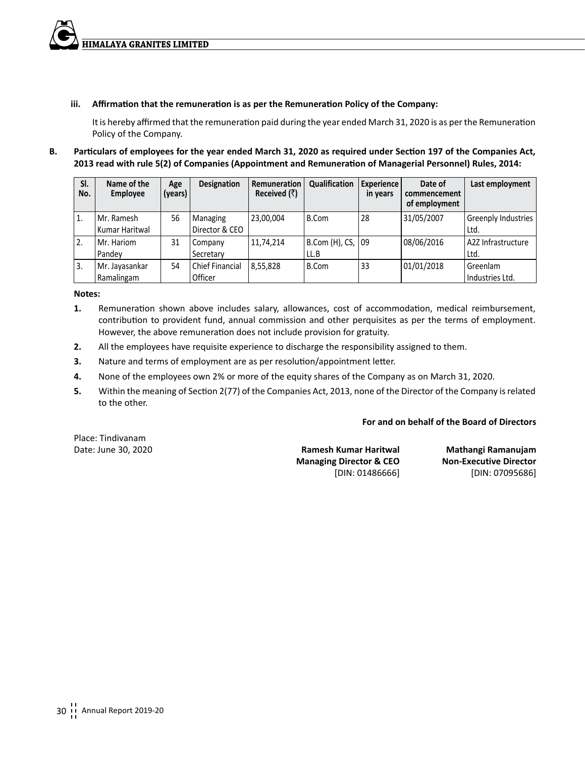**iii. Affirmation that the remuneration is as per the Remuneration Policy of the Company:**

It is hereby affirmed that the remuneration paid during the year ended March 31, 2020 is as per the Remuneration Policy of the Company.

**B. Particulars of employees for the year ended March 31, 2020 as required under Section 197 of the Companies Act, 2013 read with rule 5(2) of Companies (Appointment and Remuneration of Managerial Personnel) Rules, 2014:**

| Sl. No. | Name of the Employee | Age (years) | Designation | Remuneration Received (₹) | Qualification | Experience in years | Date of commencement of employment | Last employment |
|---|---|---|---|---|---|---|---|---|
| 1. | Mr. Ramesh Kumar Haritwal | 56 | Managing Director & CEO | 23,00,004 | B.Com | 28 | 31/05/2007 | Greenply Industries Ltd. |
| 2. | Mr. Hariom Pandey | 31 | Company Secretary | 11,74,214 | B.Com (H), CS, LL.B | 09 | 08/06/2016 | A2Z Infrastructure Ltd. |
| 3. | Mr. Jayasankar Ramalingam | 54 | Chief Financial Officer | 8,55,828 | B.Com | 33 | 01/01/2018 | Greenlam Industries Ltd. |

**Notes:**

1. Remuneration shown above includes salary, allowances, cost of accommodation, medical reimbursement, contribution to provident fund, annual commission and other perquisites as per the terms of employment. However, the above remuneration does not include provision for gratuity.
2. All the employees have requisite experience to discharge the responsibility assigned to them.
3. Nature and terms of employment are as per resolution/appointment letter.
4. None of the employees own 2% or more of the equity shares of the Company as on March 31, 2020.
5. Within the meaning of Section 2(77) of the Companies Act, 2013, none of the Director of the Company is related to the other.

**For and on behalf of the Board of Directors**

Place: Tindivanam
Date: June 30, 2020

**Ramesh Kumar Haritwal**
**Managing Director & CEO**
[DIN: 01486666]

**Mathangi Ramanujam**
**Non-Executive Director**
[DIN: 07095686]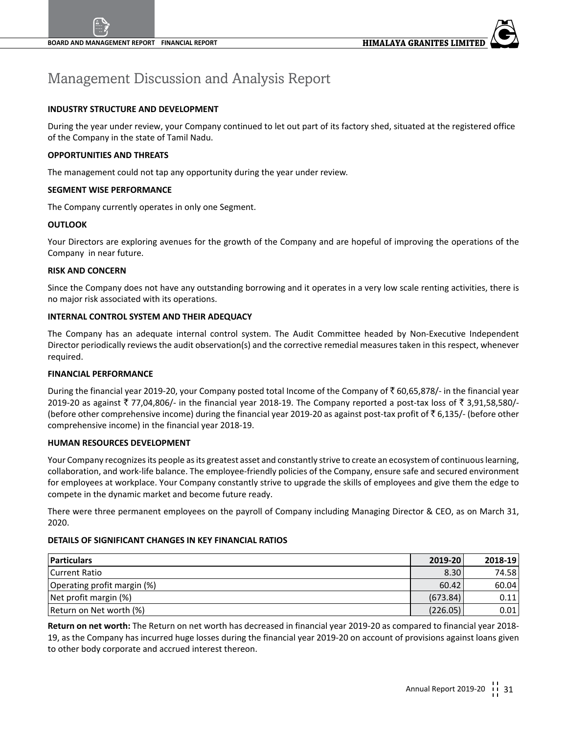# Management Discussion and Analysis Report

**INDUSTRY STRUCTURE AND DEVELOPMENT**

During the year under review, your Company continued to let out part of its factory shed, situated at the registered office of the Company in the state of Tamil Nadu.

**OPPORTUNITIES AND THREATS**

The management could not tap any opportunity during the year under review.

**SEGMENT WISE PERFORMANCE**

The Company currently operates in only one Segment.

**OUTLOOK**

Your Directors are exploring avenues for the growth of the Company and are hopeful of improving the operations of the Company in near future.

**RISK AND CONCERN**

Since the Company does not have any outstanding borrowing and it operates in a very low scale renting activities, there is no major risk associated with its operations.

**INTERNAL CONTROL SYSTEM AND THEIR ADEQUACY**

The Company has an adequate internal control system. The Audit Committee headed by Non-Executive Independent Director periodically reviews the audit observation(s) and the corrective remedial measures taken in this respect, whenever required.

**FINANCIAL PERFORMANCE**

During the financial year 2019-20, your Company posted total Income of the Company of ₹ 60,65,878/- in the financial year 2019-20 as against ₹ 77,04,806/- in the financial year 2018-19. The Company reported a post-tax loss of ₹ 3,91,58,580/- (before other comprehensive income) during the financial year 2019-20 as against post-tax profit of ₹ 6,135/- (before other comprehensive income) in the financial year 2018-19.

**HUMAN RESOURCES DEVELOPMENT**

Your Company recognizes its people as its greatest asset and constantly strive to create an ecosystem of continuous learning, collaboration, and work-life balance. The employee-friendly policies of the Company, ensure safe and secured environment for employees at workplace. Your Company constantly strive to upgrade the skills of employees and give them the edge to compete in the dynamic market and become future ready.

There were three permanent employees on the payroll of Company including Managing Director & CEO, as on March 31, 2020.

**DETAILS OF SIGNIFICANT CHANGES IN KEY FINANCIAL RATIOS**

| Particulars | 2019-20 | 2018-19 |
|---|---|---|
| Current Ratio | 8.30 | 74.58 |
| Operating profit margin (%) | 60.42 | 60.04 |
| Net profit margin (%) | (673.84) | 0.11 |
| Return on Net worth (%) | (226.05) | 0.01 |

**Return on net worth:** The Return on net worth has decreased in financial year 2019-20 as compared to financial year 2018-19, as the Company has incurred huge losses during the financial year 2019-20 on account of provisions against loans given to other body corporate and accrued interest thereon.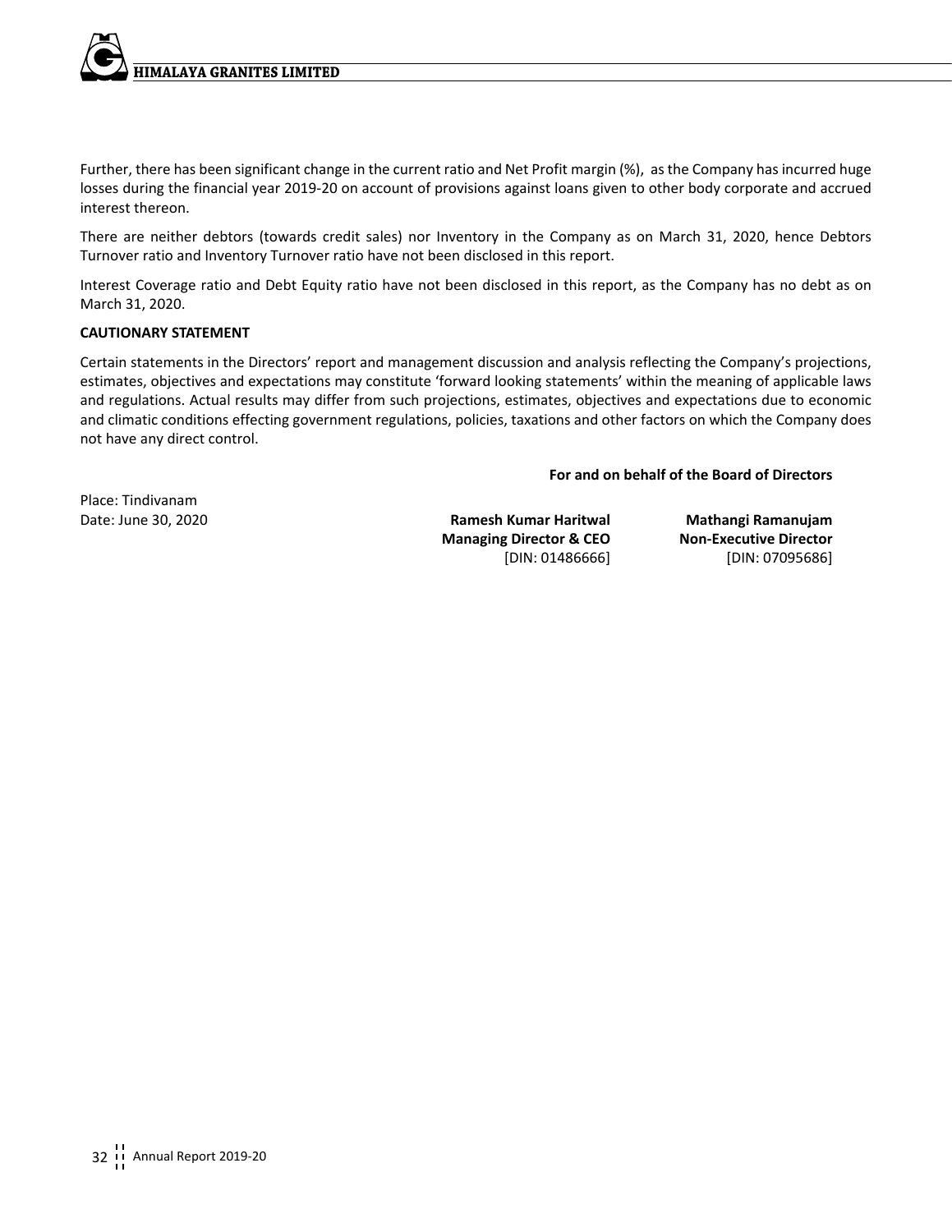Further, there has been significant change in the current ratio and Net Profit margin (%), as the Company has incurred huge losses during the financial year 2019-20 on account of provisions against loans given to other body corporate and accrued interest thereon.

There are neither debtors (towards credit sales) nor Inventory in the Company as on March 31, 2020, hence Debtors Turnover ratio and Inventory Turnover ratio have not been disclosed in this report.

Interest Coverage ratio and Debt Equity ratio have not been disclosed in this report, as the Company has no debt as on March 31, 2020.

**CAUTIONARY STATEMENT**

Certain statements in the Directors' report and management discussion and analysis reflecting the Company's projections, estimates, objectives and expectations may constitute 'forward looking statements' within the meaning of applicable laws and regulations. Actual results may differ from such projections, estimates, objectives and expectations due to economic and climatic conditions effecting government regulations, policies, taxations and other factors on which the Company does not have any direct control.

**For and on behalf of the Board of Directors**

Place: Tindivanam
Date: June 30, 2020

**Ramesh Kumar Haritwal**
**Managing Director & CEO**
[DIN: 01486666]

**Mathangi Ramanujam**
**Non-Executive Director**
[DIN: 07095686]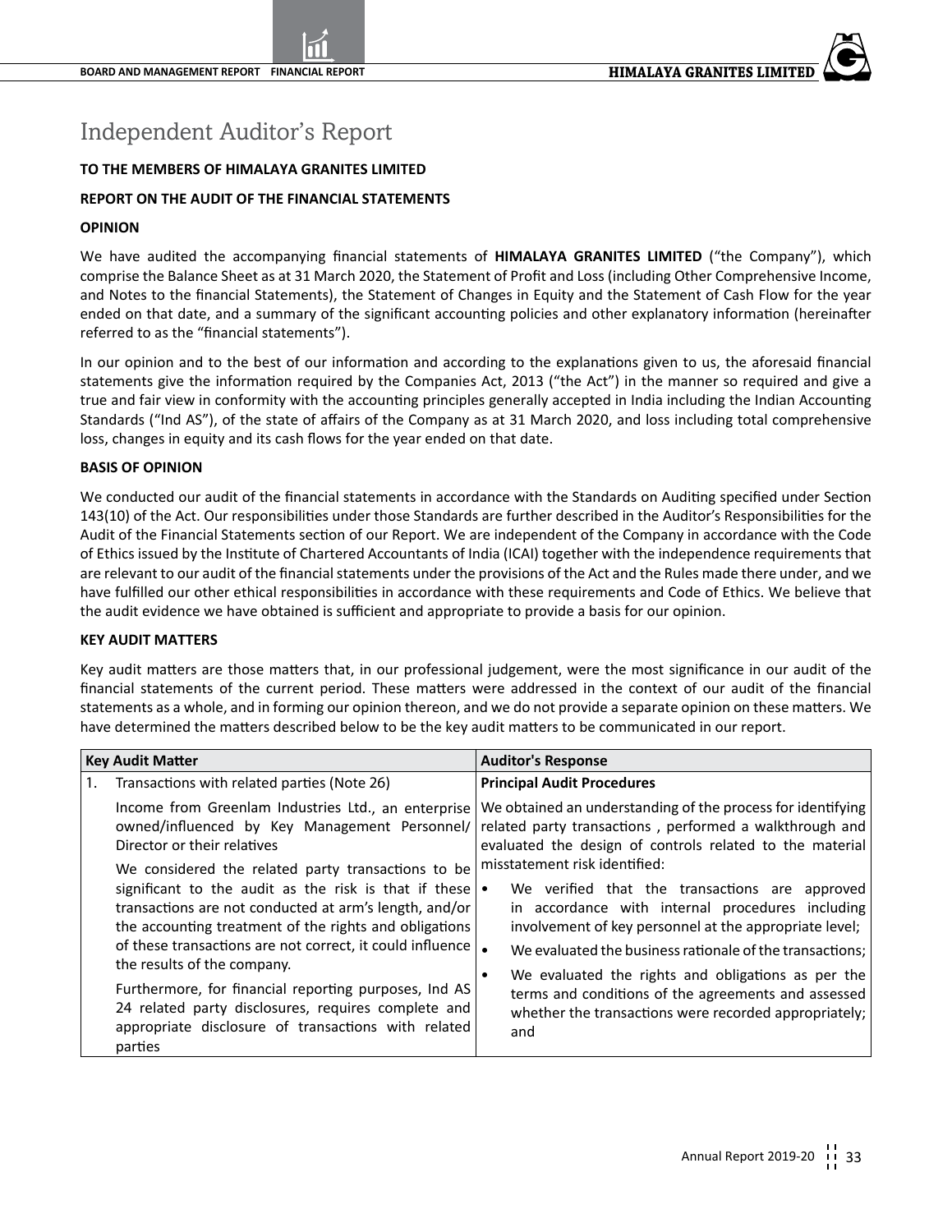# Independent Auditor's Report

**TO THE MEMBERS OF HIMALAYA GRANITES LIMITED**

**REPORT ON THE AUDIT OF THE FINANCIAL STATEMENTS**

**OPINION**

We have audited the accompanying financial statements of **HIMALAYA GRANITES LIMITED** ("the Company"), which comprise the Balance Sheet as at 31 March 2020, the Statement of Profit and Loss (including Other Comprehensive Income, and Notes to the financial Statements), the Statement of Changes in Equity and the Statement of Cash Flow for the year ended on that date, and a summary of the significant accounting policies and other explanatory information (hereinafter referred to as the "financial statements").

In our opinion and to the best of our information and according to the explanations given to us, the aforesaid financial statements give the information required by the Companies Act, 2013 ("the Act") in the manner so required and give a true and fair view in conformity with the accounting principles generally accepted in India including the Indian Accounting Standards ("Ind AS"), of the state of affairs of the Company as at 31 March 2020, and loss including total comprehensive loss, changes in equity and its cash flows for the year ended on that date.

**BASIS OF OPINION**

We conducted our audit of the financial statements in accordance with the Standards on Auditing specified under Section 143(10) of the Act. Our responsibilities under those Standards are further described in the Auditor's Responsibilities for the Audit of the Financial Statements section of our Report. We are independent of the Company in accordance with the Code of Ethics issued by the Institute of Chartered Accountants of India (ICAI) together with the independence requirements that are relevant to our audit of the financial statements under the provisions of the Act and the Rules made there under, and we have fulfilled our other ethical responsibilities in accordance with these requirements and Code of Ethics. We believe that the audit evidence we have obtained is sufficient and appropriate to provide a basis for our opinion.

**KEY AUDIT MATTERS**

Key audit matters are those matters that, in our professional judgement, were the most significance in our audit of the financial statements of the current period. These matters were addressed in the context of our audit of the financial statements as a whole, and in forming our opinion thereon, and we do not provide a separate opinion on these matters. We have determined the matters described below to be the key audit matters to be communicated in our report.

| Key Audit Matter | Auditor's Response |
|---|---|
| 1. Transactions with related parties (Note 26)<br><br>Income from Greenlam Industries Ltd., an enterprise owned/influenced by Key Management Personnel/ Director or their relatives<br><br>We considered the related party transactions to be significant to the audit as the risk is that if these transactions are not conducted at arm's length, and/or the accounting treatment of the rights and obligations of these transactions are not correct, it could influence the results of the company.<br><br>Furthermore, for financial reporting purposes, Ind AS 24 related party disclosures, requires complete and appropriate disclosure of transactions with related parties | **Principal Audit Procedures**<br><br>We obtained an understanding of the process for identifying related party transactions , performed a walkthrough and evaluated the design of controls related to the material misstatement risk identified:<br><br>• We verified that the transactions are approved in accordance with internal procedures including involvement of key personnel at the appropriate level;<br><br>• We evaluated the business rationale of the transactions;<br><br>• We evaluated the rights and obligations as per the terms and conditions of the agreements and assessed whether the transactions were recorded appropriately; and |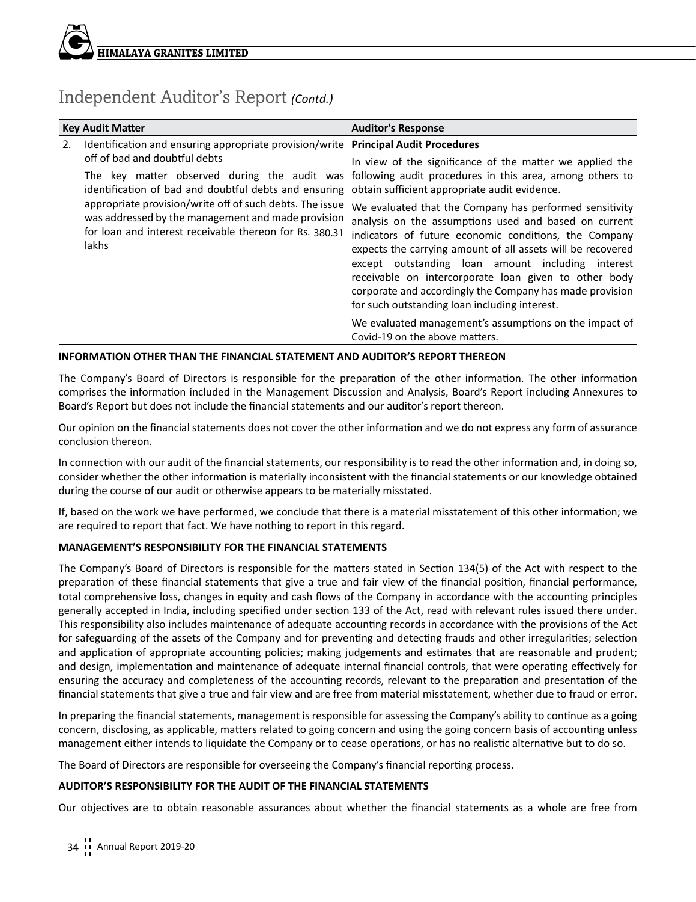# Independent Auditor's Report *(Contd.)*

| Key Audit Matter | Auditor's Response |
|---|---|
| 2. Identification and ensuring appropriate provision/write off of bad and doubtful debts<br><br>The key matter observed during the audit was identification of bad and doubtful debts and ensuring appropriate provision/write off of such debts. The issue was addressed by the management and made provision for loan and interest receivable thereon for Rs. 380.31 lakhs | **Principal Audit Procedures**<br><br>In view of the significance of the matter we applied the following audit procedures in this area, among others to obtain sufficient appropriate audit evidence.<br><br>We evaluated that the Company has performed sensitivity analysis on the assumptions used and based on current indicators of future economic conditions, the Company expects the carrying amount of all assets will be recovered except outstanding loan amount including interest receivable on intercorporate loan given to other body corporate and accordingly the Company has made provision for such outstanding loan including interest.<br><br>We evaluated management's assumptions on the impact of Covid-19 on the above matters. |

### INFORMATION OTHER THAN THE FINANCIAL STATEMENT AND AUDITOR'S REPORT THEREON

The Company's Board of Directors is responsible for the preparation of the other information. The other information comprises the information included in the Management Discussion and Analysis, Board's Report including Annexures to Board's Report but does not include the financial statements and our auditor's report thereon.

Our opinion on the financial statements does not cover the other information and we do not express any form of assurance conclusion thereon.

In connection with our audit of the financial statements, our responsibility is to read the other information and, in doing so, consider whether the other information is materially inconsistent with the financial statements or our knowledge obtained during the course of our audit or otherwise appears to be materially misstated.

If, based on the work we have performed, we conclude that there is a material misstatement of this other information; we are required to report that fact. We have nothing to report in this regard.

### MANAGEMENT'S RESPONSIBILITY FOR THE FINANCIAL STATEMENTS

The Company's Board of Directors is responsible for the matters stated in Section 134(5) of the Act with respect to the preparation of these financial statements that give a true and fair view of the financial position, financial performance, total comprehensive loss, changes in equity and cash flows of the Company in accordance with the accounting principles generally accepted in India, including specified under section 133 of the Act, read with relevant rules issued there under. This responsibility also includes maintenance of adequate accounting records in accordance with the provisions of the Act for safeguarding of the assets of the Company and for preventing and detecting frauds and other irregularities; selection and application of appropriate accounting policies; making judgements and estimates that are reasonable and prudent; and design, implementation and maintenance of adequate internal financial controls, that were operating effectively for ensuring the accuracy and completeness of the accounting records, relevant to the preparation and presentation of the financial statements that give a true and fair view and are free from material misstatement, whether due to fraud or error.

In preparing the financial statements, management is responsible for assessing the Company's ability to continue as a going concern, disclosing, as applicable, matters related to going concern and using the going concern basis of accounting unless management either intends to liquidate the Company or to cease operations, or has no realistic alternative but to do so.

The Board of Directors are responsible for overseeing the Company's financial reporting process.

### AUDITOR'S RESPONSIBILITY FOR THE AUDIT OF THE FINANCIAL STATEMENTS

Our objectives are to obtain reasonable assurances about whether the financial statements as a whole are free from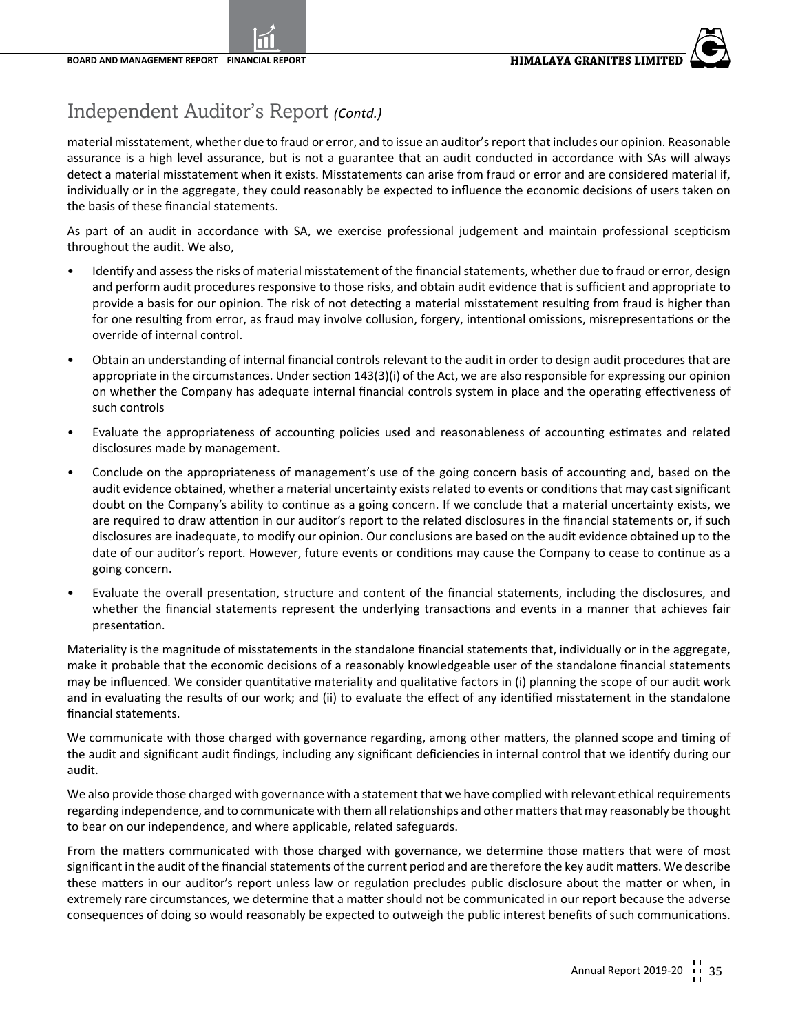# Independent Auditor's Report *(Contd.)*

material misstatement, whether due to fraud or error, and to issue an auditor's report that includes our opinion. Reasonable assurance is a high level assurance, but is not a guarantee that an audit conducted in accordance with SAs will always detect a material misstatement when it exists. Misstatements can arise from fraud or error and are considered material if, individually or in the aggregate, they could reasonably be expected to influence the economic decisions of users taken on the basis of these financial statements.

As part of an audit in accordance with SA, we exercise professional judgement and maintain professional scepticism throughout the audit. We also,

- Identify and assess the risks of material misstatement of the financial statements, whether due to fraud or error, design and perform audit procedures responsive to those risks, and obtain audit evidence that is sufficient and appropriate to provide a basis for our opinion. The risk of not detecting a material misstatement resulting from fraud is higher than for one resulting from error, as fraud may involve collusion, forgery, intentional omissions, misrepresentations or the override of internal control.
- Obtain an understanding of internal financial controls relevant to the audit in order to design audit procedures that are appropriate in the circumstances. Under section 143(3)(i) of the Act, we are also responsible for expressing our opinion on whether the Company has adequate internal financial controls system in place and the operating effectiveness of such controls
- Evaluate the appropriateness of accounting policies used and reasonableness of accounting estimates and related disclosures made by management.
- Conclude on the appropriateness of management's use of the going concern basis of accounting and, based on the audit evidence obtained, whether a material uncertainty exists related to events or conditions that may cast significant doubt on the Company's ability to continue as a going concern. If we conclude that a material uncertainty exists, we are required to draw attention in our auditor's report to the related disclosures in the financial statements or, if such disclosures are inadequate, to modify our opinion. Our conclusions are based on the audit evidence obtained up to the date of our auditor's report. However, future events or conditions may cause the Company to cease to continue as a going concern.
- Evaluate the overall presentation, structure and content of the financial statements, including the disclosures, and whether the financial statements represent the underlying transactions and events in a manner that achieves fair presentation.

Materiality is the magnitude of misstatements in the standalone financial statements that, individually or in the aggregate, make it probable that the economic decisions of a reasonably knowledgeable user of the standalone financial statements may be influenced. We consider quantitative materiality and qualitative factors in (i) planning the scope of our audit work and in evaluating the results of our work; and (ii) to evaluate the effect of any identified misstatement in the standalone financial statements.

We communicate with those charged with governance regarding, among other matters, the planned scope and timing of the audit and significant audit findings, including any significant deficiencies in internal control that we identify during our audit.

We also provide those charged with governance with a statement that we have complied with relevant ethical requirements regarding independence, and to communicate with them all relationships and other matters that may reasonably be thought to bear on our independence, and where applicable, related safeguards.

From the matters communicated with those charged with governance, we determine those matters that were of most significant in the audit of the financial statements of the current period and are therefore the key audit matters. We describe these matters in our auditor's report unless law or regulation precludes public disclosure about the matter or when, in extremely rare circumstances, we determine that a matter should not be communicated in our report because the adverse consequences of doing so would reasonably be expected to outweigh the public interest benefits of such communications.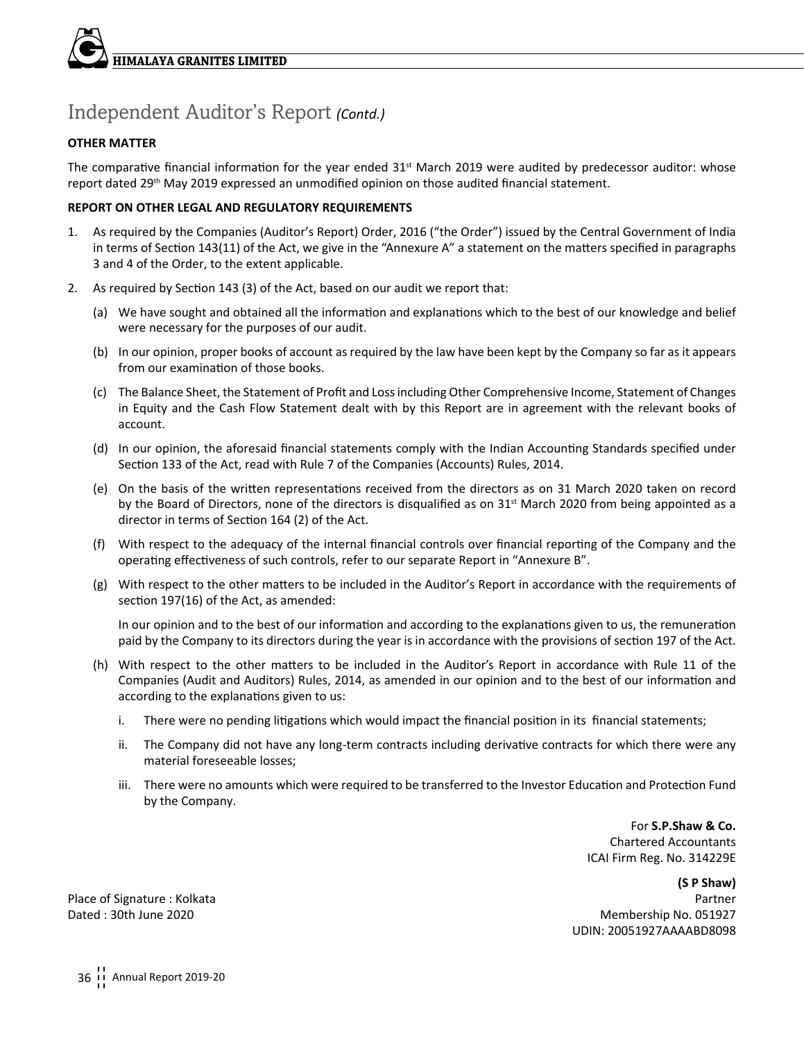# Independent Auditor's Report *(Contd.)*

**OTHER MATTER**

The comparative financial information for the year ended 31st March 2019 were audited by predecessor auditor: whose report dated 29th May 2019 expressed an unmodified opinion on those audited financial statement.

**REPORT ON OTHER LEGAL AND REGULATORY REQUIREMENTS**

1. As required by the Companies (Auditor's Report) Order, 2016 ("the Order") issued by the Central Government of India in terms of Section 143(11) of the Act, we give in the "Annexure A" a statement on the matters specified in paragraphs 3 and 4 of the Order, to the extent applicable.

2. As required by Section 143 (3) of the Act, based on our audit we report that:

   (a) We have sought and obtained all the information and explanations which to the best of our knowledge and belief were necessary for the purposes of our audit.

   (b) In our opinion, proper books of account as required by the law have been kept by the Company so far as it appears from our examination of those books.

   (c) The Balance Sheet, the Statement of Profit and Loss including Other Comprehensive Income, Statement of Changes in Equity and the Cash Flow Statement dealt with by this Report are in agreement with the relevant books of account.

   (d) In our opinion, the aforesaid financial statements comply with the Indian Accounting Standards specified under Section 133 of the Act, read with Rule 7 of the Companies (Accounts) Rules, 2014.

   (e) On the basis of the written representations received from the directors as on 31 March 2020 taken on record by the Board of Directors, none of the directors is disqualified as on 31st March 2020 from being appointed as a director in terms of Section 164 (2) of the Act.

   (f) With respect to the adequacy of the internal financial controls over financial reporting of the Company and the operating effectiveness of such controls, refer to our separate Report in "Annexure B".

   (g) With respect to the other matters to be included in the Auditor's Report in accordance with the requirements of section 197(16) of the Act, as amended:

   In our opinion and to the best of our information and according to the explanations given to us, the remuneration paid by the Company to its directors during the year is in accordance with the provisions of section 197 of the Act.

   (h) With respect to the other matters to be included in the Auditor's Report in accordance with Rule 11 of the Companies (Audit and Auditors) Rules, 2014, as amended in our opinion and to the best of our information and according to the explanations given to us:

      i. There were no pending litigations which would impact the financial position in its financial statements;

      ii. The Company did not have any long-term contracts including derivative contracts for which there were any material foreseeable losses;

      iii. There were no amounts which were required to be transferred to the Investor Education and Protection Fund by the Company.

For **S.P.Shaw & Co.**
Chartered Accountants
ICAI Firm Reg. No. 314229E

**(S P Shaw)**
Partner
Membership No. 051927
UDIN: 20051927AAAABD8098

Place of Signature : Kolkata
Dated : 30th June 2020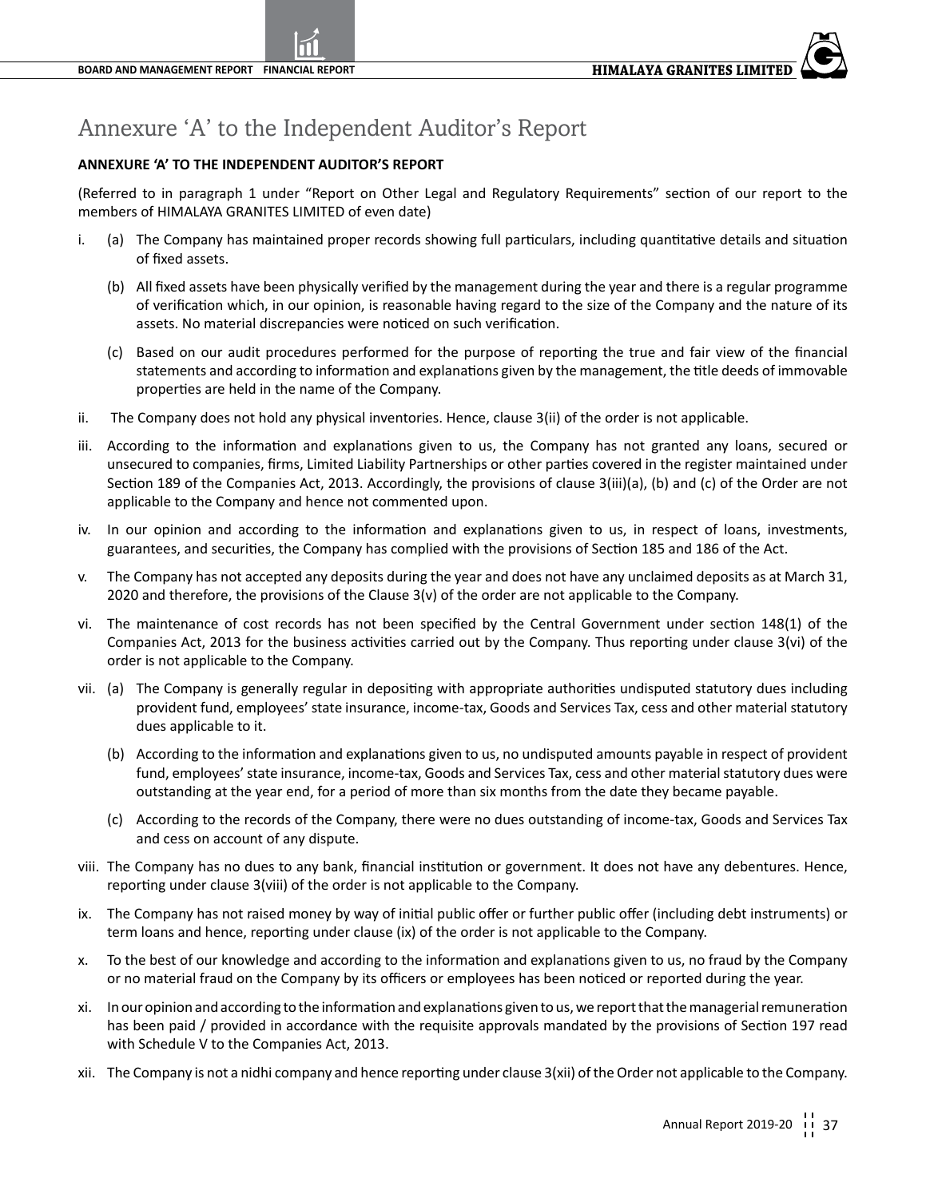# Annexure 'A' to the Independent Auditor's Report

**ANNEXURE 'A' TO THE INDEPENDENT AUDITOR'S REPORT**

(Referred to in paragraph 1 under "Report on Other Legal and Regulatory Requirements" section of our report to the members of HIMALAYA GRANITES LIMITED of even date)

i. (a) The Company has maintained proper records showing full particulars, including quantitative details and situation of fixed assets.

   (b) All fixed assets have been physically verified by the management during the year and there is a regular programme of verification which, in our opinion, is reasonable having regard to the size of the Company and the nature of its assets. No material discrepancies were noticed on such verification.

   (c) Based on our audit procedures performed for the purpose of reporting the true and fair view of the financial statements and according to information and explanations given by the management, the title deeds of immovable properties are held in the name of the Company.

ii. The Company does not hold any physical inventories. Hence, clause 3(ii) of the order is not applicable.

iii. According to the information and explanations given to us, the Company has not granted any loans, secured or unsecured to companies, firms, Limited Liability Partnerships or other parties covered in the register maintained under Section 189 of the Companies Act, 2013. Accordingly, the provisions of clause 3(iii)(a), (b) and (c) of the Order are not applicable to the Company and hence not commented upon.

iv. In our opinion and according to the information and explanations given to us, in respect of loans, investments, guarantees, and securities, the Company has complied with the provisions of Section 185 and 186 of the Act.

v. The Company has not accepted any deposits during the year and does not have any unclaimed deposits as at March 31, 2020 and therefore, the provisions of the Clause 3(v) of the order are not applicable to the Company.

vi. The maintenance of cost records has not been specified by the Central Government under section 148(1) of the Companies Act, 2013 for the business activities carried out by the Company. Thus reporting under clause 3(vi) of the order is not applicable to the Company.

vii. (a) The Company is generally regular in depositing with appropriate authorities undisputed statutory dues including provident fund, employees' state insurance, income-tax, Goods and Services Tax, cess and other material statutory dues applicable to it.

   (b) According to the information and explanations given to us, no undisputed amounts payable in respect of provident fund, employees' state insurance, income-tax, Goods and Services Tax, cess and other material statutory dues were outstanding at the year end, for a period of more than six months from the date they became payable.

   (c) According to the records of the Company, there were no dues outstanding of income-tax, Goods and Services Tax and cess on account of any dispute.

viii. The Company has no dues to any bank, financial institution or government. It does not have any debentures. Hence, reporting under clause 3(viii) of the order is not applicable to the Company.

ix. The Company has not raised money by way of initial public offer or further public offer (including debt instruments) or term loans and hence, reporting under clause (ix) of the order is not applicable to the Company.

x. To the best of our knowledge and according to the information and explanations given to us, no fraud by the Company or no material fraud on the Company by its officers or employees has been noticed or reported during the year.

xi. In our opinion and according to the information and explanations given to us, we report that the managerial remuneration has been paid / provided in accordance with the requisite approvals mandated by the provisions of Section 197 read with Schedule V to the Companies Act, 2013.

xii. The Company is not a nidhi company and hence reporting under clause 3(xii) of the Order not applicable to the Company.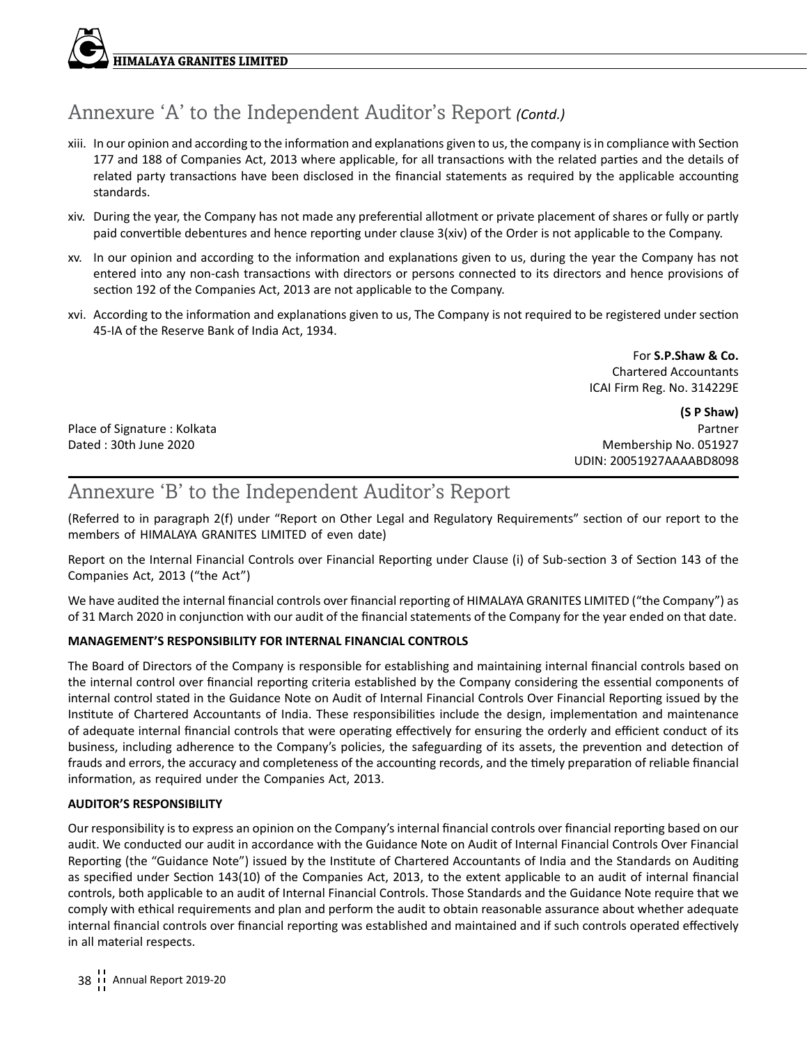## Annexure 'A' to the Independent Auditor's Report *(Contd.)*

xiii. In our opinion and according to the information and explanations given to us, the company is in compliance with Section 177 and 188 of Companies Act, 2013 where applicable, for all transactions with the related parties and the details of related party transactions have been disclosed in the financial statements as required by the applicable accounting standards.

xiv. During the year, the Company has not made any preferential allotment or private placement of shares or fully or partly paid convertible debentures and hence reporting under clause 3(xiv) of the Order is not applicable to the Company.

xv. In our opinion and according to the information and explanations given to us, during the year the Company has not entered into any non-cash transactions with directors or persons connected to its directors and hence provisions of section 192 of the Companies Act, 2013 are not applicable to the Company.

xvi. According to the information and explanations given to us, The Company is not required to be registered under section 45-IA of the Reserve Bank of India Act, 1934.

For **S.P.Shaw & Co.**
Chartered Accountants
ICAI Firm Reg. No. 314229E

**(S P Shaw)**
Partner
Membership No. 051927
UDIN: 20051927AAAABD8098

Place of Signature : Kolkata
Dated : 30th June 2020

## Annexure 'B' to the Independent Auditor's Report

(Referred to in paragraph 2(f) under "Report on Other Legal and Regulatory Requirements" section of our report to the members of HIMALAYA GRANITES LIMITED of even date)

Report on the Internal Financial Controls over Financial Reporting under Clause (i) of Sub-section 3 of Section 143 of the Companies Act, 2013 ("the Act")

We have audited the internal financial controls over financial reporting of HIMALAYA GRANITES LIMITED ("the Company") as of 31 March 2020 in conjunction with our audit of the financial statements of the Company for the year ended on that date.

### MANAGEMENT'S RESPONSIBILITY FOR INTERNAL FINANCIAL CONTROLS

The Board of Directors of the Company is responsible for establishing and maintaining internal financial controls based on the internal control over financial reporting criteria established by the Company considering the essential components of internal control stated in the Guidance Note on Audit of Internal Financial Controls Over Financial Reporting issued by the Institute of Chartered Accountants of India. These responsibilities include the design, implementation and maintenance of adequate internal financial controls that were operating effectively for ensuring the orderly and efficient conduct of its business, including adherence to the Company's policies, the safeguarding of its assets, the prevention and detection of frauds and errors, the accuracy and completeness of the accounting records, and the timely preparation of reliable financial information, as required under the Companies Act, 2013.

### AUDITOR'S RESPONSIBILITY

Our responsibility is to express an opinion on the Company's internal financial controls over financial reporting based on our audit. We conducted our audit in accordance with the Guidance Note on Audit of Internal Financial Controls Over Financial Reporting (the "Guidance Note") issued by the Institute of Chartered Accountants of India and the Standards on Auditing as specified under Section 143(10) of the Companies Act, 2013, to the extent applicable to an audit of internal financial controls, both applicable to an audit of Internal Financial Controls. Those Standards and the Guidance Note require that we comply with ethical requirements and plan and perform the audit to obtain reasonable assurance about whether adequate internal financial controls over financial reporting was established and maintained and if such controls operated effectively in all material respects.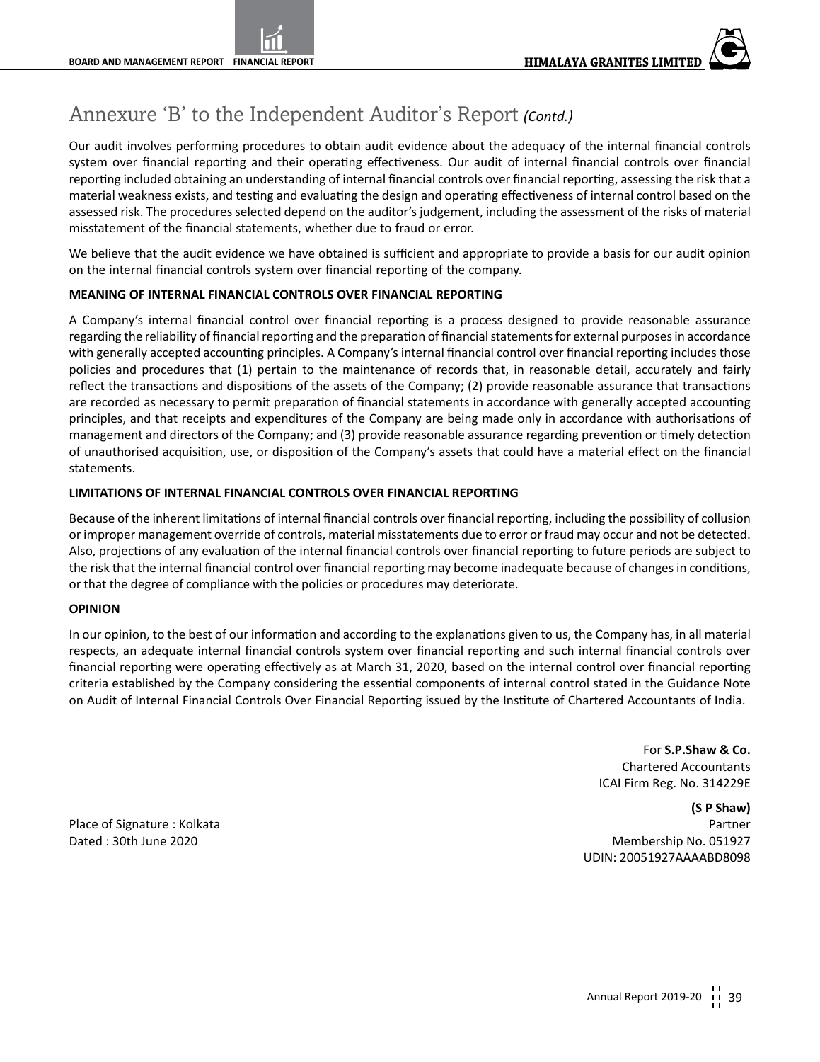# Annexure 'B' to the Independent Auditor's Report *(Contd.)*

Our audit involves performing procedures to obtain audit evidence about the adequacy of the internal financial controls system over financial reporting and their operating effectiveness. Our audit of internal financial controls over financial reporting included obtaining an understanding of internal financial controls over financial reporting, assessing the risk that a material weakness exists, and testing and evaluating the design and operating effectiveness of internal control based on the assessed risk. The procedures selected depend on the auditor's judgement, including the assessment of the risks of material misstatement of the financial statements, whether due to fraud or error.

We believe that the audit evidence we have obtained is sufficient and appropriate to provide a basis for our audit opinion on the internal financial controls system over financial reporting of the company.

**MEANING OF INTERNAL FINANCIAL CONTROLS OVER FINANCIAL REPORTING**

A Company's internal financial control over financial reporting is a process designed to provide reasonable assurance regarding the reliability of financial reporting and the preparation of financial statements for external purposes in accordance with generally accepted accounting principles. A Company's internal financial control over financial reporting includes those policies and procedures that (1) pertain to the maintenance of records that, in reasonable detail, accurately and fairly reflect the transactions and dispositions of the assets of the Company; (2) provide reasonable assurance that transactions are recorded as necessary to permit preparation of financial statements in accordance with generally accepted accounting principles, and that receipts and expenditures of the Company are being made only in accordance with authorisations of management and directors of the Company; and (3) provide reasonable assurance regarding prevention or timely detection of unauthorised acquisition, use, or disposition of the Company's assets that could have a material effect on the financial statements.

**LIMITATIONS OF INTERNAL FINANCIAL CONTROLS OVER FINANCIAL REPORTING**

Because of the inherent limitations of internal financial controls over financial reporting, including the possibility of collusion or improper management override of controls, material misstatements due to error or fraud may occur and not be detected. Also, projections of any evaluation of the internal financial controls over financial reporting to future periods are subject to the risk that the internal financial control over financial reporting may become inadequate because of changes in conditions, or that the degree of compliance with the policies or procedures may deteriorate.

**OPINION**

In our opinion, to the best of our information and according to the explanations given to us, the Company has, in all material respects, an adequate internal financial controls system over financial reporting and such internal financial controls over financial reporting were operating effectively as at March 31, 2020, based on the internal control over financial reporting criteria established by the Company considering the essential components of internal control stated in the Guidance Note on Audit of Internal Financial Controls Over Financial Reporting issued by the Institute of Chartered Accountants of India.

For **S.P.Shaw & Co.**
Chartered Accountants
ICAI Firm Reg. No. 314229E

**(S P Shaw)**
Partner
Membership No. 051927
UDIN: 20051927AAAABD8098

Place of Signature : Kolkata
Dated : 30th June 2020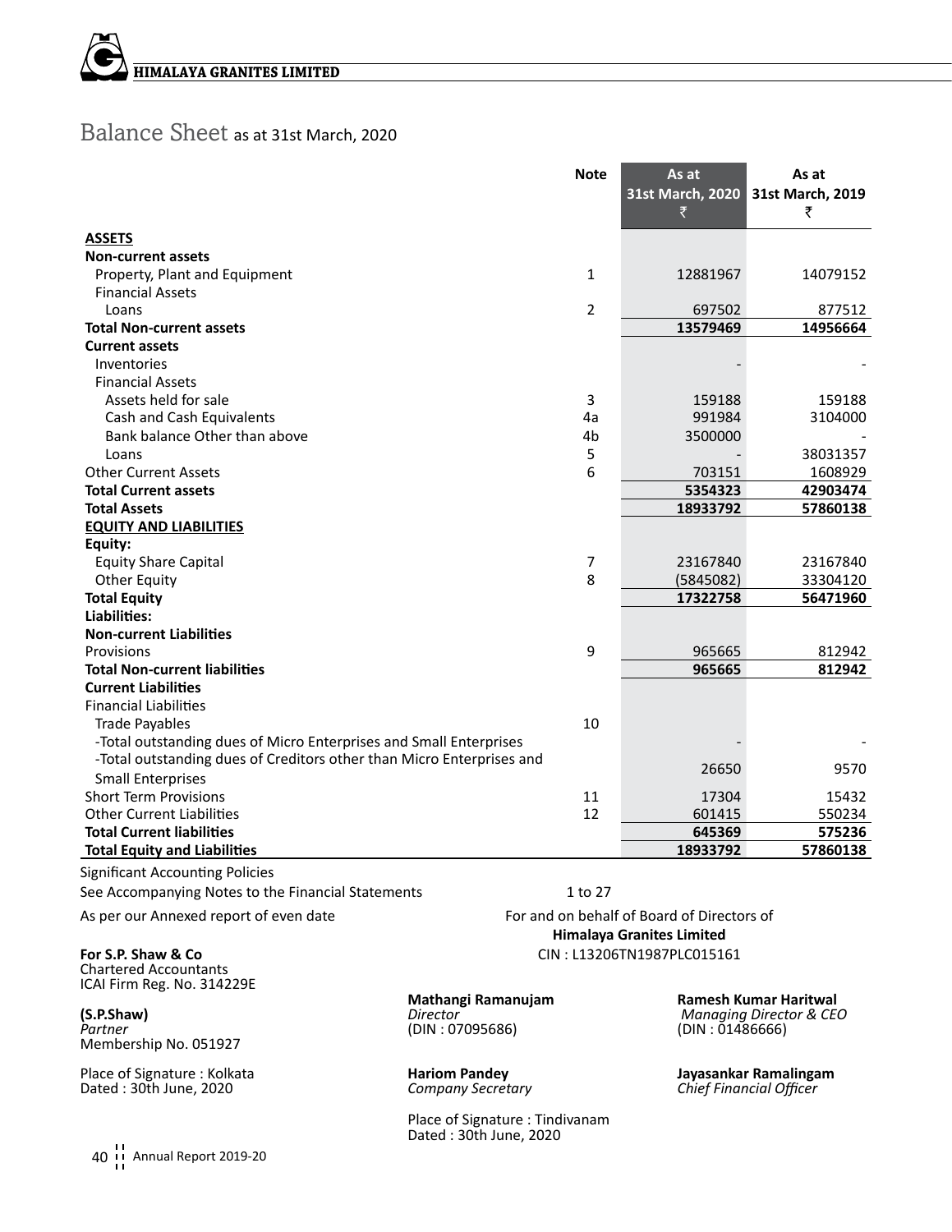## Balance Sheet as at 31st March, 2020

| | Note | As at 31st March, 2020 ₹ | As at 31st March, 2019 ₹ |
|---|---|---|---|
| **ASSETS** | | | |
| **Non-current assets** | | | |
| Property, Plant and Equipment | 1 | 12881967 | 14079152 |
| Financial Assets | | | |
| Loans | 2 | 697502 | 877512 |
| **Total Non-current assets** | | **13579469** | **14956664** |
| **Current assets** | | | |
| Inventories | | - | - |
| Financial Assets | | | |
| Assets held for sale | 3 | 159188 | 159188 |
| Cash and Cash Equivalents | 4a | 991984 | 3104000 |
| Bank balance Other than above | 4b | 3500000 | - |
| Loans | 5 | - | 38031357 |
| Other Current Assets | 6 | 703151 | 1608929 |
| **Total Current assets** | | **5354323** | **42903474** |
| **Total Assets** | | **18933792** | **57860138** |
| **EQUITY AND LIABILITIES** | | | |
| **Equity:** | | | |
| Equity Share Capital | 7 | 23167840 | 23167840 |
| Other Equity | 8 | (5845082) | 33304120 |
| **Total Equity** | | **17322758** | **56471960** |
| **Liabilities:** | | | |
| **Non-current Liabilities** | | | |
| Provisions | 9 | 965665 | 812942 |
| **Total Non-current liabilities** | | **965665** | **812942** |
| **Current Liabilities** | | | |
| Financial Liabilities | | | |
| Trade Payables | 10 | | |
| -Total outstanding dues of Micro Enterprises and Small Enterprises | | - | - |
| -Total outstanding dues of Creditors other than Micro Enterprises and Small Enterprises | | 26650 | 9570 |
| Short Term Provisions | 11 | 17304 | 15432 |
| Other Current Liabilities | 12 | 601415 | 550234 |
| **Total Current liabilities** | | **645369** | **575236** |
| **Total Equity and Liabilities** | | **18933792** | **57860138** |

Significant Accounting Policies

See Accompanying Notes to the Financial Statements 1 to 27

As per our Annexed report of even date

For and on behalf of Board of Directors of
**Himalaya Granites Limited**
CIN : L13206TN1987PLC015161

**For S.P. Shaw & Co**
Chartered Accountants
ICAI Firm Reg. No. 314229E

**(S.P.Shaw)**
*Partner*
Membership No. 051927

Place of Signature : Kolkata
Dated : 30th June, 2020

**Mathangi Ramanujam**
*Director*
(DIN : 07095686)

**Ramesh Kumar Haritwal**
*Managing Director & CEO*
(DIN : 01486666)

**Hariom Pandey**
*Company Secretary*

**Jayasankar Ramalingam**
*Chief Financial Officer*

Place of Signature : Tindivanam
Dated : 30th June, 2020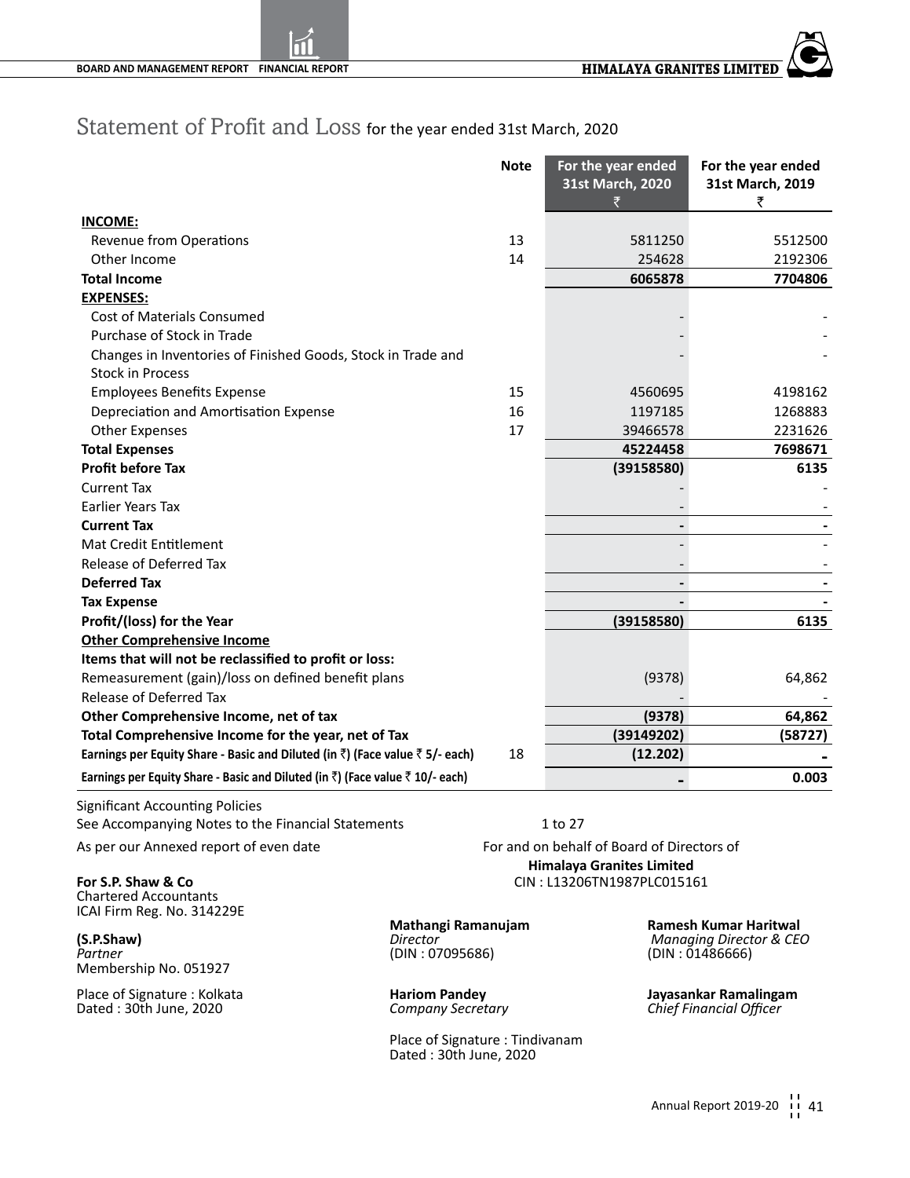# Statement of Profit and Loss for the year ended 31st March, 2020

| | Note | For the year ended 31st March, 2020 ₹ | For the year ended 31st March, 2019 ₹ |
|---|---|---|---|
| **INCOME:** | | | |
| Revenue from Operations | 13 | 5811250 | 5512500 |
| Other Income | 14 | 254628 | 2192306 |
| **Total Income** | | **6065878** | **7704806** |
| **EXPENSES:** | | | |
| Cost of Materials Consumed | | - | - |
| Purchase of Stock in Trade | | - | - |
| Changes in Inventories of Finished Goods, Stock in Trade and Stock in Process | | - | - |
| Employees Benefits Expense | 15 | 4560695 | 4198162 |
| Depreciation and Amortisation Expense | 16 | 1197185 | 1268883 |
| Other Expenses | 17 | 39466578 | 2231626 |
| **Total Expenses** | | **45224458** | **7698671** |
| **Profit before Tax** | | **(39158580)** | **6135** |
| Current Tax | | - | - |
| Earlier Years Tax | | - | - |
| **Current Tax** | | **-** | **-** |
| Mat Credit Entitlement | | - | - |
| Release of Deferred Tax | | - | - |
| **Deferred Tax** | | **-** | **-** |
| **Tax Expense** | | **-** | **-** |
| **Profit/(loss) for the Year** | | **(39158580)** | **6135** |
| **Other Comprehensive Income** | | | |
| **Items that will not be reclassified to profit or loss:** | | | |
| Remeasurement (gain)/loss on defined benefit plans | | (9378) | 64,862 |
| Release of Deferred Tax | | - | - |
| **Other Comprehensive Income, net of tax** | | **(9378)** | **64,862** |
| **Total Comprehensive Income for the year, net of Tax** | | **(39149202)** | **(58727)** |
| **Earnings per Equity Share - Basic and Diluted (in ₹) (Face value ₹ 5/- each)** | 18 | **(12.202)** | **-** |
| **Earnings per Equity Share - Basic and Diluted (in ₹) (Face value ₹ 10/- each)** | | **-** | **0.003** |

Significant Accounting Policies
See Accompanying Notes to the Financial Statements 1 to 27

As per our Annexed report of even date

**For S.P. Shaw & Co**
Chartered Accountants
ICAI Firm Reg. No. 314229E

**(S.P.Shaw)**
*Partner*
Membership No. 051927

Place of Signature : Kolkata
Dated : 30th June, 2020

For and on behalf of Board of Directors of
**Himalaya Granites Limited**
CIN : L13206TN1987PLC015161

**Mathangi Ramanujam**
*Director*
(DIN : 07095686)

**Ramesh Kumar Haritwal**
*Managing Director & CEO*
(DIN : 01486666)

**Hariom Pandey**
*Company Secretary*

**Jayasankar Ramalingam**
*Chief Financial Officer*

Place of Signature : Tindivanam
Dated : 30th June, 2020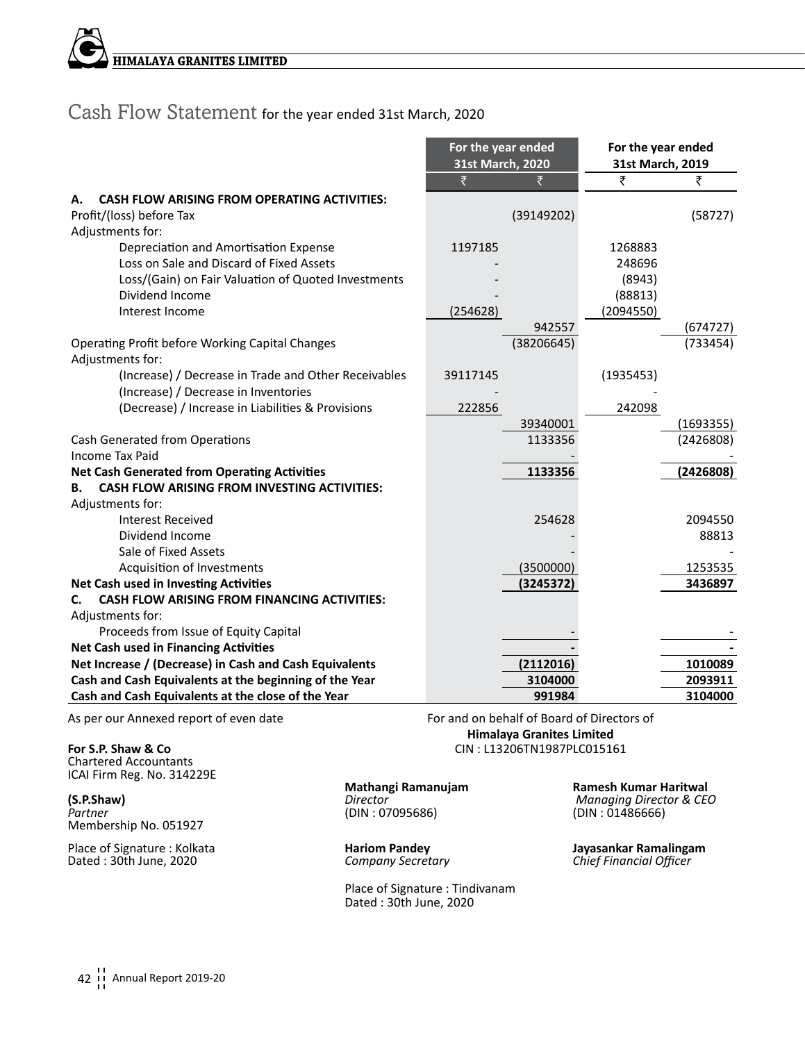# Cash Flow Statement for the year ended 31st March, 2020

| | For the year ended 31st March, 2020 | | For the year ended 31st March, 2019 | |
|---|---|---|---|---|
| | ₹ | ₹ | ₹ | ₹ |
| **A. CASH FLOW ARISING FROM OPERATING ACTIVITIES:** | | | | |
| Profit/(loss) before Tax | | (39149202) | | (58727) |
| Adjustments for: | | | | |
| Depreciation and Amortisation Expense | 1197185 | | 1268883 | |
| Loss on Sale and Discard of Fixed Assets | - | | 248696 | |
| Loss/(Gain) on Fair Valuation of Quoted Investments | - | | (8943) | |
| Dividend Income | - | | (88813) | |
| Interest Income | (254628) | | (2094550) | |
| | | 942557 | | (674727) |
| Operating Profit before Working Capital Changes | | (38206645) | | (733454) |
| Adjustments for: | | | | |
| (Increase) / Decrease in Trade and Other Receivables | 39117145 | | (1935453) | |
| (Increase) / Decrease in Inventories | - | | - | |
| (Decrease) / Increase in Liabilities & Provisions | 222856 | | 242098 | |
| | | 39340001 | | (1693355) |
| Cash Generated from Operations | | 1133356 | | (2426808) |
| Income Tax Paid | | - | | - |
| **Net Cash Generated from Operating Activities** | | **1133356** | | **(2426808)** |
| **B. CASH FLOW ARISING FROM INVESTING ACTIVITIES:** | | | | |
| Adjustments for: | | | | |
| Interest Received | | 254628 | | 2094550 |
| Dividend Income | | - | | 88813 |
| Sale of Fixed Assets | | - | | - |
| Acquisition of Investments | | (3500000) | | 1253535 |
| **Net Cash used in Investing Activities** | | **(3245372)** | | **3436897** |
| **C. CASH FLOW ARISING FROM FINANCING ACTIVITIES:** | | | | |
| Adjustments for: | | | | |
| Proceeds from Issue of Equity Capital | | - | | - |
| **Net Cash used in Financing Activities** | | **-** | | **-** |
| **Net Increase / (Decrease) in Cash and Cash Equivalents** | | **(2112016)** | | **1010089** |
| **Cash and Cash Equivalents at the beginning of the Year** | | **3104000** | | **2093911** |
| **Cash and Cash Equivalents at the close of the Year** | | **991984** | | **3104000** |

As per our Annexed report of even date

**For S.P. Shaw & Co**
Chartered Accountants
ICAI Firm Reg. No. 314229E

**(S.P.Shaw)**
*Partner*
Membership No. 051927

Place of Signature : Kolkata
Dated : 30th June, 2020

For and on behalf of Board of Directors of
**Himalaya Granites Limited**
CIN : L13206TN1987PLC015161

**Mathangi Ramanujam**
*Director*
(DIN : 07095686)

**Ramesh Kumar Haritwal**
*Managing Director & CEO*
(DIN : 01486666)

**Hariom Pandey**
*Company Secretary*

**Jayasankar Ramalingam**
*Chief Financial Officer*

Place of Signature : Tindivanam
Dated : 30th June, 2020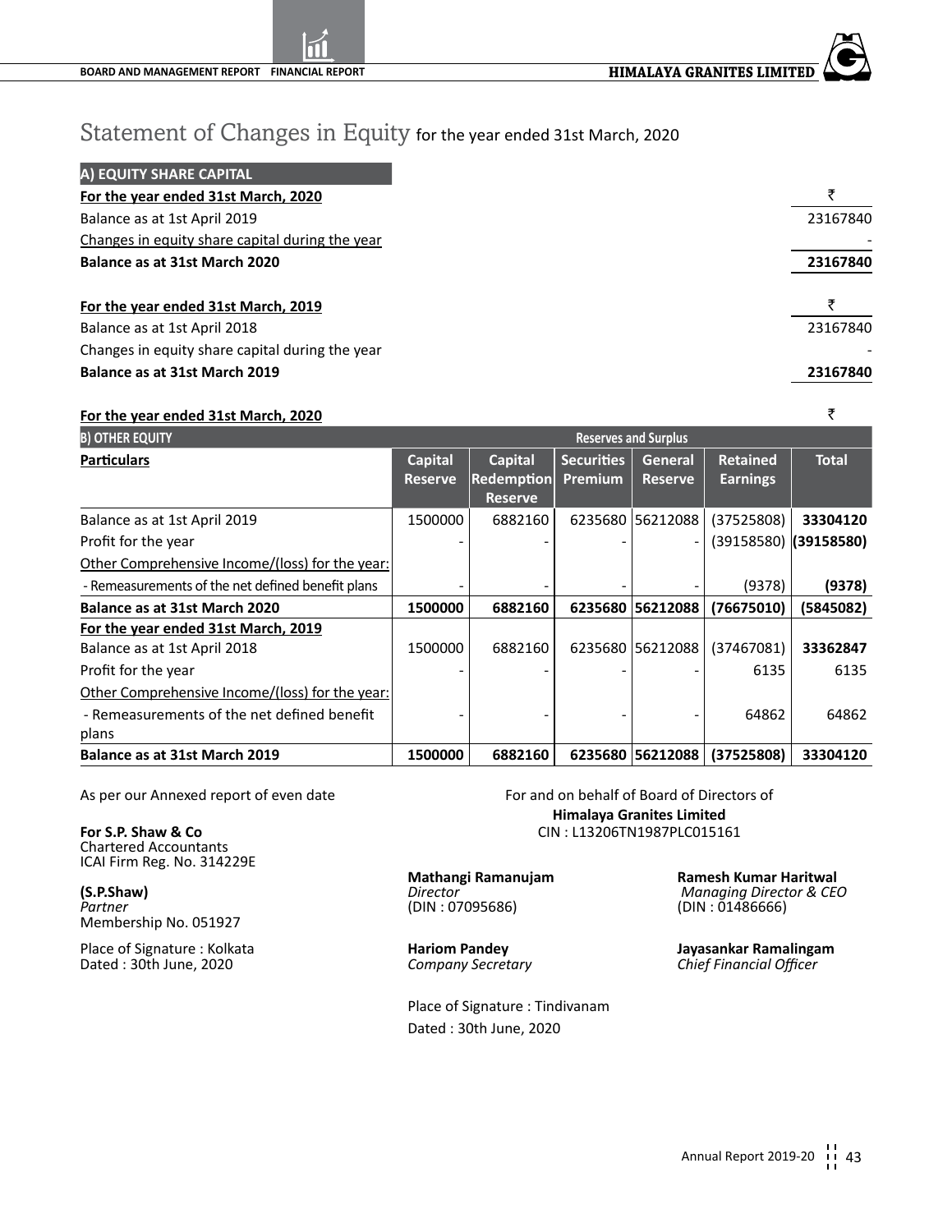# Statement of Changes in Equity for the year ended 31st March, 2020

## A) EQUITY SHARE CAPITAL

| For the year ended 31st March, 2020 | ₹ |
|---|---|
| Balance as at 1st April 2019 | 23167840 |
| Changes in equity share capital during the year | - |
| **Balance as at 31st March 2020** | **23167840** |

| For the year ended 31st March, 2019 | ₹ |
|---|---|
| Balance as at 1st April 2018 | 23167840 |
| Changes in equity share capital during the year | - |
| **Balance as at 31st March 2019** | **23167840** |

**For the year ended 31st March, 2020** ₹

| B) OTHER EQUITY | Reserves and Surplus | | | | | |
|---|---|---|---|---|---|---|
| **Particulars** | **Capital Reserve** | **Capital Redemption Reserve** | **Securities Premium** | **General Reserve** | **Retained Earnings** | **Total** |
| Balance as at 1st April 2019 | 1500000 | 6882160 | 6235680 | 56212088 | (37525808) | **33304120** |
| Profit for the year | - | - | - | - | (39158580) | **(39158580)** |
| Other Comprehensive Income/(loss) for the year: | | | | | | |
| - Remeasurements of the net defined benefit plans | - | - | - | - | (9378) | **(9378)** |
| **Balance as at 31st March 2020** | **1500000** | **6882160** | **6235680** | **56212088** | **(76675010)** | **(5845082)** |
| For the year ended 31st March, 2019 | | | | | | |
| Balance as at 1st April 2018 | 1500000 | 6882160 | 6235680 | 56212088 | (37467081) | **33362847** |
| Profit for the year | - | - | - | - | 6135 | 6135 |
| Other Comprehensive Income/(loss) for the year: | | | | | | |
| - Remeasurements of the net defined benefit plans | - | - | - | - | 64862 | 64862 |
| **Balance as at 31st March 2019** | **1500000** | **6882160** | **6235680** | **56212088** | **(37525808)** | **33304120** |

As per our Annexed report of even date

**For S.P. Shaw & Co**
Chartered Accountants
ICAI Firm Reg. No. 314229E

**(S.P.Shaw)**
*Partner*
Membership No. 051927

Place of Signature : Kolkata
Dated : 30th June, 2020

For and on behalf of Board of Directors of
**Himalaya Granites Limited**
CIN : L13206TN1987PLC015161

**Mathangi Ramanujam**
*Director*
(DIN : 07095686)

**Ramesh Kumar Haritwal**
*Managing Director & CEO*
(DIN : 01486666)

**Hariom Pandey**
*Company Secretary*

**Jayasankar Ramalingam**
*Chief Financial Officer*

Place of Signature : Tindivanam
Dated : 30th June, 2020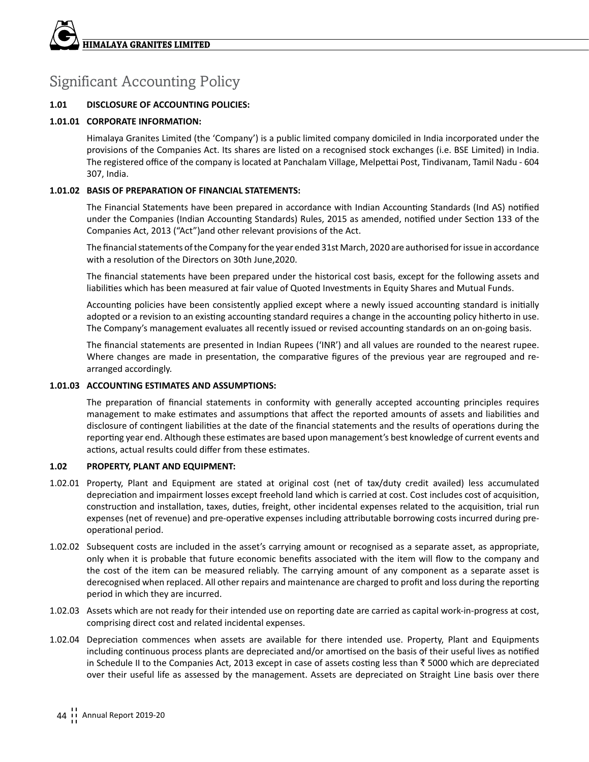# Significant Accounting Policy

### 1.01 DISCLOSURE OF ACCOUNTING POLICIES:

#### 1.01.01 CORPORATE INFORMATION:

Himalaya Granites Limited (the 'Company') is a public limited company domiciled in India incorporated under the provisions of the Companies Act. Its shares are listed on a recognised stock exchanges (i.e. BSE Limited) in India. The registered office of the company is located at Panchalam Village, Melpettai Post, Tindivanam, Tamil Nadu - 604 307, India.

#### 1.01.02 BASIS OF PREPARATION OF FINANCIAL STATEMENTS:

The Financial Statements have been prepared in accordance with Indian Accounting Standards (Ind AS) notified under the Companies (Indian Accounting Standards) Rules, 2015 as amended, notified under Section 133 of the Companies Act, 2013 ("Act")and other relevant provisions of the Act.

The financial statements of the Company for the year ended 31st March, 2020 are authorised for issue in accordance with a resolution of the Directors on 30th June,2020.

The financial statements have been prepared under the historical cost basis, except for the following assets and liabilities which has been measured at fair value of Quoted Investments in Equity Shares and Mutual Funds.

Accounting policies have been consistently applied except where a newly issued accounting standard is initially adopted or a revision to an existing accounting standard requires a change in the accounting policy hitherto in use. The Company's management evaluates all recently issued or revised accounting standards on an on-going basis.

The financial statements are presented in Indian Rupees ('INR') and all values are rounded to the nearest rupee. Where changes are made in presentation, the comparative figures of the previous year are regrouped and re-arranged accordingly.

#### 1.01.03 ACCOUNTING ESTIMATES AND ASSUMPTIONS:

The preparation of financial statements in conformity with generally accepted accounting principles requires management to make estimates and assumptions that affect the reported amounts of assets and liabilities and disclosure of contingent liabilities at the date of the financial statements and the results of operations during the reporting year end. Although these estimates are based upon management's best knowledge of current events and actions, actual results could differ from these estimates.

### 1.02 PROPERTY, PLANT AND EQUIPMENT:

1.02.01 Property, Plant and Equipment are stated at original cost (net of tax/duty credit availed) less accumulated depreciation and impairment losses except freehold land which is carried at cost. Cost includes cost of acquisition, construction and installation, taxes, duties, freight, other incidental expenses related to the acquisition, trial run expenses (net of revenue) and pre-operative expenses including attributable borrowing costs incurred during pre-operational period.

1.02.02 Subsequent costs are included in the asset's carrying amount or recognised as a separate asset, as appropriate, only when it is probable that future economic benefits associated with the item will flow to the company and the cost of the item can be measured reliably. The carrying amount of any component as a separate asset is derecognised when replaced. All other repairs and maintenance are charged to profit and loss during the reporting period in which they are incurred.

1.02.03 Assets which are not ready for their intended use on reporting date are carried as capital work-in-progress at cost, comprising direct cost and related incidental expenses.

1.02.04 Depreciation commences when assets are available for there intended use. Property, Plant and Equipments including continuous process plants are depreciated and/or amortised on the basis of their useful lives as notified in Schedule II to the Companies Act, 2013 except in case of assets costing less than ₹ 5000 which are depreciated over their useful life as assessed by the management. Assets are depreciated on Straight Line basis over there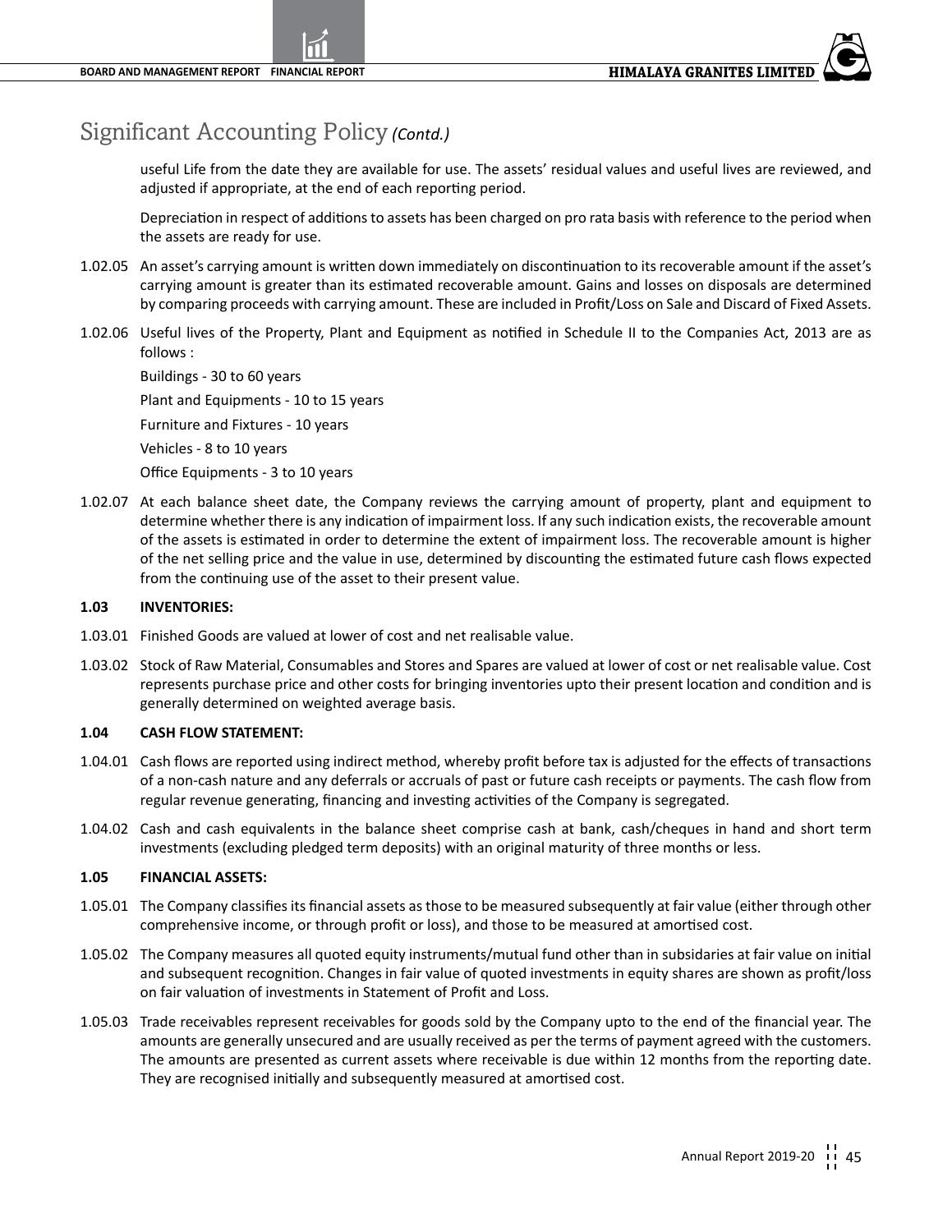# Significant Accounting Policy *(Contd.)*

useful Life from the date they are available for use. The assets' residual values and useful lives are reviewed, and adjusted if appropriate, at the end of each reporting period.

Depreciation in respect of additions to assets has been charged on pro rata basis with reference to the period when the assets are ready for use.

1.02.05 An asset's carrying amount is written down immediately on discontinuation to its recoverable amount if the asset's carrying amount is greater than its estimated recoverable amount. Gains and losses on disposals are determined by comparing proceeds with carrying amount. These are included in Profit/Loss on Sale and Discard of Fixed Assets.

1.02.06 Useful lives of the Property, Plant and Equipment as notified in Schedule II to the Companies Act, 2013 are as follows :

Buildings - 30 to 60 years

Plant and Equipments - 10 to 15 years

Furniture and Fixtures - 10 years

Vehicles - 8 to 10 years

Office Equipments - 3 to 10 years

1.02.07 At each balance sheet date, the Company reviews the carrying amount of property, plant and equipment to determine whether there is any indication of impairment loss. If any such indication exists, the recoverable amount of the assets is estimated in order to determine the extent of impairment loss. The recoverable amount is higher of the net selling price and the value in use, determined by discounting the estimated future cash flows expected from the continuing use of the asset to their present value.

**1.03 INVENTORIES:**

1.03.01 Finished Goods are valued at lower of cost and net realisable value.

1.03.02 Stock of Raw Material, Consumables and Stores and Spares are valued at lower of cost or net realisable value. Cost represents purchase price and other costs for bringing inventories upto their present location and condition and is generally determined on weighted average basis.

**1.04 CASH FLOW STATEMENT:**

1.04.01 Cash flows are reported using indirect method, whereby profit before tax is adjusted for the effects of transactions of a non-cash nature and any deferrals or accruals of past or future cash receipts or payments. The cash flow from regular revenue generating, financing and investing activities of the Company is segregated.

1.04.02 Cash and cash equivalents in the balance sheet comprise cash at bank, cash/cheques in hand and short term investments (excluding pledged term deposits) with an original maturity of three months or less.

**1.05 FINANCIAL ASSETS:**

1.05.01 The Company classifies its financial assets as those to be measured subsequently at fair value (either through other comprehensive income, or through profit or loss), and those to be measured at amortised cost.

1.05.02 The Company measures all quoted equity instruments/mutual fund other than in subsidaries at fair value on initial and subsequent recognition. Changes in fair value of quoted investments in equity shares are shown as profit/loss on fair valuation of investments in Statement of Profit and Loss.

1.05.03 Trade receivables represent receivables for goods sold by the Company upto to the end of the financial year. The amounts are generally unsecured and are usually received as per the terms of payment agreed with the customers. The amounts are presented as current assets where receivable is due within 12 months from the reporting date. They are recognised initially and subsequently measured at amortised cost.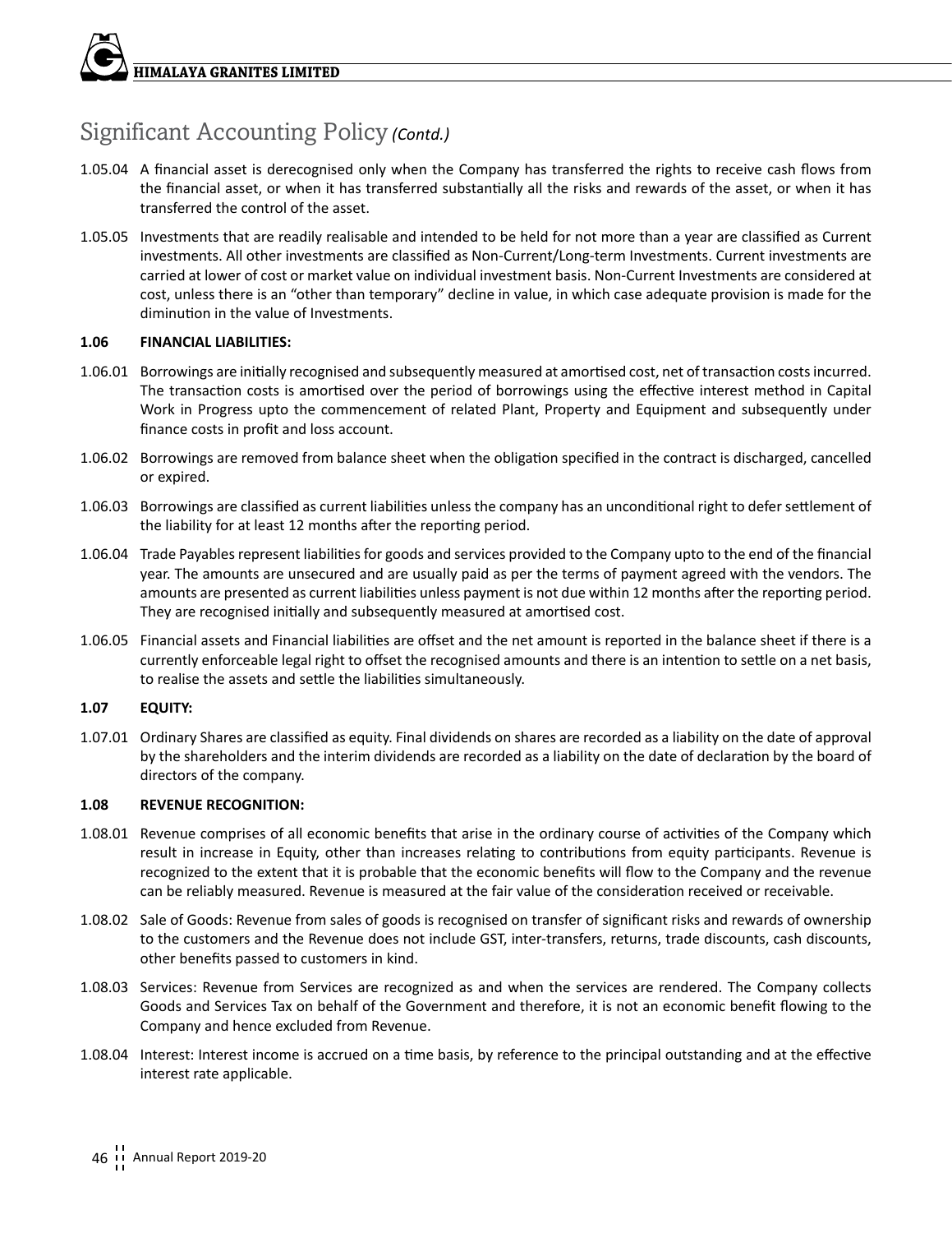## Significant Accounting Policy *(Contd.)*

1.05.04 A financial asset is derecognised only when the Company has transferred the rights to receive cash flows from the financial asset, or when it has transferred substantially all the risks and rewards of the asset, or when it has transferred the control of the asset.

1.05.05 Investments that are readily realisable and intended to be held for not more than a year are classified as Current investments. All other investments are classified as Non-Current/Long-term Investments. Current investments are carried at lower of cost or market value on individual investment basis. Non-Current Investments are considered at cost, unless there is an "other than temporary" decline in value, in which case adequate provision is made for the diminution in the value of Investments.

**1.06 FINANCIAL LIABILITIES:**

1.06.01 Borrowings are initially recognised and subsequently measured at amortised cost, net of transaction costs incurred. The transaction costs is amortised over the period of borrowings using the effective interest method in Capital Work in Progress upto the commencement of related Plant, Property and Equipment and subsequently under finance costs in profit and loss account.

1.06.02 Borrowings are removed from balance sheet when the obligation specified in the contract is discharged, cancelled or expired.

1.06.03 Borrowings are classified as current liabilities unless the company has an unconditional right to defer settlement of the liability for at least 12 months after the reporting period.

1.06.04 Trade Payables represent liabilities for goods and services provided to the Company upto to the end of the financial year. The amounts are unsecured and are usually paid as per the terms of payment agreed with the vendors. The amounts are presented as current liabilities unless payment is not due within 12 months after the reporting period. They are recognised initially and subsequently measured at amortised cost.

1.06.05 Financial assets and Financial liabilities are offset and the net amount is reported in the balance sheet if there is a currently enforceable legal right to offset the recognised amounts and there is an intention to settle on a net basis, to realise the assets and settle the liabilities simultaneously.

**1.07 EQUITY:**

1.07.01 Ordinary Shares are classified as equity. Final dividends on shares are recorded as a liability on the date of approval by the shareholders and the interim dividends are recorded as a liability on the date of declaration by the board of directors of the company.

**1.08 REVENUE RECOGNITION:**

1.08.01 Revenue comprises of all economic benefits that arise in the ordinary course of activities of the Company which result in increase in Equity, other than increases relating to contributions from equity participants. Revenue is recognized to the extent that it is probable that the economic benefits will flow to the Company and the revenue can be reliably measured. Revenue is measured at the fair value of the consideration received or receivable.

1.08.02 Sale of Goods: Revenue from sales of goods is recognised on transfer of significant risks and rewards of ownership to the customers and the Revenue does not include GST, inter-transfers, returns, trade discounts, cash discounts, other benefits passed to customers in kind.

1.08.03 Services: Revenue from Services are recognized as and when the services are rendered. The Company collects Goods and Services Tax on behalf of the Government and therefore, it is not an economic benefit flowing to the Company and hence excluded from Revenue.

1.08.04 Interest: Interest income is accrued on a time basis, by reference to the principal outstanding and at the effective interest rate applicable.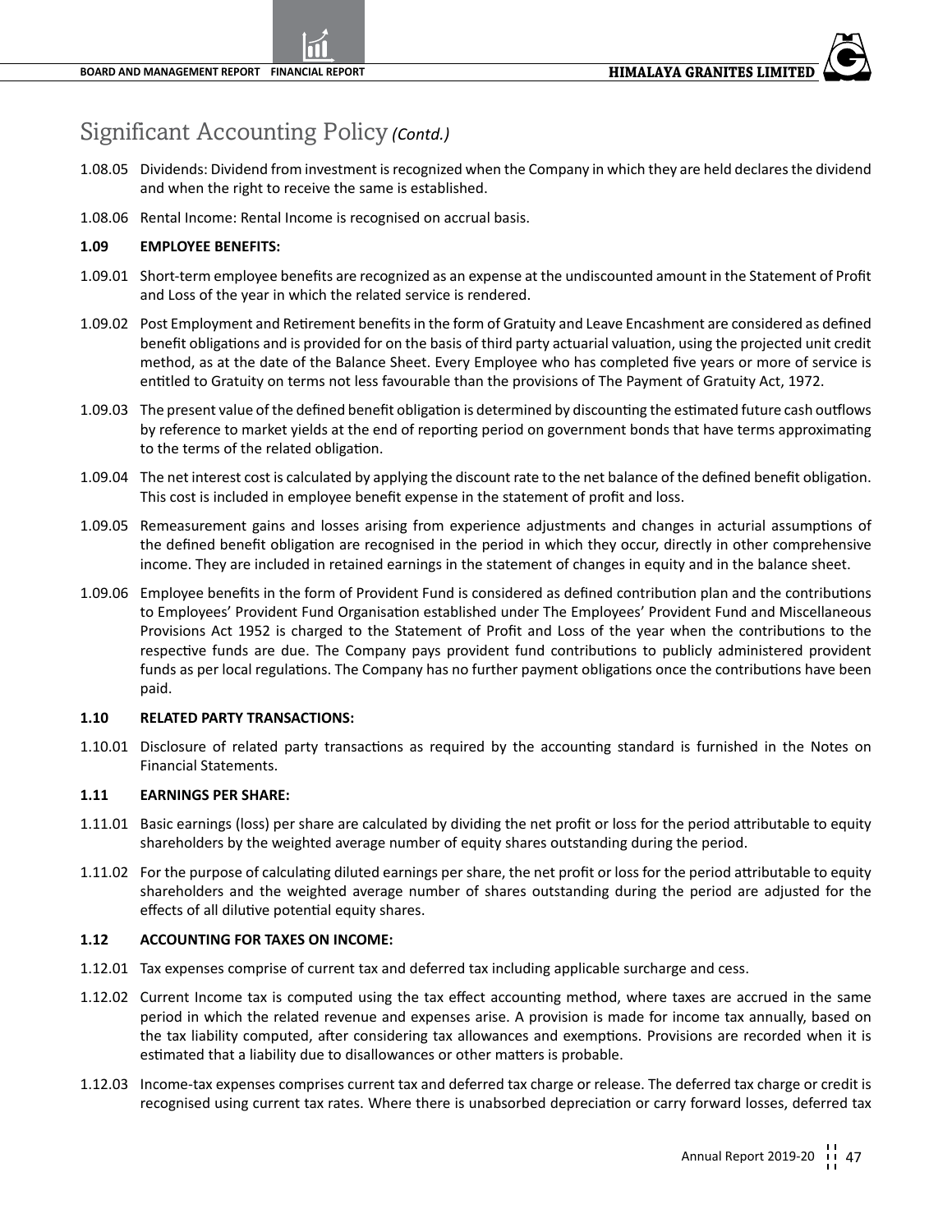# Significant Accounting Policy *(Contd.)*

1.08.05 Dividends: Dividend from investment is recognized when the Company in which they are held declares the dividend and when the right to receive the same is established.

1.08.06 Rental Income: Rental Income is recognised on accrual basis.

**1.09 EMPLOYEE BENEFITS:**

1.09.01 Short-term employee benefits are recognized as an expense at the undiscounted amount in the Statement of Profit and Loss of the year in which the related service is rendered.

1.09.02 Post Employment and Retirement benefits in the form of Gratuity and Leave Encashment are considered as defined benefit obligations and is provided for on the basis of third party actuarial valuation, using the projected unit credit method, as at the date of the Balance Sheet. Every Employee who has completed five years or more of service is entitled to Gratuity on terms not less favourable than the provisions of The Payment of Gratuity Act, 1972.

1.09.03 The present value of the defined benefit obligation is determined by discounting the estimated future cash outflows by reference to market yields at the end of reporting period on government bonds that have terms approximating to the terms of the related obligation.

1.09.04 The net interest cost is calculated by applying the discount rate to the net balance of the defined benefit obligation. This cost is included in employee benefit expense in the statement of profit and loss.

1.09.05 Remeasurement gains and losses arising from experience adjustments and changes in acturial assumptions of the defined benefit obligation are recognised in the period in which they occur, directly in other comprehensive income. They are included in retained earnings in the statement of changes in equity and in the balance sheet.

1.09.06 Employee benefits in the form of Provident Fund is considered as defined contribution plan and the contributions to Employees' Provident Fund Organisation established under The Employees' Provident Fund and Miscellaneous Provisions Act 1952 is charged to the Statement of Profit and Loss of the year when the contributions to the respective funds are due. The Company pays provident fund contributions to publicly administered provident funds as per local regulations. The Company has no further payment obligations once the contributions have been paid.

**1.10 RELATED PARTY TRANSACTIONS:**

1.10.01 Disclosure of related party transactions as required by the accounting standard is furnished in the Notes on Financial Statements.

**1.11 EARNINGS PER SHARE:**

1.11.01 Basic earnings (loss) per share are calculated by dividing the net profit or loss for the period attributable to equity shareholders by the weighted average number of equity shares outstanding during the period.

1.11.02 For the purpose of calculating diluted earnings per share, the net profit or loss for the period attributable to equity shareholders and the weighted average number of shares outstanding during the period are adjusted for the effects of all dilutive potential equity shares.

**1.12 ACCOUNTING FOR TAXES ON INCOME:**

1.12.01 Tax expenses comprise of current tax and deferred tax including applicable surcharge and cess.

1.12.02 Current Income tax is computed using the tax effect accounting method, where taxes are accrued in the same period in which the related revenue and expenses arise. A provision is made for income tax annually, based on the tax liability computed, after considering tax allowances and exemptions. Provisions are recorded when it is estimated that a liability due to disallowances or other matters is probable.

1.12.03 Income-tax expenses comprises current tax and deferred tax charge or release. The deferred tax charge or credit is recognised using current tax rates. Where there is unabsorbed depreciation or carry forward losses, deferred tax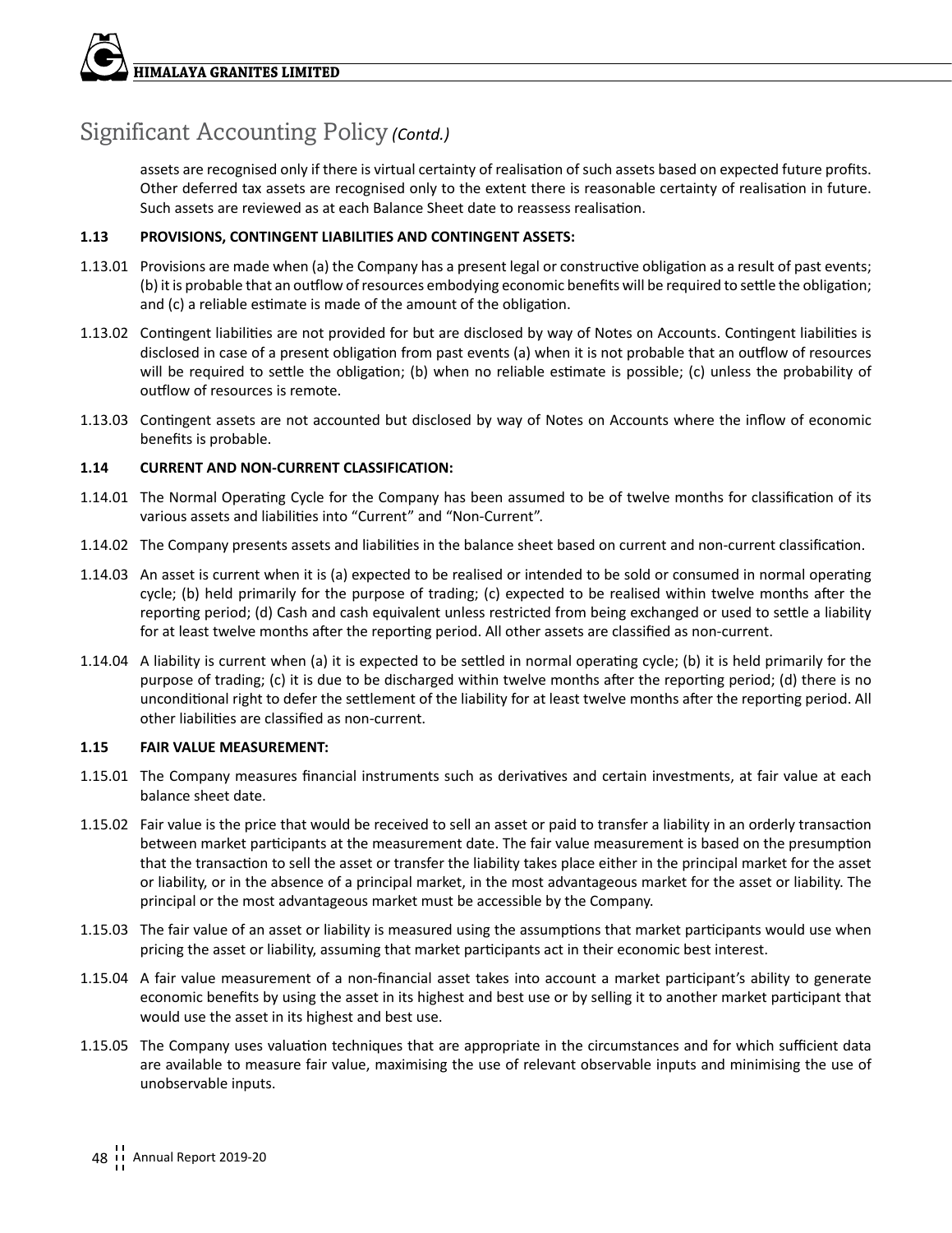# Significant Accounting Policy *(Contd.)*

assets are recognised only if there is virtual certainty of realisation of such assets based on expected future profits. Other deferred tax assets are recognised only to the extent there is reasonable certainty of realisation in future. Such assets are reviewed as at each Balance Sheet date to reassess realisation.

**1.13 PROVISIONS, CONTINGENT LIABILITIES AND CONTINGENT ASSETS:**

1.13.01 Provisions are made when (a) the Company has a present legal or constructive obligation as a result of past events; (b) it is probable that an outflow of resources embodying economic benefits will be required to settle the obligation; and (c) a reliable estimate is made of the amount of the obligation.

1.13.02 Contingent liabilities are not provided for but are disclosed by way of Notes on Accounts. Contingent liabilities is disclosed in case of a present obligation from past events (a) when it is not probable that an outflow of resources will be required to settle the obligation; (b) when no reliable estimate is possible; (c) unless the probability of outflow of resources is remote.

1.13.03 Contingent assets are not accounted but disclosed by way of Notes on Accounts where the inflow of economic benefits is probable.

**1.14 CURRENT AND NON-CURRENT CLASSIFICATION:**

1.14.01 The Normal Operating Cycle for the Company has been assumed to be of twelve months for classification of its various assets and liabilities into "Current" and "Non-Current".

1.14.02 The Company presents assets and liabilities in the balance sheet based on current and non-current classification.

1.14.03 An asset is current when it is (a) expected to be realised or intended to be sold or consumed in normal operating cycle; (b) held primarily for the purpose of trading; (c) expected to be realised within twelve months after the reporting period; (d) Cash and cash equivalent unless restricted from being exchanged or used to settle a liability for at least twelve months after the reporting period. All other assets are classified as non-current.

1.14.04 A liability is current when (a) it is expected to be settled in normal operating cycle; (b) it is held primarily for the purpose of trading; (c) it is due to be discharged within twelve months after the reporting period; (d) there is no unconditional right to defer the settlement of the liability for at least twelve months after the reporting period. All other liabilities are classified as non-current.

**1.15 FAIR VALUE MEASUREMENT:**

1.15.01 The Company measures financial instruments such as derivatives and certain investments, at fair value at each balance sheet date.

1.15.02 Fair value is the price that would be received to sell an asset or paid to transfer a liability in an orderly transaction between market participants at the measurement date. The fair value measurement is based on the presumption that the transaction to sell the asset or transfer the liability takes place either in the principal market for the asset or liability, or in the absence of a principal market, in the most advantageous market for the asset or liability. The principal or the most advantageous market must be accessible by the Company.

1.15.03 The fair value of an asset or liability is measured using the assumptions that market participants would use when pricing the asset or liability, assuming that market participants act in their economic best interest.

1.15.04 A fair value measurement of a non-financial asset takes into account a market participant's ability to generate economic benefits by using the asset in its highest and best use or by selling it to another market participant that would use the asset in its highest and best use.

1.15.05 The Company uses valuation techniques that are appropriate in the circumstances and for which sufficient data are available to measure fair value, maximising the use of relevant observable inputs and minimising the use of unobservable inputs.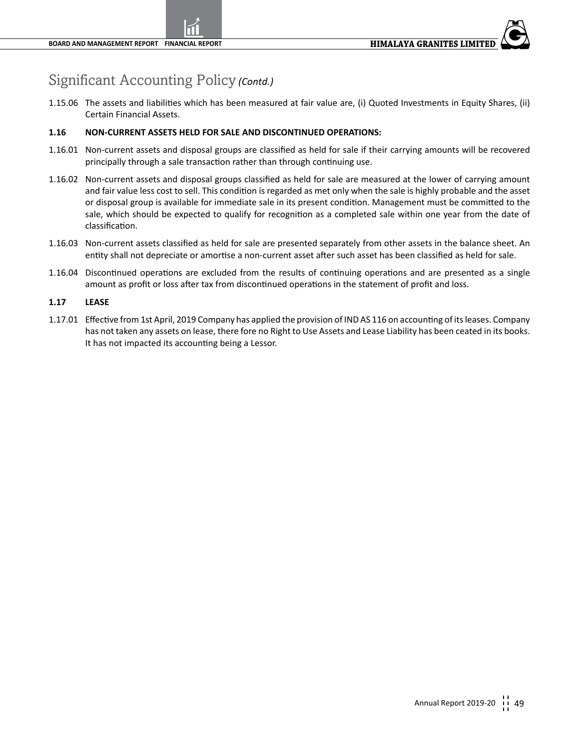# Significant Accounting Policy *(Contd.)*

1.15.06 The assets and liabilities which has been measured at fair value are, (i) Quoted Investments in Equity Shares, (ii) Certain Financial Assets.

**1.16 NON-CURRENT ASSETS HELD FOR SALE AND DISCONTINUED OPERATIONS:**

1.16.01 Non-current assets and disposal groups are classified as held for sale if their carrying amounts will be recovered principally through a sale transaction rather than through continuing use.

1.16.02 Non-current assets and disposal groups classified as held for sale are measured at the lower of carrying amount and fair value less cost to sell. This condition is regarded as met only when the sale is highly probable and the asset or disposal group is available for immediate sale in its present condition. Management must be committed to the sale, which should be expected to qualify for recognition as a completed sale within one year from the date of classification.

1.16.03 Non-current assets classified as held for sale are presented separately from other assets in the balance sheet. An entity shall not depreciate or amortise a non-current asset after such asset has been classified as held for sale.

1.16.04 Discontinued operations are excluded from the results of continuing operations and are presented as a single amount as profit or loss after tax from discontinued operations in the statement of profit and loss.

**1.17 LEASE**

1.17.01 Effective from 1st April, 2019 Company has applied the provision of IND AS 116 on accounting of its leases. Company has not taken any assets on lease, there fore no Right to Use Assets and Lease Liability has been ceated in its books. It has not impacted its accounting being a Lessor.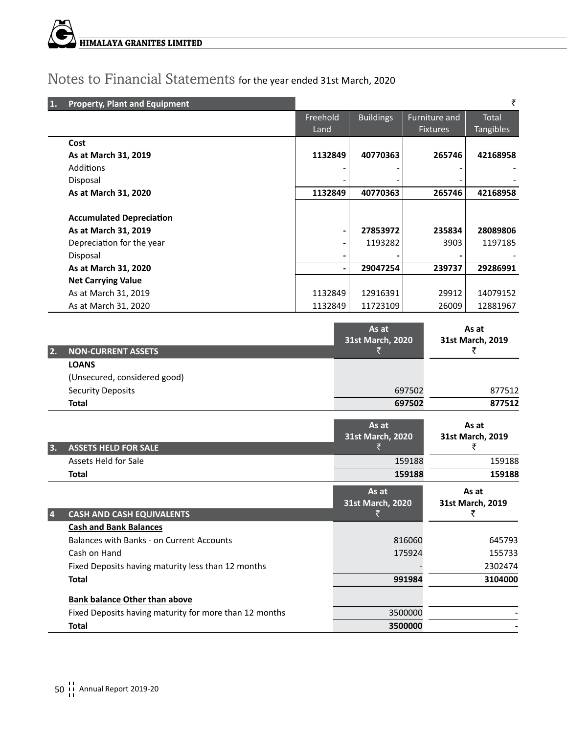# Notes to Financial Statements for the year ended 31st March, 2020

## 1. Property, Plant and Equipment

₹

| | Freehold Land | Buildings | Furniture and Fixtures | Total Tangibles |
|---|---|---|---|---|
| **Cost** | | | | |
| **As at March 31, 2019** | **1132849** | **40770363** | **265746** | **42168958** |
| Additions | - | - | - | - |
| Disposal | - | - | - | - |
| **As at March 31, 2020** | **1132849** | **40770363** | **265746** | **42168958** |
| **Accumulated Depreciation** | | | | |
| **As at March 31, 2019** | - | **27853972** | **235834** | **28089806** |
| Depreciation for the year | - | 1193282 | 3903 | 1197185 |
| Disposal | - | - | - | - |
| **As at March 31, 2020** | - | **29047254** | **239737** | **29286991** |
| **Net Carrying Value** | | | | |
| As at March 31, 2019 | 1132849 | 12916391 | 29912 | 14079152 |
| As at March 31, 2020 | 1132849 | 11723109 | 26009 | 12881967 |

## 2. NON-CURRENT ASSETS

| | As at 31st March, 2020 ₹ | As at 31st March, 2019 ₹ |
|---|---|---|
| **LOANS** | | |
| (Unsecured, considered good) | | |
| Security Deposits | 697502 | 877512 |
| **Total** | **697502** | **877512** |

## 3. ASSETS HELD FOR SALE

| | As at 31st March, 2020 ₹ | As at 31st March, 2019 ₹ |
|---|---|---|
| Assets Held for Sale | 159188 | 159188 |
| **Total** | **159188** | **159188** |

## 4 CASH AND CASH EQUIVALENTS

| | As at 31st March, 2020 ₹ | As at 31st March, 2019 ₹ |
|---|---|---|
| **Cash and Bank Balances** | | |
| Balances with Banks - on Current Accounts | 816060 | 645793 |
| Cash on Hand | 175924 | 155733 |
| Fixed Deposits having maturity less than 12 months | - | 2302474 |
| **Total** | **991984** | **3104000** |
| **Bank balance Other than above** | | |
| Fixed Deposits having maturity for more than 12 months | 3500000 | - |
| **Total** | **3500000** | **-** |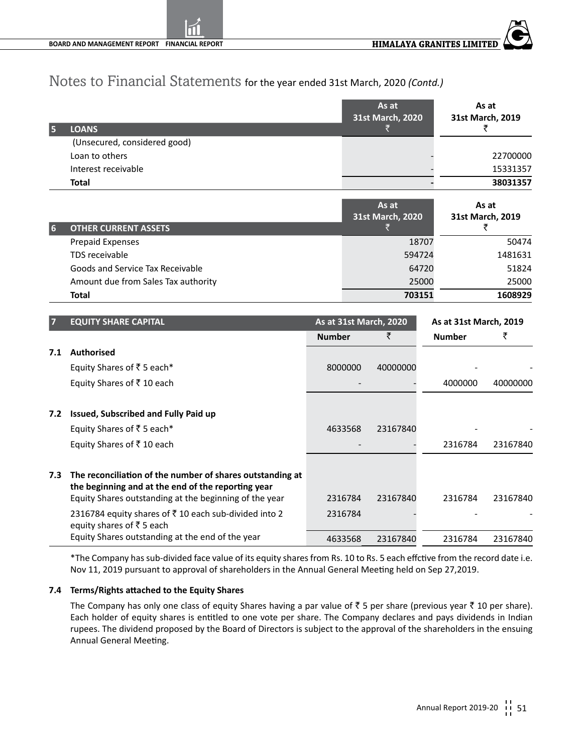# Notes to Financial Statements for the year ended 31st March, 2020 *(Contd.)*

| 5 | LOANS | As at 31st March, 2020 ₹ | As at 31st March, 2019 ₹ |
|---|---|---|---|
| | (Unsecured, considered good) | | |
| | Loan to others | - | 22700000 |
| | Interest receivable | - | 15331357 |
| | **Total** | **-** | **38031357** |

| 6 | OTHER CURRENT ASSETS | As at 31st March, 2020 ₹ | As at 31st March, 2019 ₹ |
|---|---|---|---|
| | Prepaid Expenses | 18707 | 50474 |
| | TDS receivable | 594724 | 1481631 |
| | Goods and Service Tax Receivable | 64720 | 51824 |
| | Amount due from Sales Tax authority | 25000 | 25000 |
| | **Total** | **703151** | **1608929** |

| 7 | EQUITY SHARE CAPITAL | As at 31st March, 2020 | | As at 31st March, 2019 | |
|---|---|---|---|---|---|
| | | Number | ₹ | Number | ₹ |
| 7.1 | **Authorised** | | | | |
| | Equity Shares of ₹ 5 each* | 8000000 | 40000000 | - | - |
| | Equity Shares of ₹ 10 each | - | - | 4000000 | 40000000 |
| 7.2 | **Issued, Subscribed and Fully Paid up** | | | | |
| | Equity Shares of ₹ 5 each* | 4633568 | 23167840 | - | - |
| | Equity Shares of ₹ 10 each | - | - | 2316784 | 23167840 |
| 7.3 | **The reconciliation of the number of shares outstanding at the beginning and at the end of the reporting year** | | | | |
| | Equity Shares outstanding at the beginning of the year | 2316784 | 23167840 | 2316784 | 23167840 |
| | 2316784 equity shares of ₹ 10 each sub-divided into 2 equity shares of ₹ 5 each | 2316784 | - | - | - |
| | Equity Shares outstanding at the end of the year | 4633568 | 23167840 | 2316784 | 23167840 |

*The Company has sub-divided face value of its equity shares from Rs. 10 to Rs. 5 each effctive from the record date i.e. Nov 11, 2019 pursuant to approval of shareholders in the Annual General Meeting held on Sep 27,2019.

### 7.4 Terms/Rights attached to the Equity Shares

The Company has only one class of equity Shares having a par value of ₹ 5 per share (previous year ₹ 10 per share). Each holder of equity shares is entitled to one vote per share. The Company declares and pays dividends in Indian rupees. The dividend proposed by the Board of Directors is subject to the approval of the shareholders in the ensuing Annual General Meeting.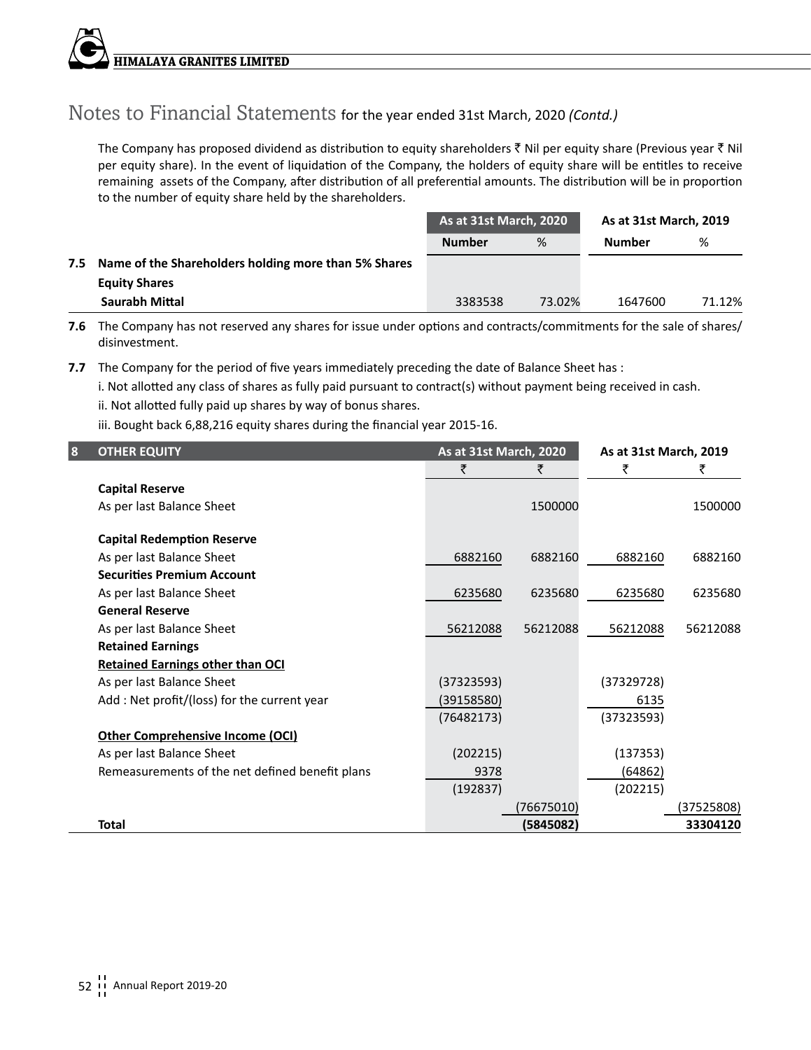# Notes to Financial Statements for the year ended 31st March, 2020 *(Contd.)*

The Company has proposed dividend as distribution to equity shareholders ₹ Nil per equity share (Previous year ₹ Nil per equity share). In the event of liquidation of the Company, the holders of equity share will be entitles to receive remaining assets of the Company, after distribution of all preferential amounts. The distribution will be in proportion to the number of equity share held by the shareholders.

| | | As at 31st March, 2020 | | As at 31st March, 2019 | |
|---|---|---|---|---|---|
| | | **Number** | **%** | **Number** | **%** |
| **7.5** | **Name of the Shareholders holding more than 5% Shares** | | | | |
| | **Equity Shares** | | | | |
| | **Saurabh Mittal** | 3383538 | 73.02% | 1647600 | 71.12% |

**7.6** The Company has not reserved any shares for issue under options and contracts/commitments for the sale of shares/ disinvestment.

**7.7** The Company for the period of five years immediately preceding the date of Balance Sheet has :

i. Not allotted any class of shares as fully paid pursuant to contract(s) without payment being received in cash.

ii. Not allotted fully paid up shares by way of bonus shares.

iii. Bought back 6,88,216 equity shares during the financial year 2015-16.

| 8 | OTHER EQUITY | As at 31st March, 2020 | | As at 31st March, 2019 | |
|---|---|---|---|---|---|
| | | ₹ | ₹ | ₹ | ₹ |
| | **Capital Reserve** | | | | |
| | As per last Balance Sheet | | 1500000 | | 1500000 |
| | **Capital Redemption Reserve** | | | | |
| | As per last Balance Sheet | 6882160 | 6882160 | 6882160 | 6882160 |
| | **Securities Premium Account** | | | | |
| | As per last Balance Sheet | 6235680 | 6235680 | 6235680 | 6235680 |
| | **General Reserve** | | | | |
| | As per last Balance Sheet | 56212088 | 56212088 | 56212088 | 56212088 |
| | **Retained Earnings** | | | | |
| | **Retained Earnings other than OCI** | | | | |
| | As per last Balance Sheet | (37323593) | | (37329728) | |
| | Add : Net profit/(loss) for the current year | (39158580) | | 6135 | |
| | | (76482173) | | (37323593) | |
| | **Other Comprehensive Income (OCI)** | | | | |
| | As per last Balance Sheet | (202215) | | (137353) | |
| | Remeasurements of the net defined benefit plans | 9378 | | (64862) | |
| | | (192837) | | (202215) | |
| | | | (76675010) | | (37525808) |
| | **Total** | | **(5845082)** | | **33304120** |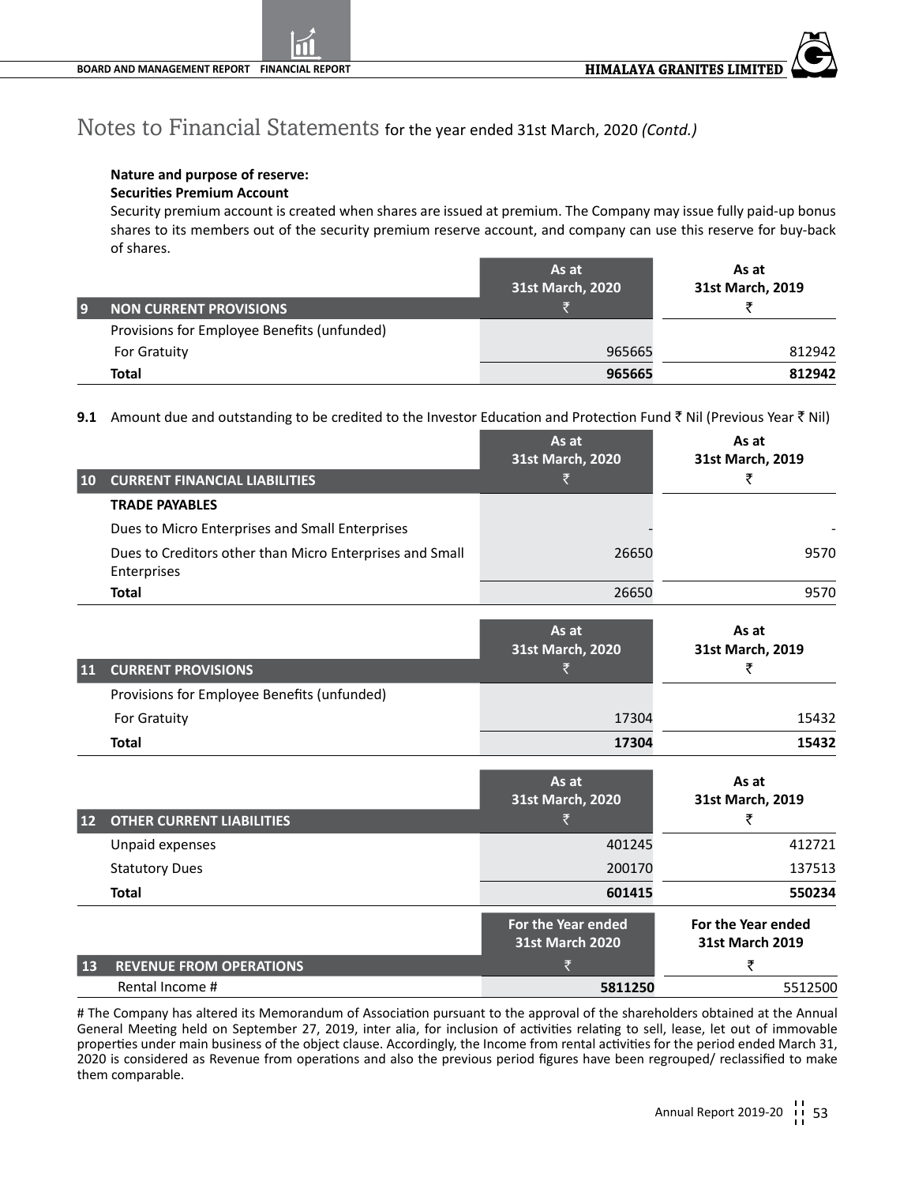# Notes to Financial Statements for the year ended 31st March, 2020 *(Contd.)*

**Nature and purpose of reserve:**

**Securities Premium Account**

Security premium account is created when shares are issued at premium. The Company may issue fully paid-up bonus shares to its members out of the security premium reserve account, and company can use this reserve for buy-back of shares.

| | | As at 31st March, 2020 ₹ | As at 31st March, 2019 ₹ |
|---|---|---|---|
| **9** | **NON CURRENT PROVISIONS** | | |
| | Provisions for Employee Benefits (unfunded) | | |
| | For Gratuity | 965665 | 812942 |
| | **Total** | **965665** | **812942** |

**9.1** Amount due and outstanding to be credited to the Investor Education and Protection Fund ₹ Nil (Previous Year ₹ Nil)

| | | As at 31st March, 2020 ₹ | As at 31st March, 2019 ₹ |
|---|---|---|---|
| **10** | **CURRENT FINANCIAL LIABILITIES** | | |
| | **TRADE PAYABLES** | | |
| | Dues to Micro Enterprises and Small Enterprises | - | - |
| | Dues to Creditors other than Micro Enterprises and Small Enterprises | 26650 | 9570 |
| | **Total** | 26650 | 9570 |

| | | As at 31st March, 2020 ₹ | As at 31st March, 2019 ₹ |
|---|---|---|---|
| **11** | **CURRENT PROVISIONS** | | |
| | Provisions for Employee Benefits (unfunded) | | |
| | For Gratuity | 17304 | 15432 |
| | **Total** | **17304** | **15432** |

| | | As at 31st March, 2020 ₹ | As at 31st March, 2019 ₹ |
|---|---|---|---|
| **12** | **OTHER CURRENT LIABILITIES** | | |
| | Unpaid expenses | 401245 | 412721 |
| | Statutory Dues | 200170 | 137513 |
| | **Total** | **601415** | **550234** |

| | | For the Year ended 31st March 2020 ₹ | For the Year ended 31st March 2019 ₹ |
|---|---|---|---|
| **13** | **REVENUE FROM OPERATIONS** | | |
| | Rental Income # | **5811250** | 5512500 |

# The Company has altered its Memorandum of Association pursuant to the approval of the shareholders obtained at the Annual General Meeting held on September 27, 2019, inter alia, for inclusion of activities relating to sell, lease, let out of immovable properties under main business of the object clause. Accordingly, the Income from rental activities for the period ended March 31, 2020 is considered as Revenue from operations and also the previous period figures have been regrouped/ reclassified to make them comparable.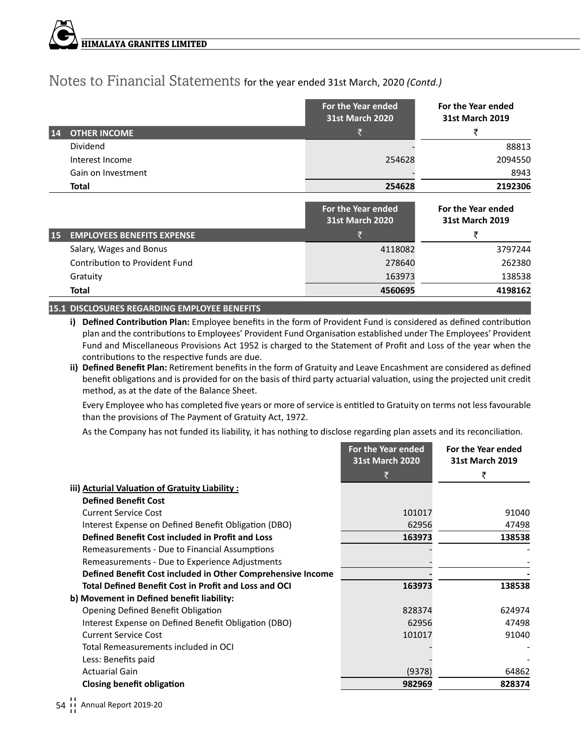# Notes to Financial Statements for the year ended 31st March, 2020 *(Contd.)*

| | | For the Year ended 31st March 2020 | For the Year ended 31st March 2019 |
|---|---|---|---|
| **14** | **OTHER INCOME** | ₹ | ₹ |
| | Dividend | - | 88813 |
| | Interest Income | 254628 | 2094550 |
| | Gain on Investment | - | 8943 |
| | **Total** | **254628** | **2192306** |

| | | For the Year ended 31st March 2020 | For the Year ended 31st March 2019 |
|---|---|---|---|
| **15** | **EMPLOYEES BENEFITS EXPENSE** | ₹ | ₹ |
| | Salary, Wages and Bonus | 4118082 | 3797244 |
| | Contribution to Provident Fund | 278640 | 262380 |
| | Gratuity | 163973 | 138538 |
| | **Total** | **4560695** | **4198162** |

**15.1 DISCLOSURES REGARDING EMPLOYEE BENEFITS**

**i) Defined Contribution Plan:** Employee benefits in the form of Provident Fund is considered as defined contribution plan and the contributions to Employees' Provident Fund Organisation established under The Employees' Provident Fund and Miscellaneous Provisions Act 1952 is charged to the Statement of Profit and Loss of the year when the contributions to the respective funds are due.

**ii) Defined Benefit Plan:** Retirement benefits in the form of Gratuity and Leave Encashment are considered as defined benefit obligations and is provided for on the basis of third party actuarial valuation, using the projected unit credit method, as at the date of the Balance Sheet.

Every Employee who has completed five years or more of service is entitled to Gratuity on terms not less favourable than the provisions of The Payment of Gratuity Act, 1972.

As the Company has not funded its liability, it has nothing to disclose regarding plan assets and its reconciliation.

| | For the Year ended 31st March 2020 ₹ | For the Year ended 31st March 2019 ₹ |
|---|---|---|
| **iii) Acturial Valuation of Gratuity Liability :** | | |
| **Defined Benefit Cost** | | |
| Current Service Cost | 101017 | 91040 |
| Interest Expense on Defined Benefit Obligation (DBO) | 62956 | 47498 |
| **Defined Benefit Cost included in Profit and Loss** | **163973** | **138538** |
| Remeasurements - Due to Financial Assumptions | - | - |
| Remeasurements - Due to Experience Adjustments | - | - |
| **Defined Benefit Cost included in Other Comprehensive Income** | **-** | **-** |
| **Total Defined Benefit Cost in Profit and Loss and OCI** | **163973** | **138538** |
| **b) Movement in Defined benefit liability:** | | |
| Opening Defined Benefit Obligation | 828374 | 624974 |
| Interest Expense on Defined Benefit Obligation (DBO) | 62956 | 47498 |
| Current Service Cost | 101017 | 91040 |
| Total Remeasurements included in OCI | - | - |
| Less: Benefits paid | - | - |
| Actuarial Gain | (9378) | 64862 |
| **Closing benefit obligation** | **982969** | **828374** |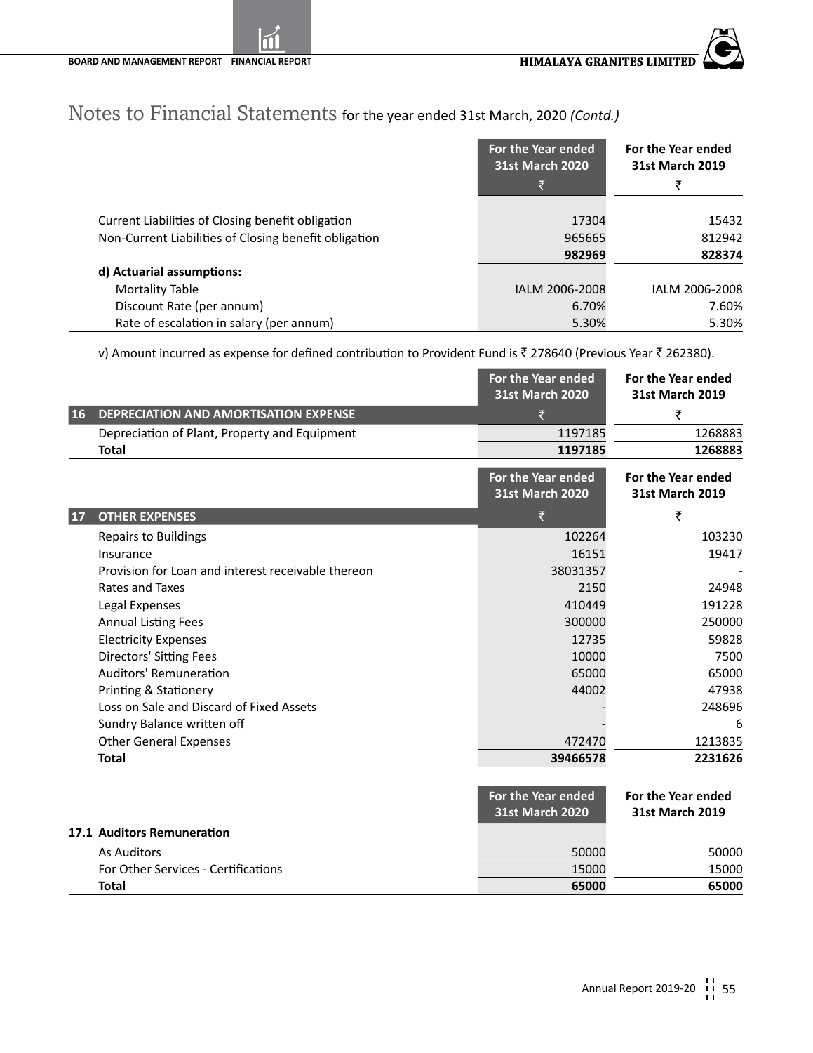# Notes to Financial Statements for the year ended 31st March, 2020 *(Contd.)*

| | For the Year ended 31st March 2020 ₹ | For the Year ended 31st March 2019 ₹ |
|---|---|---|
| Current Liabilities of Closing benefit obligation | 17304 | 15432 |
| Non-Current Liabilities of Closing benefit obligation | 965665 | 812942 |
| | **982969** | **828374** |
| **d) Actuarial assumptions:** | | |
| Mortality Table | IALM 2006-2008 | IALM 2006-2008 |
| Discount Rate (per annum) | 6.70% | 7.60% |
| Rate of escalation in salary (per annum) | 5.30% | 5.30% |

v) Amount incurred as expense for defined contribution to Provident Fund is ₹ 278640 (Previous Year ₹ 262380).

| | For the Year ended 31st March 2020 | For the Year ended 31st March 2019 |
|---|---|---|
| **16 DEPRECIATION AND AMORTISATION EXPENSE** | ₹ | ₹ |
| Depreciation of Plant, Property and Equipment | 1197185 | 1268883 |
| **Total** | **1197185** | **1268883** |

| | For the Year ended 31st March 2020 | For the Year ended 31st March 2019 |
|---|---|---|
| **17 OTHER EXPENSES** | ₹ | ₹ |
| Repairs to Buildings | 102264 | 103230 |
| Insurance | 16151 | 19417 |
| Provision for Loan and interest receivable thereon | 38031357 | - |
| Rates and Taxes | 2150 | 24948 |
| Legal Expenses | 410449 | 191228 |
| Annual Listing Fees | 300000 | 250000 |
| Electricity Expenses | 12735 | 59828 |
| Directors' Sitting Fees | 10000 | 7500 |
| Auditors' Remuneration | 65000 | 65000 |
| Printing & Stationery | 44002 | 47938 |
| Loss on Sale and Discard of Fixed Assets | - | 248696 |
| Sundry Balance written off | - | 6 |
| Other General Expenses | 472470 | 1213835 |
| **Total** | **39466578** | **2231626** |

| | For the Year ended 31st March 2020 | For the Year ended 31st March 2019 |
|---|---|---|
| **17.1 Auditors Remuneration** | | |
| As Auditors | 50000 | 50000 |
| For Other Services - Certifications | 15000 | 15000 |
| **Total** | **65000** | **65000** |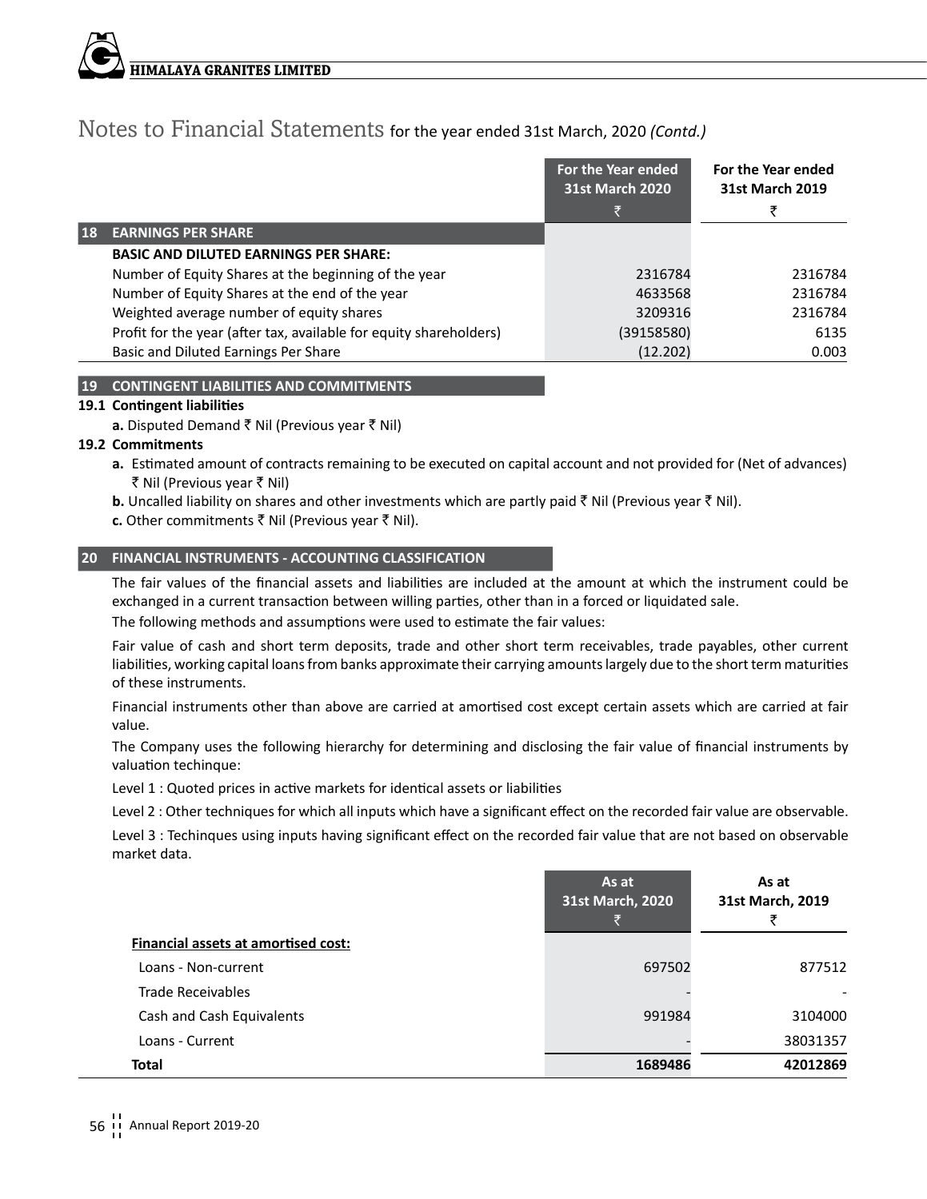# Notes to Financial Statements for the year ended 31st March, 2020 *(Contd.)*

| | For the Year ended 31st March 2020 ₹ | For the Year ended 31st March 2019 ₹ |
|---|---|---|
| **18 EARNINGS PER SHARE** | | |
| **BASIC AND DILUTED EARNINGS PER SHARE:** | | |
| Number of Equity Shares at the beginning of the year | 2316784 | 2316784 |
| Number of Equity Shares at the end of the year | 4633568 | 2316784 |
| Weighted average number of equity shares | 3209316 | 2316784 |
| Profit for the year (after tax, available for equity shareholders) | (39158580) | 6135 |
| Basic and Diluted Earnings Per Share | (12.202) | 0.003 |

## 19 CONTINGENT LIABILITIES AND COMMITMENTS

### 19.1 Contingent liabilities

**a.** Disputed Demand ₹ Nil (Previous year ₹ Nil)

### 19.2 Commitments

**a.** Estimated amount of contracts remaining to be executed on capital account and not provided for (Net of advances) ₹ Nil (Previous year ₹ Nil)

**b.** Uncalled liability on shares and other investments which are partly paid ₹ Nil (Previous year ₹ Nil).

**c.** Other commitments ₹ Nil (Previous year ₹ Nil).

## 20 FINANCIAL INSTRUMENTS - ACCOUNTING CLASSIFICATION

The fair values of the financial assets and liabilities are included at the amount at which the instrument could be exchanged in a current transaction between willing parties, other than in a forced or liquidated sale.

The following methods and assumptions were used to estimate the fair values:

Fair value of cash and short term deposits, trade and other short term receivables, trade payables, other current liabilities, working capital loans from banks approximate their carrying amounts largely due to the short term maturities of these instruments.

Financial instruments other than above are carried at amortised cost except certain assets which are carried at fair value.

The Company uses the following hierarchy for determining and disclosing the fair value of financial instruments by valuation techinque:

Level 1 : Quoted prices in active markets for identical assets or liabilities

Level 2 : Other techniques for which all inputs which have a significant effect on the recorded fair value are observable.

Level 3 : Techinques using inputs having significant effect on the recorded fair value that are not based on observable market data.

| | As at 31st March, 2020 ₹ | As at 31st March, 2019 ₹ |
|---|---|---|
| **Financial assets at amortised cost:** | | |
| Loans - Non-current | 697502 | 877512 |
| Trade Receivables | - | - |
| Cash and Cash Equivalents | 991984 | 3104000 |
| Loans - Current | - | 38031357 |
| **Total** | **1689486** | **42012869** |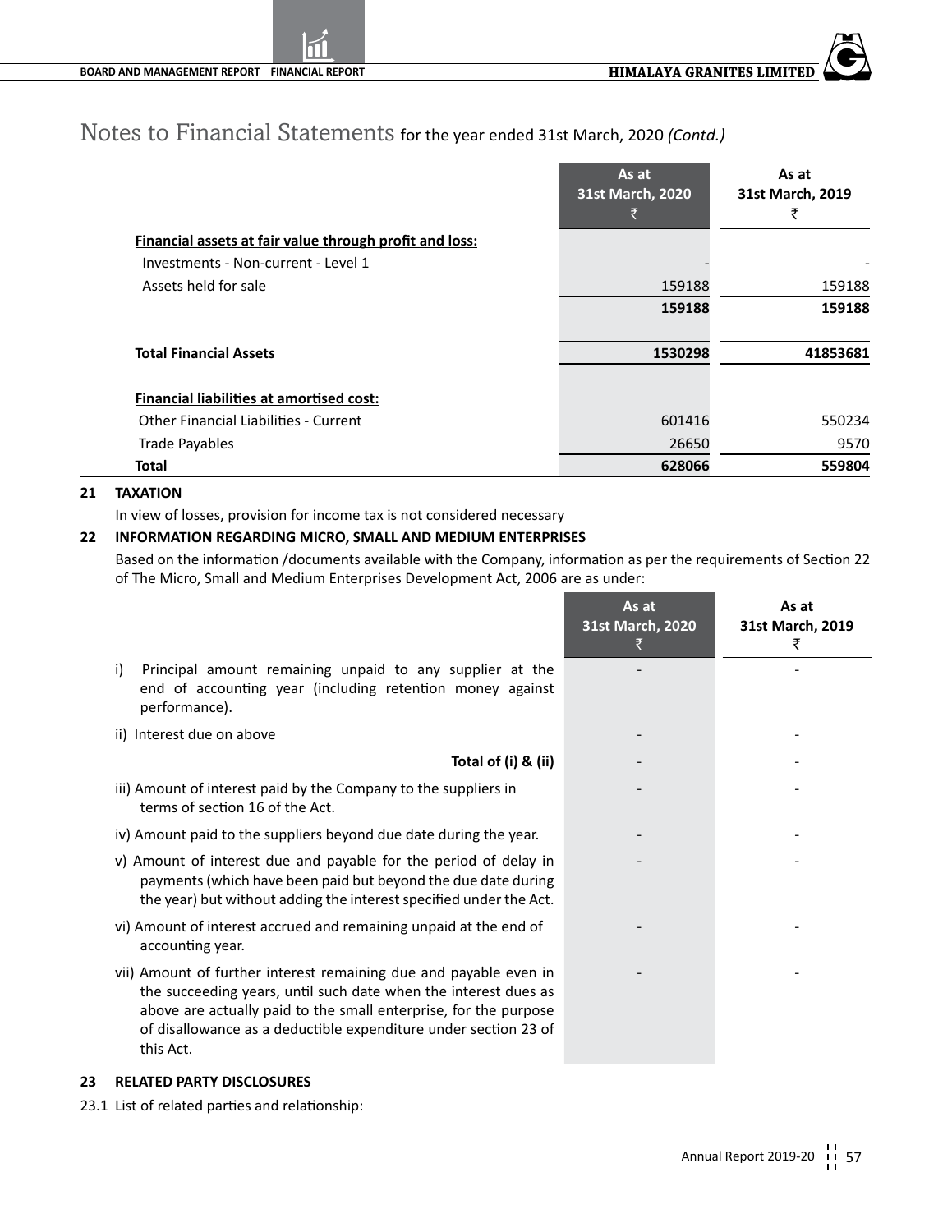# Notes to Financial Statements for the year ended 31st March, 2020 *(Contd.)*

| | As at 31st March, 2020 ₹ | As at 31st March, 2019 ₹ |
|---|---|---|
| **Financial assets at fair value through profit and loss:** | | |
| Investments - Non-current - Level 1 | - | - |
| Assets held for sale | 159188 | 159188 |
| | **159188** | **159188** |
| **Total Financial Assets** | **1530298** | **41853681** |
| **Financial liabilities at amortised cost:** | | |
| Other Financial Liabilities - Current | 601416 | 550234 |
| Trade Payables | 26650 | 9570 |
| **Total** | **628066** | **559804** |

**21 TAXATION**

In view of losses, provision for income tax is not considered necessary

**22 INFORMATION REGARDING MICRO, SMALL AND MEDIUM ENTERPRISES**

Based on the information /documents available with the Company, information as per the requirements of Section 22 of The Micro, Small and Medium Enterprises Development Act, 2006 are as under:

| | As at 31st March, 2020 ₹ | As at 31st March, 2019 ₹ |
|---|---|---|
| i) Principal amount remaining unpaid to any supplier at the end of accounting year (including retention money against performance). | - | - |
| ii) Interest due on above | - | - |
| **Total of (i) & (ii)** | - | - |
| iii) Amount of interest paid by the Company to the suppliers in terms of section 16 of the Act. | - | - |
| iv) Amount paid to the suppliers beyond due date during the year. | - | - |
| v) Amount of interest due and payable for the period of delay in payments (which have been paid but beyond the due date during the year) but without adding the interest specified under the Act. | - | - |
| vi) Amount of interest accrued and remaining unpaid at the end of accounting year. | - | - |
| vii) Amount of further interest remaining due and payable even in the succeeding years, until such date when the interest dues as above are actually paid to the small enterprise, for the purpose of disallowance as a deductible expenditure under section 23 of this Act. | - | - |

**23 RELATED PARTY DISCLOSURES**

23.1 List of related parties and relationship: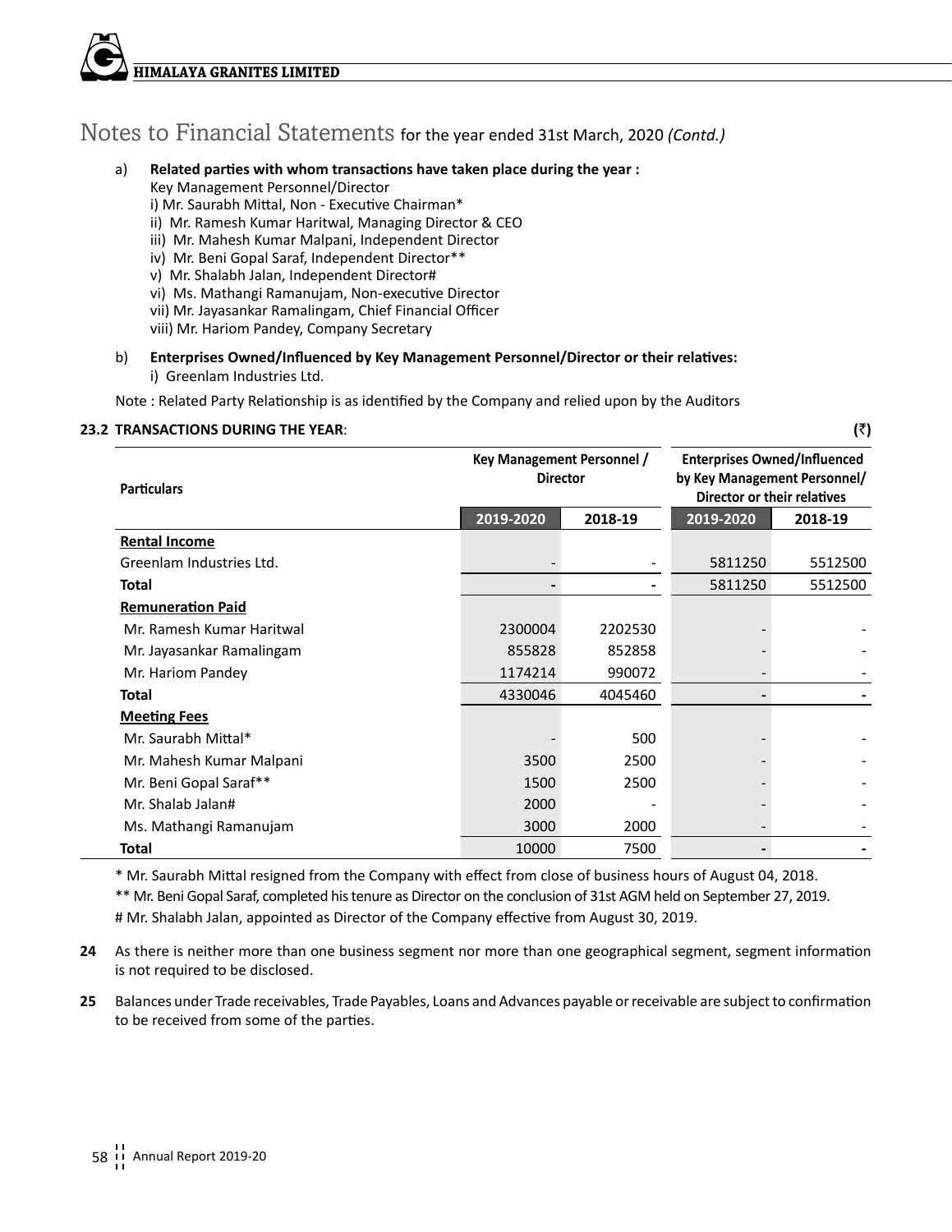# Notes to Financial Statements for the year ended 31st March, 2020 *(Contd.)*

a) **Related parties with whom transactions have taken place during the year :**

Key Management Personnel/Director

i) Mr. Saurabh Mittal, Non - Executive Chairman*

ii) Mr. Ramesh Kumar Haritwal, Managing Director & CEO

iii) Mr. Mahesh Kumar Malpani, Independent Director

iv) Mr. Beni Gopal Saraf, Independent Director**

v) Mr. Shalabh Jalan, Independent Director#

vi) Ms. Mathangi Ramanujam, Non-executive Director

vii) Mr. Jayasankar Ramalingam, Chief Financial Officer

viii) Mr. Hariom Pandey, Company Secretary

b) **Enterprises Owned/Influenced by Key Management Personnel/Director or their relatives:**

i) Greenlam Industries Ltd.

Note : Related Party Relationship is as identified by the Company and relied upon by the Auditors

**23.2 TRANSACTIONS DURING THE YEAR**: **(₹)**

| Particulars | Key Management Personnel / Director | | Enterprises Owned/Influenced by Key Management Personnel/ Director or their relatives | |
|---|---|---|---|---|
| | **2019-2020** | **2018-19** | **2019-2020** | **2018-19** |
| **Rental Income** | | | | |
| Greenlam Industries Ltd. | - | - | 5811250 | 5512500 |
| **Total** | **-** | **-** | 5811250 | 5512500 |
| **Remuneration Paid** | | | | |
| Mr. Ramesh Kumar Haritwal | 2300004 | 2202530 | - | - |
| Mr. Jayasankar Ramalingam | 855828 | 852858 | - | - |
| Mr. Hariom Pandey | 1174214 | 990072 | - | - |
| **Total** | 4330046 | 4045460 | **-** | **-** |
| **Meeting Fees** | | | | |
| Mr. Saurabh Mittal* | - | 500 | - | - |
| Mr. Mahesh Kumar Malpani | 3500 | 2500 | - | - |
| Mr. Beni Gopal Saraf** | 1500 | 2500 | - | - |
| Mr. Shalab Jalan# | 2000 | - | - | - |
| Ms. Mathangi Ramanujam | 3000 | 2000 | - | - |
| **Total** | 10000 | 7500 | **-** | **-** |

\* Mr. Saurabh Mittal resigned from the Company with effect from close of business hours of August 04, 2018.

** Mr. Beni Gopal Saraf, completed his tenure as Director on the conclusion of 31st AGM held on September 27, 2019.

\# Mr. Shalabh Jalan, appointed as Director of the Company effective from August 30, 2019.

**24** As there is neither more than one business segment nor more than one geographical segment, segment information is not required to be disclosed.

**25** Balances under Trade receivables, Trade Payables, Loans and Advances payable or receivable are subject to confirmation to be received from some of the parties.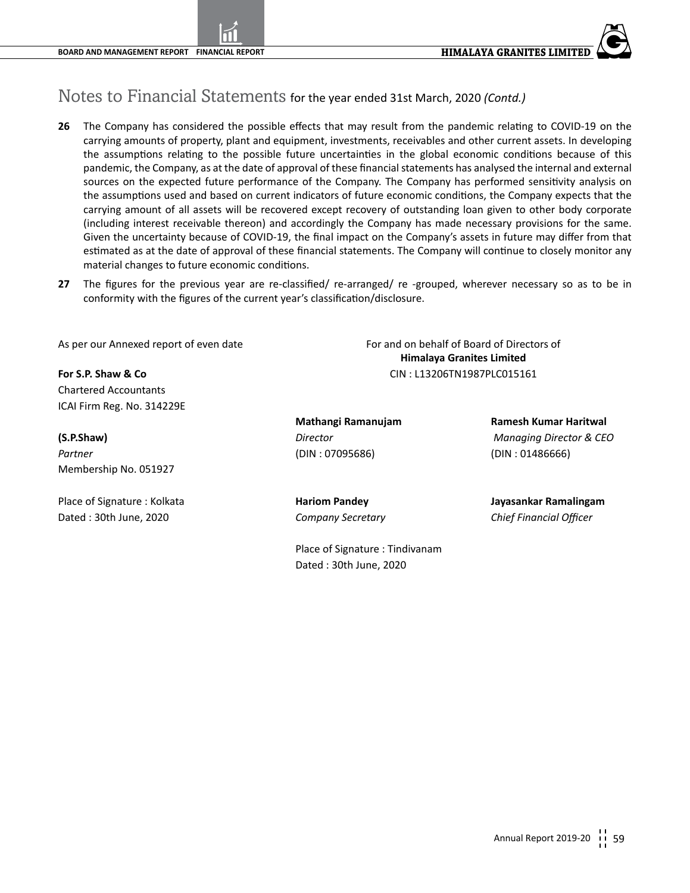# Notes to Financial Statements for the year ended 31st March, 2020 *(Contd.)*

**26** The Company has considered the possible effects that may result from the pandemic relating to COVID-19 on the carrying amounts of property, plant and equipment, investments, receivables and other current assets. In developing the assumptions relating to the possible future uncertainties in the global economic conditions because of this pandemic, the Company, as at the date of approval of these financial statements has analysed the internal and external sources on the expected future performance of the Company. The Company has performed sensitivity analysis on the assumptions used and based on current indicators of future economic conditions, the Company expects that the carrying amount of all assets will be recovered except recovery of outstanding loan given to other body corporate (including interest receivable thereon) and accordingly the Company has made necessary provisions for the same. Given the uncertainty because of COVID-19, the final impact on the Company's assets in future may differ from that estimated as at the date of approval of these financial statements. The Company will continue to closely monitor any material changes to future economic conditions.

**27** The figures for the previous year are re-classified/ re-arranged/ re -grouped, wherever necessary so as to be in conformity with the figures of the current year's classification/disclosure.

As per our Annexed report of even date

**For S.P. Shaw & Co**
Chartered Accountants
ICAI Firm Reg. No. 314229E

**(S.P.Shaw)**
*Partner*
Membership No. 051927

Place of Signature : Kolkata
Dated : 30th June, 2020

For and on behalf of Board of Directors of
**Himalaya Granites Limited**
CIN : L13206TN1987PLC015161

**Mathangi Ramanujam**
*Director*
(DIN : 07095686)

**Ramesh Kumar Haritwal**
*Managing Director & CEO*
(DIN : 01486666)

**Hariom Pandey**
*Company Secretary*

**Jayasankar Ramalingam**
*Chief Financial Officer*

Place of Signature : Tindivanam
Dated : 30th June, 2020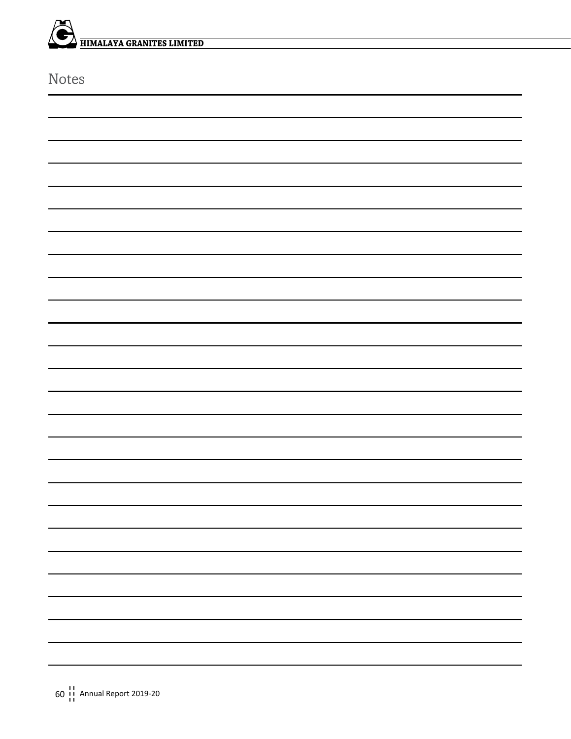# Notes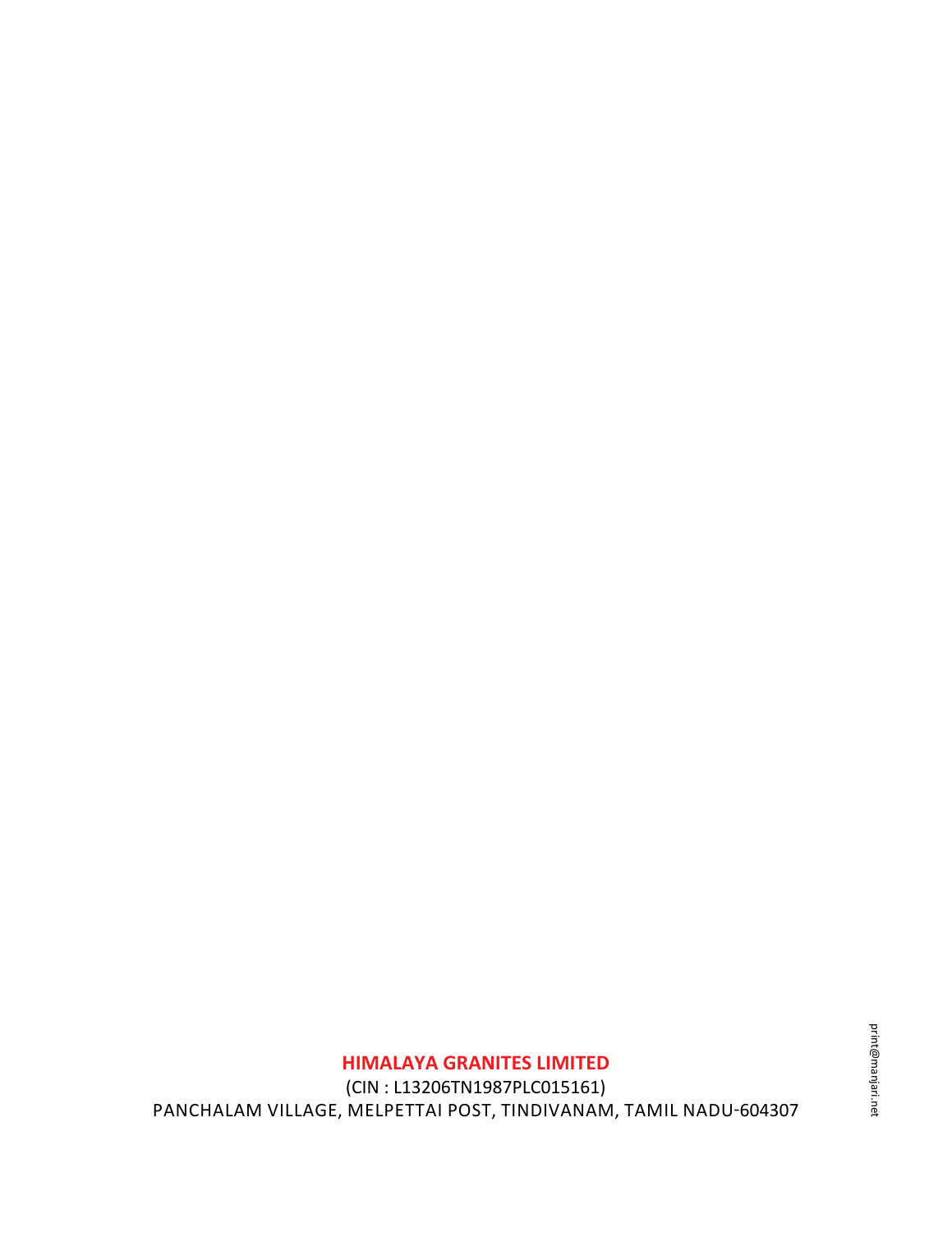**HIMALAYA GRANITES LIMITED**

(CIN : L13206TN1987PLC015161)

PANCHALAM VILLAGE, MELPETTAI POST, TINDIVANAM, TAMIL NADU-604307

print@manjari.net